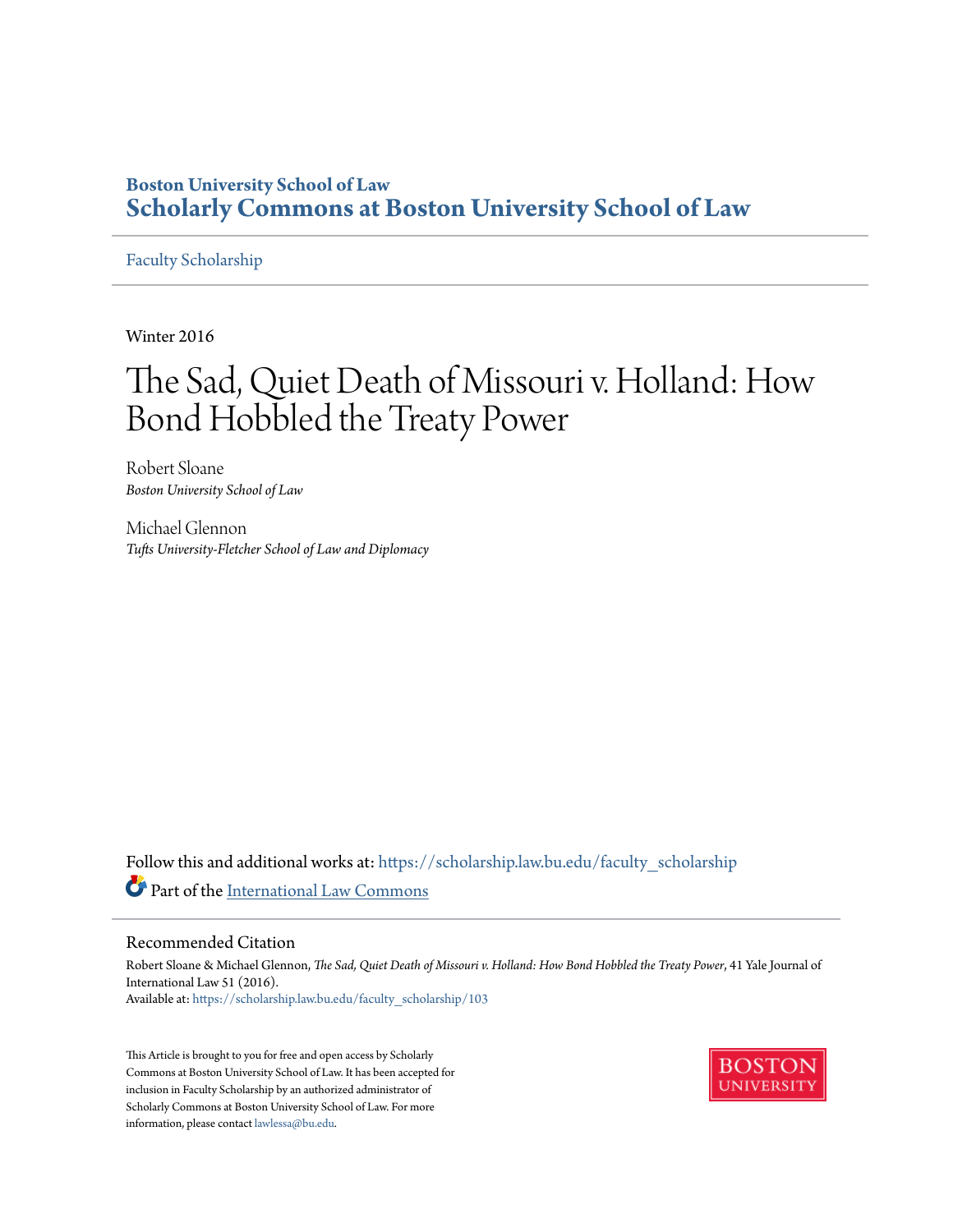Boston University School of Law
**Scholarly Commons at Boston University School of Law**

Faculty Scholarship

Winter 2016

# The Sad, Quiet Death of Missouri v. Holland: How Bond Hobbled the Treaty Power

Robert Sloane
*Boston University School of Law*

Michael Glennon
*Tufts University-Fletcher School of Law and Diplomacy*

Follow this and additional works at: https://scholarship.law.bu.edu/faculty_scholarship

Part of the International Law Commons

## Recommended Citation

Robert Sloane & Michael Glennon, *The Sad, Quiet Death of Missouri v. Holland: How Bond Hobbled the Treaty Power*, 41 Yale Journal of International Law 51 (2016).
Available at: https://scholarship.law.bu.edu/faculty_scholarship/103

This Article is brought to you for free and open access by Scholarly Commons at Boston University School of Law. It has been accepted for inclusion in Faculty Scholarship by an authorized administrator of Scholarly Commons at Boston University School of Law. For more information, please contact lawlessa@bu.edu.

BOSTON UNIVERSITY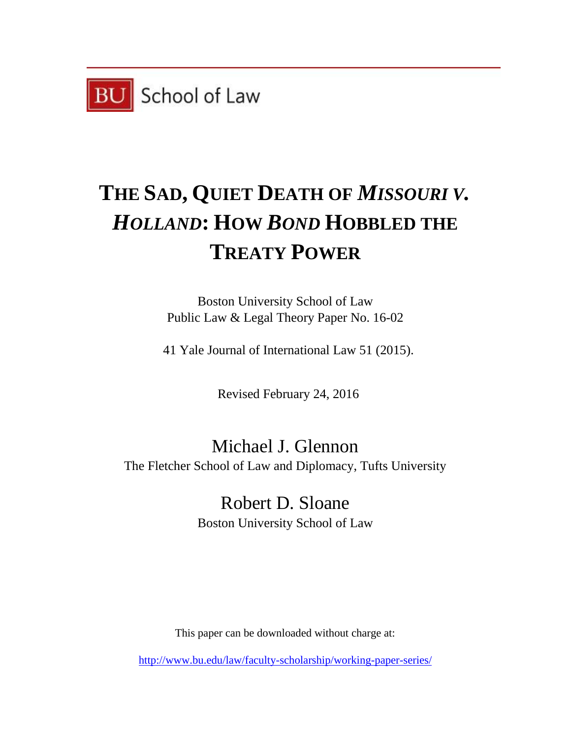BU School of Law

# THE SAD, QUIET DEATH OF *MISSOURI V. HOLLAND*: HOW *BOND* HOBBLED THE TREATY POWER

Boston University School of Law
Public Law & Legal Theory Paper No. 16-02

41 Yale Journal of International Law 51 (2015).

Revised February 24, 2016

Michael J. Glennon
The Fletcher School of Law and Diplomacy, Tufts University

Robert D. Sloane
Boston University School of Law

This paper can be downloaded without charge at:

http://www.bu.edu/law/faculty-scholarship/working-paper-series/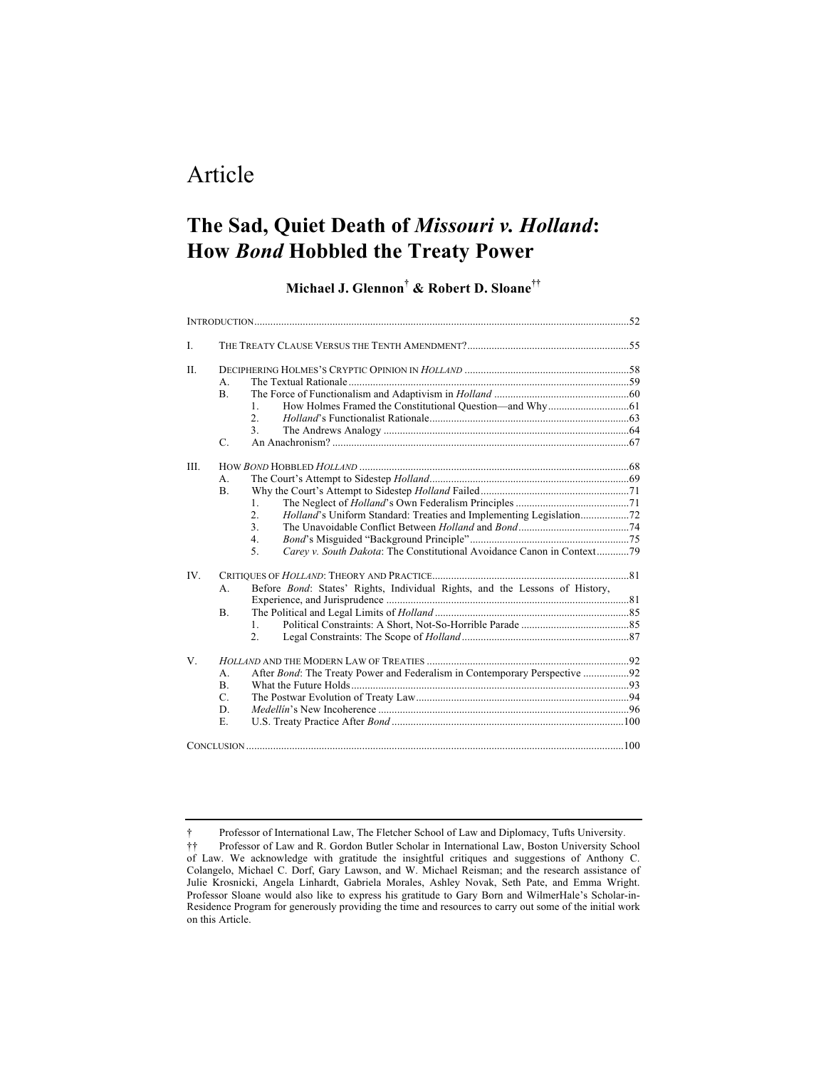# Article

## The Sad, Quiet Death of *Missouri v. Holland*: How *Bond* Hobbled the Treaty Power

**Michael J. Glennon† & Robert D. Sloane††**

INTRODUCTION .......... 52

I. THE TREATY CLAUSE VERSUS THE TENTH AMENDMENT? .......... 55

II. DECIPHERING HOLMES'S CRYPTIC OPINION IN *HOLLAND* .......... 58
   - A. The Textual Rationale .......... 59
   - B. The Force of Functionalism and Adaptivism in *Holland* .......... 60
     1. How Holmes Framed the Constitutional Question—and Why .......... 61
     2. *Holland*'s Functionalist Rationale .......... 63
     3. The Andrews Analogy .......... 64
   - C. An Anachronism? .......... 67

III. HOW *BOND* HOBBLED *HOLLAND* .......... 68
   - A. The Court's Attempt to Sidestep *Holland* .......... 69
   - B. Why the Court's Attempt to Sidestep *Holland* Failed .......... 71
     1. The Neglect of *Holland*'s Own Federalism Principles .......... 71
     2. *Holland*'s Uniform Standard: Treaties and Implementing Legislation .......... 72
     3. The Unavoidable Conflict Between *Holland* and *Bond* .......... 74
     4. *Bond*'s Misguided "Background Principle" .......... 75
     5. *Carey v. South Dakota*: The Constitutional Avoidance Canon in Context .......... 79

IV. CRITIQUES OF *HOLLAND*: THEORY AND PRACTICE .......... 81
   - A. Before *Bond*: States' Rights, Individual Rights, and the Lessons of History, Experience, and Jurisprudence .......... 81
   - B. The Political and Legal Limits of *Holland* .......... 85
     1. Political Constraints: A Short, Not-So-Horrible Parade .......... 85
     2. Legal Constraints: The Scope of *Holland* .......... 87

V. *HOLLAND* AND THE MODERN LAW OF TREATIES .......... 92
   - A. After *Bond*: The Treaty Power and Federalism in Contemporary Perspective .......... 92
   - B. What the Future Holds .......... 93
   - C. The Postwar Evolution of Treaty Law .......... 94
   - D. *Medellín*'s New Incoherence .......... 96
   - E. U.S. Treaty Practice After *Bond* .......... 100

CONCLUSION .......... 100

---

† Professor of International Law, The Fletcher School of Law and Diplomacy, Tufts University.

†† Professor of Law and R. Gordon Butler Scholar in International Law, Boston University School of Law. We acknowledge with gratitude the insightful critiques and suggestions of Anthony C. Colangelo, Michael C. Dorf, Gary Lawson, and W. Michael Reisman; and the research assistance of Julie Krosnicki, Angela Linhardt, Gabriela Morales, Ashley Novak, Seth Pate, and Emma Wright. Professor Sloane would also like to express his gratitude to Gary Born and WilmerHale's Scholar-in-Residence Program for generously providing the time and resources to carry out some of the initial work on this Article.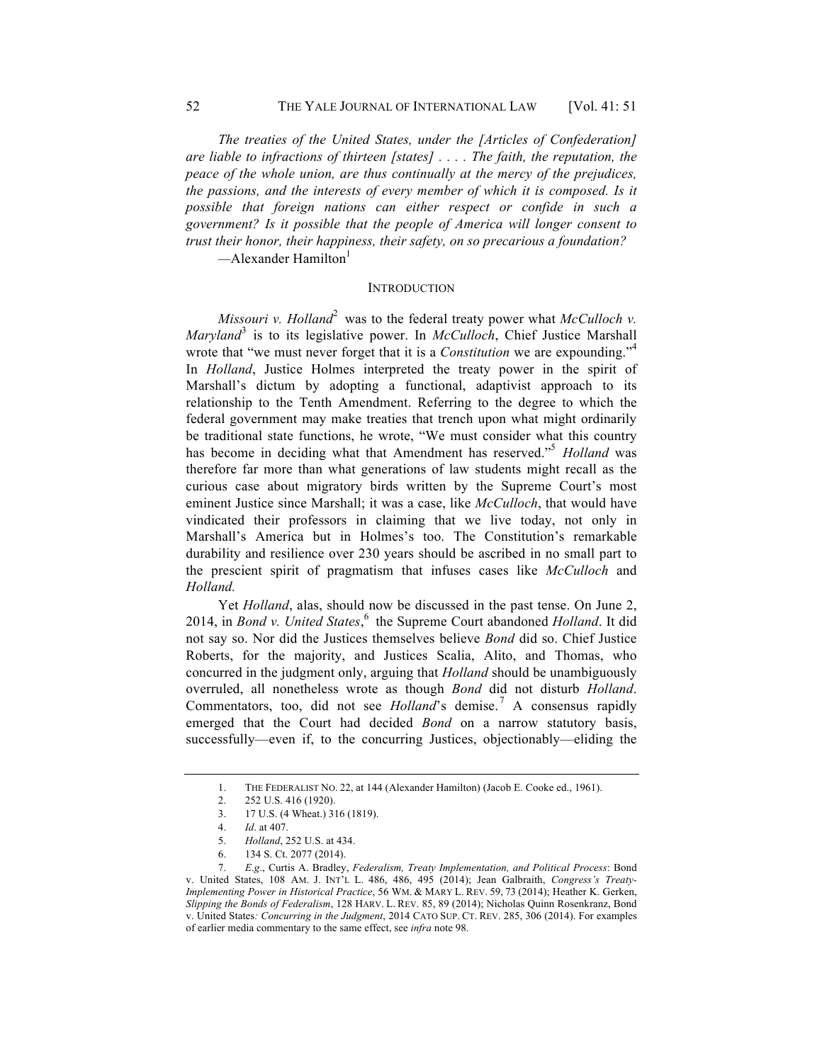*The treaties of the United States, under the [Articles of Confederation] are liable to infractions of thirteen [states] . . . . The faith, the reputation, the peace of the whole union, are thus continually at the mercy of the prejudices, the passions, and the interests of every member of which it is composed. Is it possible that foreign nations can either respect or confide in such a government? Is it possible that the people of America will longer consent to trust their honor, their happiness, their safety, on so precarious a foundation?*

—Alexander Hamilton[1]

## INTRODUCTION

*Missouri v. Holland*[2] was to the federal treaty power what *McCulloch v. Maryland*[3] is to its legislative power. In *McCulloch*, Chief Justice Marshall wrote that "we must never forget that it is a *Constitution* we are expounding."[4] In *Holland*, Justice Holmes interpreted the treaty power in the spirit of Marshall's dictum by adopting a functional, adaptivist approach to its relationship to the Tenth Amendment. Referring to the degree to which the federal government may make treaties that trench upon what might ordinarily be traditional state functions, he wrote, "We must consider what this country has become in deciding what that Amendment has reserved."[5] *Holland* was therefore far more than what generations of law students might recall as the curious case about migratory birds written by the Supreme Court's most eminent Justice since Marshall; it was a case, like *McCulloch*, that would have vindicated their professors in claiming that we live today, not only in Marshall's America but in Holmes's too. The Constitution's remarkable durability and resilience over 230 years should be ascribed in no small part to the prescient spirit of pragmatism that infuses cases like *McCulloch* and *Holland.*

Yet *Holland*, alas, should now be discussed in the past tense. On June 2, 2014, in *Bond v. United States*,[6] the Supreme Court abandoned *Holland*. It did not say so. Nor did the Justices themselves believe *Bond* did so. Chief Justice Roberts, for the majority, and Justices Scalia, Alito, and Thomas, who concurred in the judgment only, arguing that *Holland* should be unambiguously overruled, all nonetheless wrote as though *Bond* did not disturb *Holland*. Commentators, too, did not see *Holland*'s demise.[7] A consensus rapidly emerged that the Court had decided *Bond* on a narrow statutory basis, successfully—even if, to the concurring Justices, objectionably—eliding the

---

1. THE FEDERALIST NO. 22, at 144 (Alexander Hamilton) (Jacob E. Cooke ed., 1961).
2. 252 U.S. 416 (1920).
3. 17 U.S. (4 Wheat.) 316 (1819).
4. *Id*. at 407.
5. *Holland*, 252 U.S. at 434.
6. 134 S. Ct. 2077 (2014).
7. *E.g*., Curtis A. Bradley, *Federalism, Treaty Implementation, and Political Process*: Bond v. United States, 108 AM. J. INT'L L. 486, 486, 495 (2014); Jean Galbraith, *Congress's Treaty-Implementing Power in Historical Practice*, 56 WM. & MARY L. REV. 59, 73 (2014); Heather K. Gerken, *Slipping the Bonds of Federalism*, 128 HARV. L. REV. 85, 89 (2014); Nicholas Quinn Rosenkranz, Bond v. United States*: Concurring in the Judgment*, 2014 CATO SUP. CT. REV. 285, 306 (2014). For examples of earlier media commentary to the same effect, see *infra* note 98.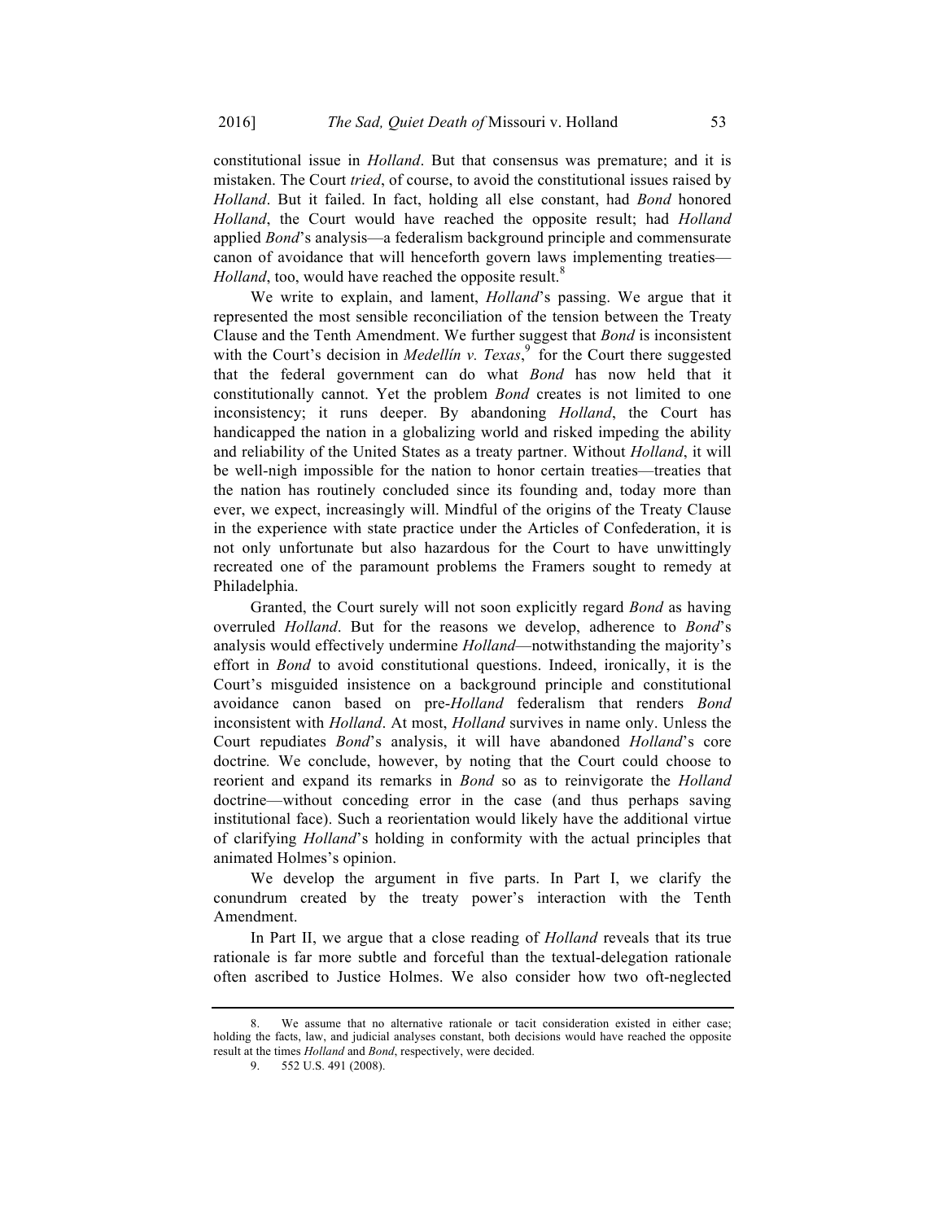constitutional issue in *Holland*. But that consensus was premature; and it is mistaken. The Court *tried*, of course, to avoid the constitutional issues raised by *Holland*. But it failed. In fact, holding all else constant, had *Bond* honored *Holland*, the Court would have reached the opposite result; had *Holland* applied *Bond*'s analysis—a federalism background principle and commensurate canon of avoidance that will henceforth govern laws implementing treaties—*Holland*, too, would have reached the opposite result.[8]

We write to explain, and lament, *Holland*'s passing. We argue that it represented the most sensible reconciliation of the tension between the Treaty Clause and the Tenth Amendment. We further suggest that *Bond* is inconsistent with the Court's decision in *Medellín v. Texas*,[9] for the Court there suggested that the federal government can do what *Bond* has now held that it constitutionally cannot. Yet the problem *Bond* creates is not limited to one inconsistency; it runs deeper. By abandoning *Holland*, the Court has handicapped the nation in a globalizing world and risked impeding the ability and reliability of the United States as a treaty partner. Without *Holland*, it will be well-nigh impossible for the nation to honor certain treaties—treaties that the nation has routinely concluded since its founding and, today more than ever, we expect, increasingly will. Mindful of the origins of the Treaty Clause in the experience with state practice under the Articles of Confederation, it is not only unfortunate but also hazardous for the Court to have unwittingly recreated one of the paramount problems the Framers sought to remedy at Philadelphia.

Granted, the Court surely will not soon explicitly regard *Bond* as having overruled *Holland*. But for the reasons we develop, adherence to *Bond*'s analysis would effectively undermine *Holland*—notwithstanding the majority's effort in *Bond* to avoid constitutional questions. Indeed, ironically, it is the Court's misguided insistence on a background principle and constitutional avoidance canon based on pre-*Holland* federalism that renders *Bond* inconsistent with *Holland*. At most, *Holland* survives in name only. Unless the Court repudiates *Bond*'s analysis, it will have abandoned *Holland*'s core doctrine. We conclude, however, by noting that the Court could choose to reorient and expand its remarks in *Bond* so as to reinvigorate the *Holland* doctrine—without conceding error in the case (and thus perhaps saving institutional face). Such a reorientation would likely have the additional virtue of clarifying *Holland*'s holding in conformity with the actual principles that animated Holmes's opinion.

We develop the argument in five parts. In Part I, we clarify the conundrum created by the treaty power's interaction with the Tenth Amendment.

In Part II, we argue that a close reading of *Holland* reveals that its true rationale is far more subtle and forceful than the textual-delegation rationale often ascribed to Justice Holmes. We also consider how two oft-neglected

---

8. We assume that no alternative rationale or tacit consideration existed in either case; holding the facts, law, and judicial analyses constant, both decisions would have reached the opposite result at the times *Holland* and *Bond*, respectively, were decided.

9. 552 U.S. 491 (2008).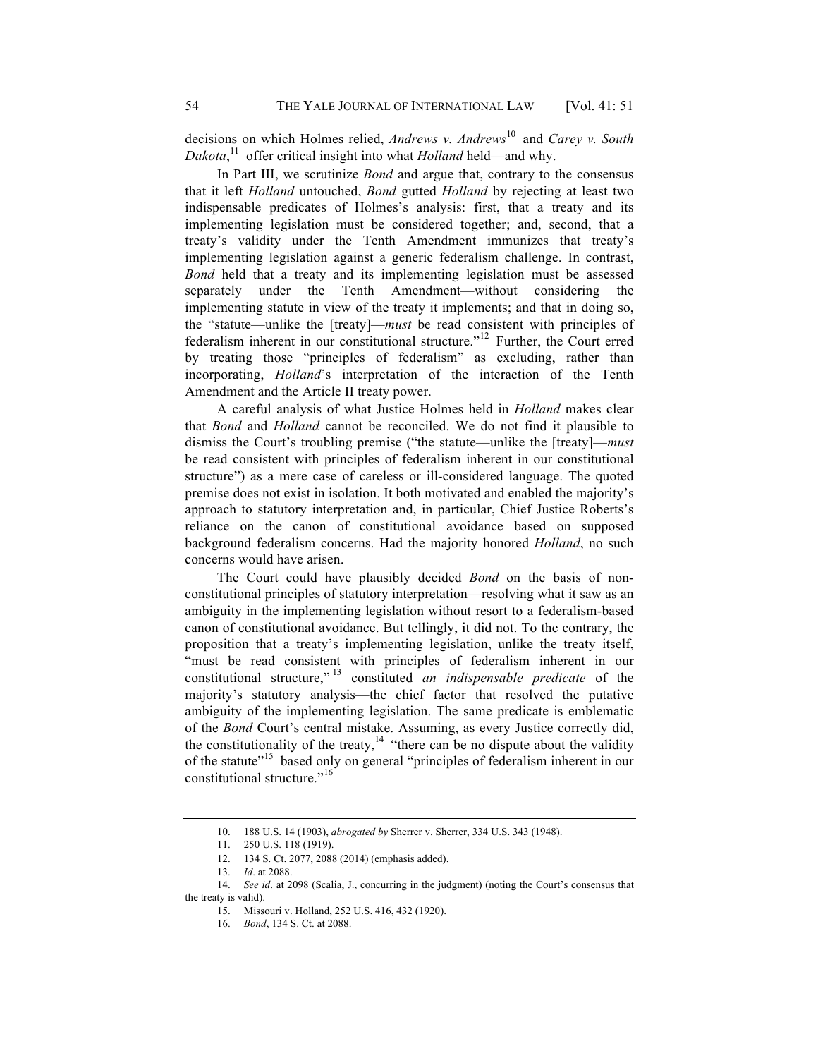decisions on which Holmes relied, *Andrews v. Andrews*[10] and *Carey v. South Dakota*,[11] offer critical insight into what *Holland* held—and why.

In Part III, we scrutinize *Bond* and argue that, contrary to the consensus that it left *Holland* untouched, *Bond* gutted *Holland* by rejecting at least two indispensable predicates of Holmes's analysis: first, that a treaty and its implementing legislation must be considered together; and, second, that a treaty's validity under the Tenth Amendment immunizes that treaty's implementing legislation against a generic federalism challenge. In contrast, *Bond* held that a treaty and its implementing legislation must be assessed separately under the Tenth Amendment—without considering the implementing statute in view of the treaty it implements; and that in doing so, the "statute—unlike the [treaty]—*must* be read consistent with principles of federalism inherent in our constitutional structure."[12] Further, the Court erred by treating those "principles of federalism" as excluding, rather than incorporating, *Holland*'s interpretation of the interaction of the Tenth Amendment and the Article II treaty power.

A careful analysis of what Justice Holmes held in *Holland* makes clear that *Bond* and *Holland* cannot be reconciled. We do not find it plausible to dismiss the Court's troubling premise ("the statute—unlike the [treaty]—*must* be read consistent with principles of federalism inherent in our constitutional structure") as a mere case of careless or ill-considered language. The quoted premise does not exist in isolation. It both motivated and enabled the majority's approach to statutory interpretation and, in particular, Chief Justice Roberts's reliance on the canon of constitutional avoidance based on supposed background federalism concerns. Had the majority honored *Holland*, no such concerns would have arisen.

The Court could have plausibly decided *Bond* on the basis of non-constitutional principles of statutory interpretation—resolving what it saw as an ambiguity in the implementing legislation without resort to a federalism-based canon of constitutional avoidance. But tellingly, it did not. To the contrary, the proposition that a treaty's implementing legislation, unlike the treaty itself, "must be read consistent with principles of federalism inherent in our constitutional structure,"[13] constituted *an indispensable predicate* of the majority's statutory analysis—the chief factor that resolved the putative ambiguity of the implementing legislation. The same predicate is emblematic of the *Bond* Court's central mistake. Assuming, as every Justice correctly did, the constitutionality of the treaty,[14] "there can be no dispute about the validity of the statute"[15] based only on general "principles of federalism inherent in our constitutional structure."[16]

---

10. 188 U.S. 14 (1903), *abrogated by* Sherrer v. Sherrer, 334 U.S. 343 (1948).
11. 250 U.S. 118 (1919).
12. 134 S. Ct. 2077, 2088 (2014) (emphasis added).
13. *Id*. at 2088.
14. *See id*. at 2098 (Scalia, J., concurring in the judgment) (noting the Court's consensus that the treaty is valid).
15. Missouri v. Holland, 252 U.S. 416, 432 (1920).
16. *Bond*, 134 S. Ct. at 2088.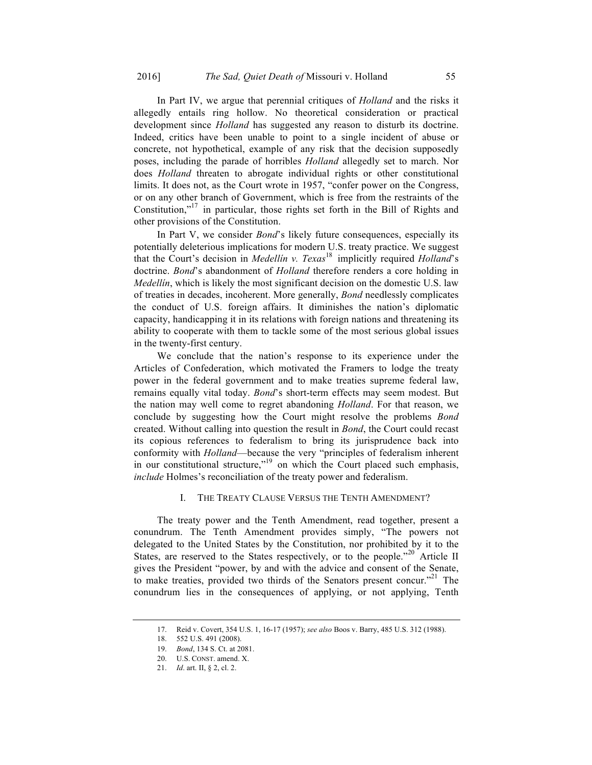In Part IV, we argue that perennial critiques of *Holland* and the risks it allegedly entails ring hollow. No theoretical consideration or practical development since *Holland* has suggested any reason to disturb its doctrine. Indeed, critics have been unable to point to a single incident of abuse or concrete, not hypothetical, example of any risk that the decision supposedly poses, including the parade of horribles *Holland* allegedly set to march. Nor does *Holland* threaten to abrogate individual rights or other constitutional limits. It does not, as the Court wrote in 1957, "confer power on the Congress, or on any other branch of Government, which is free from the restraints of the Constitution,"[17] in particular, those rights set forth in the Bill of Rights and other provisions of the Constitution.

In Part V, we consider *Bond*'s likely future consequences, especially its potentially deleterious implications for modern U.S. treaty practice. We suggest that the Court's decision in *Medellín v. Texas*[18] implicitly required *Holland*'s doctrine. *Bond*'s abandonment of *Holland* therefore renders a core holding in *Medellín*, which is likely the most significant decision on the domestic U.S. law of treaties in decades, incoherent. More generally, *Bond* needlessly complicates the conduct of U.S. foreign affairs. It diminishes the nation's diplomatic capacity, handicapping it in its relations with foreign nations and threatening its ability to cooperate with them to tackle some of the most serious global issues in the twenty-first century.

We conclude that the nation's response to its experience under the Articles of Confederation, which motivated the Framers to lodge the treaty power in the federal government and to make treaties supreme federal law, remains equally vital today. *Bond*'s short-term effects may seem modest. But the nation may well come to regret abandoning *Holland*. For that reason, we conclude by suggesting how the Court might resolve the problems *Bond* created. Without calling into question the result in *Bond*, the Court could recast its copious references to federalism to bring its jurisprudence back into conformity with *Holland*—because the very "principles of federalism inherent in our constitutional structure,"[19] on which the Court placed such emphasis, *include* Holmes's reconciliation of the treaty power and federalism.

## I. THE TREATY CLAUSE VERSUS THE TENTH AMENDMENT?

The treaty power and the Tenth Amendment, read together, present a conundrum. The Tenth Amendment provides simply, "The powers not delegated to the United States by the Constitution, nor prohibited by it to the States, are reserved to the States respectively, or to the people."[20] Article II gives the President "power, by and with the advice and consent of the Senate, to make treaties, provided two thirds of the Senators present concur."[21] The conundrum lies in the consequences of applying, or not applying, Tenth

---

17. Reid v. Covert, 354 U.S. 1, 16-17 (1957); *see also* Boos v. Barry, 485 U.S. 312 (1988).
18. 552 U.S. 491 (2008).
19. *Bond*, 134 S. Ct. at 2081.
20. U.S. CONST. amend. X.
21. *Id*. art. II, § 2, cl. 2.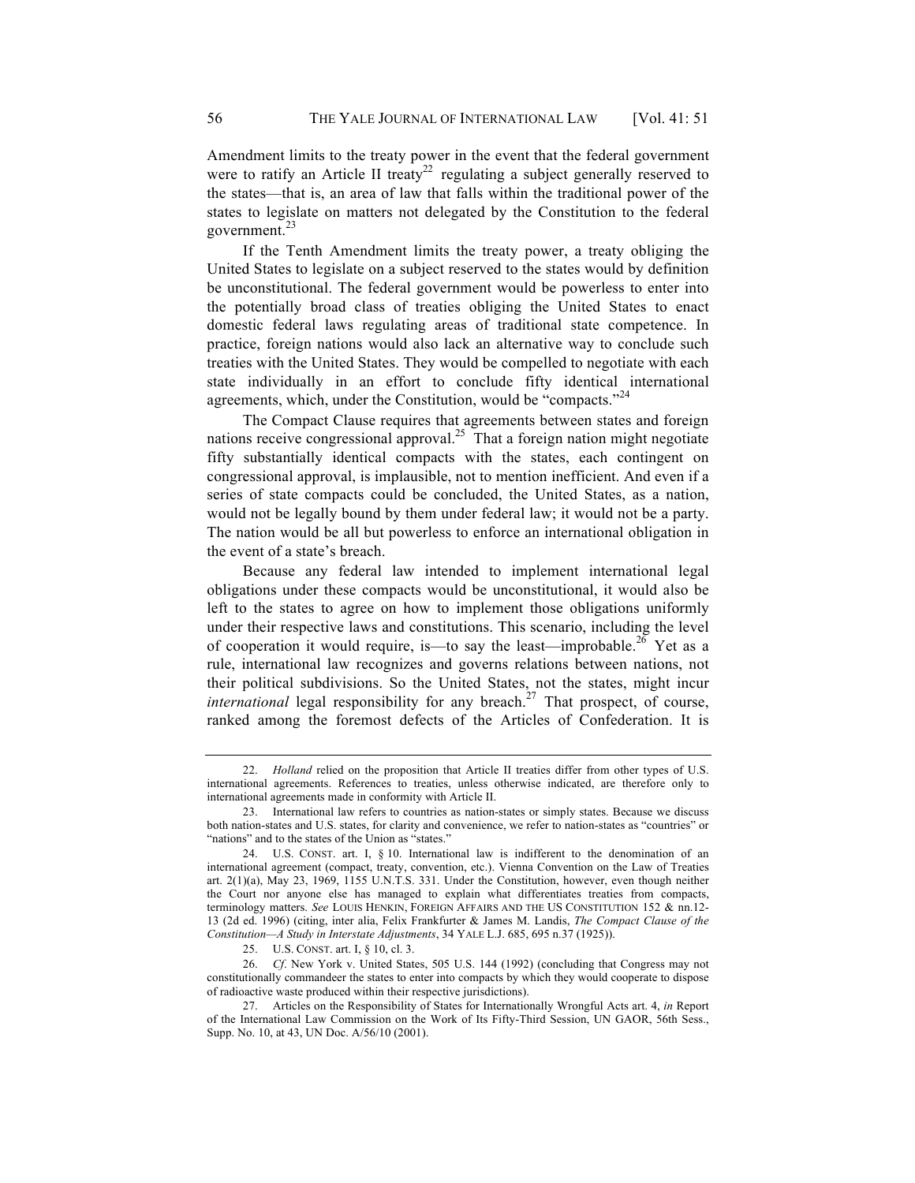Amendment limits to the treaty power in the event that the federal government were to ratify an Article II treaty[22] regulating a subject generally reserved to the states—that is, an area of law that falls within the traditional power of the states to legislate on matters not delegated by the Constitution to the federal government.[23]

If the Tenth Amendment limits the treaty power, a treaty obliging the United States to legislate on a subject reserved to the states would by definition be unconstitutional. The federal government would be powerless to enter into the potentially broad class of treaties obliging the United States to enact domestic federal laws regulating areas of traditional state competence. In practice, foreign nations would also lack an alternative way to conclude such treaties with the United States. They would be compelled to negotiate with each state individually in an effort to conclude fifty identical international agreements, which, under the Constitution, would be "compacts."[24]

The Compact Clause requires that agreements between states and foreign nations receive congressional approval.[25] That a foreign nation might negotiate fifty substantially identical compacts with the states, each contingent on congressional approval, is implausible, not to mention inefficient. And even if a series of state compacts could be concluded, the United States, as a nation, would not be legally bound by them under federal law; it would not be a party. The nation would be all but powerless to enforce an international obligation in the event of a state's breach.

Because any federal law intended to implement international legal obligations under these compacts would be unconstitutional, it would also be left to the states to agree on how to implement those obligations uniformly under their respective laws and constitutions. This scenario, including the level of cooperation it would require, is—to say the least—improbable.[26] Yet as a rule, international law recognizes and governs relations between nations, not their political subdivisions. So the United States, not the states, might incur *international* legal responsibility for any breach.[27] That prospect, of course, ranked among the foremost defects of the Articles of Confederation. It is

---

22. *Holland* relied on the proposition that Article II treaties differ from other types of U.S. international agreements. References to treaties, unless otherwise indicated, are therefore only to international agreements made in conformity with Article II.

23. International law refers to countries as nation-states or simply states. Because we discuss both nation-states and U.S. states, for clarity and convenience, we refer to nation-states as "countries" or "nations" and to the states of the Union as "states."

24. U.S. CONST. art. I, § 10. International law is indifferent to the denomination of an international agreement (compact, treaty, convention, etc.). Vienna Convention on the Law of Treaties art. 2(1)(a), May 23, 1969, 1155 U.N.T.S. 331. Under the Constitution, however, even though neither the Court nor anyone else has managed to explain what differentiates treaties from compacts, terminology matters. *See* LOUIS HENKIN, FOREIGN AFFAIRS AND THE US CONSTITUTION 152 & nn.12-13 (2d ed. 1996) (citing, inter alia, Felix Frankfurter & James M. Landis, *The Compact Clause of the Constitution—A Study in Interstate Adjustments*, 34 YALE L.J. 685, 695 n.37 (1925)).

25. U.S. CONST. art. I, § 10, cl. 3.

26. *Cf*. New York v. United States, 505 U.S. 144 (1992) (concluding that Congress may not constitutionally commandeer the states to enter into compacts by which they would cooperate to dispose of radioactive waste produced within their respective jurisdictions).

27. Articles on the Responsibility of States for Internationally Wrongful Acts art. 4, *in* Report of the International Law Commission on the Work of Its Fifty-Third Session, UN GAOR, 56th Sess., Supp. No. 10, at 43, UN Doc. A/56/10 (2001).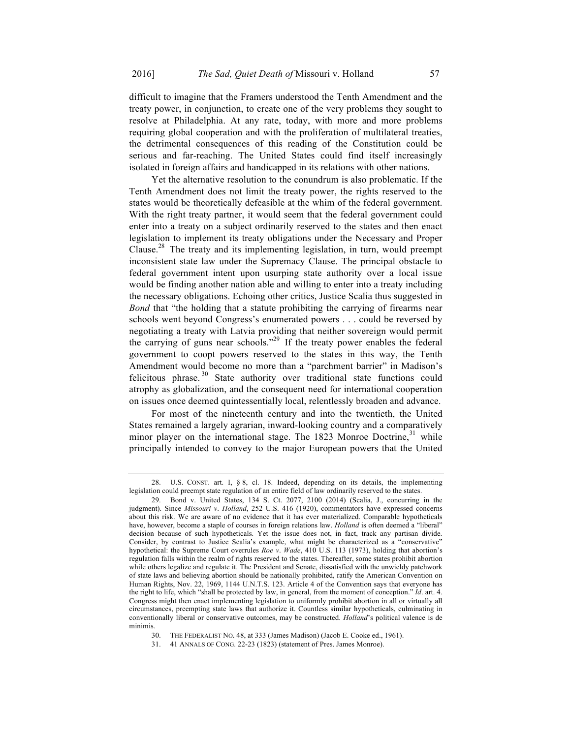difficult to imagine that the Framers understood the Tenth Amendment and the treaty power, in conjunction, to create one of the very problems they sought to resolve at Philadelphia. At any rate, today, with more and more problems requiring global cooperation and with the proliferation of multilateral treaties, the detrimental consequences of this reading of the Constitution could be serious and far-reaching. The United States could find itself increasingly isolated in foreign affairs and handicapped in its relations with other nations.

Yet the alternative resolution to the conundrum is also problematic. If the Tenth Amendment does not limit the treaty power, the rights reserved to the states would be theoretically defeasible at the whim of the federal government. With the right treaty partner, it would seem that the federal government could enter into a treaty on a subject ordinarily reserved to the states and then enact legislation to implement its treaty obligations under the Necessary and Proper Clause.[28] The treaty and its implementing legislation, in turn, would preempt inconsistent state law under the Supremacy Clause. The principal obstacle to federal government intent upon usurping state authority over a local issue would be finding another nation able and willing to enter into a treaty including the necessary obligations. Echoing other critics, Justice Scalia thus suggested in *Bond* that "the holding that a statute prohibiting the carrying of firearms near schools went beyond Congress's enumerated powers . . . could be reversed by negotiating a treaty with Latvia providing that neither sovereign would permit the carrying of guns near schools."[29] If the treaty power enables the federal government to coopt powers reserved to the states in this way, the Tenth Amendment would become no more than a "parchment barrier" in Madison's felicitous phrase.[30] State authority over traditional state functions could atrophy as globalization, and the consequent need for international cooperation on issues once deemed quintessentially local, relentlessly broaden and advance.

For most of the nineteenth century and into the twentieth, the United States remained a largely agrarian, inward-looking country and a comparatively minor player on the international stage. The 1823 Monroe Doctrine,[31] while principally intended to convey to the major European powers that the United

---

28. U.S. CONST. art. I, § 8, cl. 18. Indeed, depending on its details, the implementing legislation could preempt state regulation of an entire field of law ordinarily reserved to the states.

29. Bond v. United States, 134 S. Ct. 2077, 2100 (2014) (Scalia, J., concurring in the judgment). Since *Missouri v. Holland*, 252 U.S. 416 (1920), commentators have expressed concerns about this risk. We are aware of no evidence that it has ever materialized. Comparable hypotheticals have, however, become a staple of courses in foreign relations law. *Holland* is often deemed a "liberal" decision because of such hypotheticals. Yet the issue does not, in fact, track any partisan divide. Consider, by contrast to Justice Scalia's example, what might be characterized as a "conservative" hypothetical: the Supreme Court overrules *Roe v. Wade*, 410 U.S. 113 (1973), holding that abortion's regulation falls within the realm of rights reserved to the states. Thereafter, some states prohibit abortion while others legalize and regulate it. The President and Senate, dissatisfied with the unwieldy patchwork of state laws and believing abortion should be nationally prohibited, ratify the American Convention on Human Rights, Nov. 22, 1969, 1144 U.N.T.S. 123. Article 4 of the Convention says that everyone has the right to life, which "shall be protected by law, in general, from the moment of conception." *Id*. art. 4. Congress might then enact implementing legislation to uniformly prohibit abortion in all or virtually all circumstances, preempting state laws that authorize it. Countless similar hypotheticals, culminating in conventionally liberal or conservative outcomes, may be constructed. *Holland*'s political valence is de minimis.

30. THE FEDERALIST NO. 48, at 333 (James Madison) (Jacob E. Cooke ed., 1961).

31. 41 ANNALS OF CONG. 22-23 (1823) (statement of Pres. James Monroe).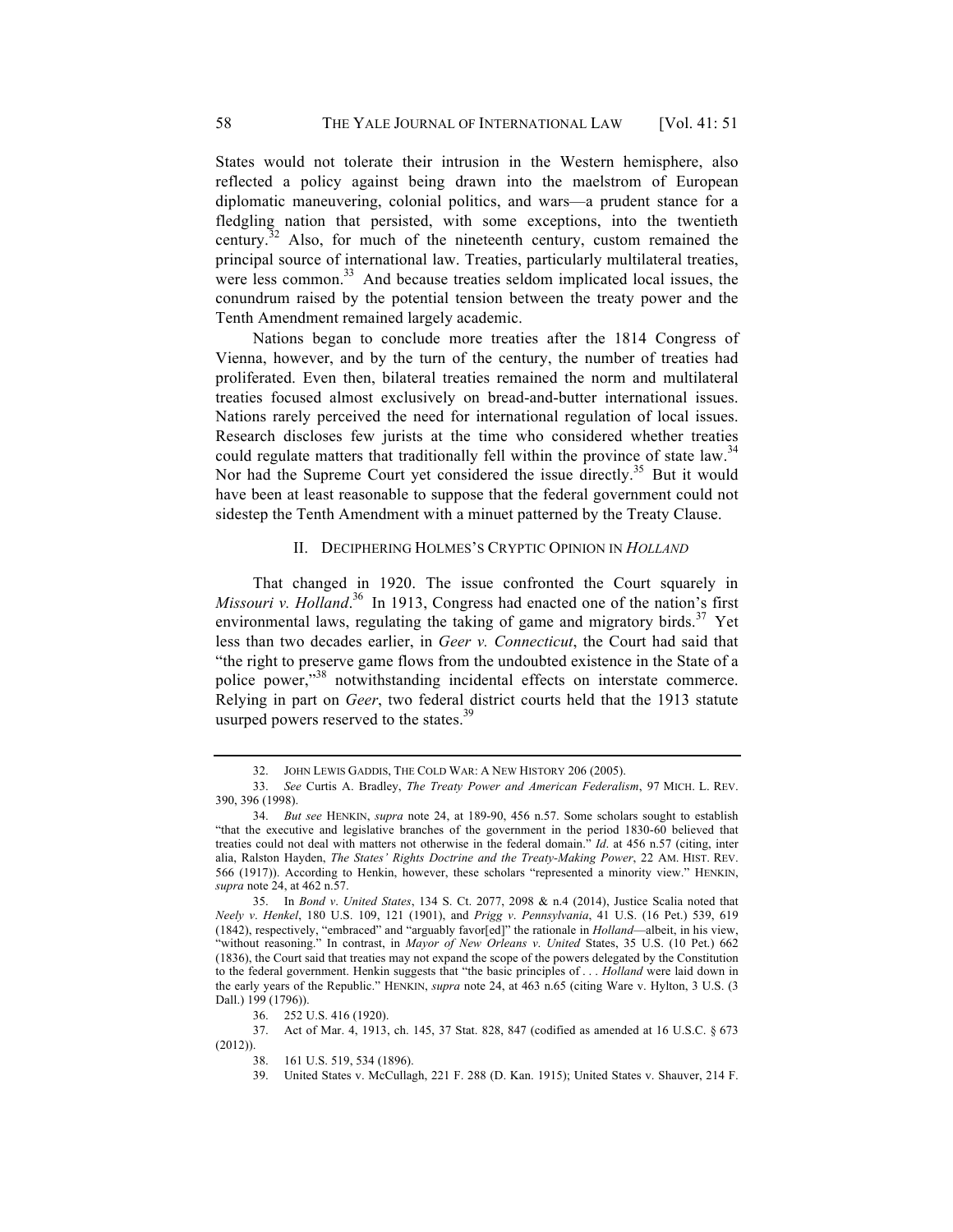States would not tolerate their intrusion in the Western hemisphere, also reflected a policy against being drawn into the maelstrom of European diplomatic maneuvering, colonial politics, and wars—a prudent stance for a fledgling nation that persisted, with some exceptions, into the twentieth century.[32] Also, for much of the nineteenth century, custom remained the principal source of international law. Treaties, particularly multilateral treaties, were less common.[33] And because treaties seldom implicated local issues, the conundrum raised by the potential tension between the treaty power and the Tenth Amendment remained largely academic.

Nations began to conclude more treaties after the 1814 Congress of Vienna, however, and by the turn of the century, the number of treaties had proliferated. Even then, bilateral treaties remained the norm and multilateral treaties focused almost exclusively on bread-and-butter international issues. Nations rarely perceived the need for international regulation of local issues. Research discloses few jurists at the time who considered whether treaties could regulate matters that traditionally fell within the province of state law.[34] Nor had the Supreme Court yet considered the issue directly.[35] But it would have been at least reasonable to suppose that the federal government could not sidestep the Tenth Amendment with a minuet patterned by the Treaty Clause.

## II. Deciphering Holmes's Cryptic Opinion in *Holland*

That changed in 1920. The issue confronted the Court squarely in *Missouri v. Holland*.[36] In 1913, Congress had enacted one of the nation's first environmental laws, regulating the taking of game and migratory birds.[37] Yet less than two decades earlier, in *Geer v. Connecticut*, the Court had said that "the right to preserve game flows from the undoubted existence in the State of a police power,"[38] notwithstanding incidental effects on interstate commerce. Relying in part on *Geer*, two federal district courts held that the 1913 statute usurped powers reserved to the states.[39]

---

32. John Lewis Gaddis, The Cold War: A New History 206 (2005).

33. *See* Curtis A. Bradley, *The Treaty Power and American Federalism*, 97 Mich. L. Rev. 390, 396 (1998).

34. *But see* Henkin, *supra* note 24, at 189-90, 456 n.57. Some scholars sought to establish "that the executive and legislative branches of the government in the period 1830-60 believed that treaties could not deal with matters not otherwise in the federal domain." *Id*. at 456 n.57 (citing, inter alia, Ralston Hayden, *The States' Rights Doctrine and the Treaty-Making Power*, 22 Am. Hist. Rev. 566 (1917)). According to Henkin, however, these scholars "represented a minority view." Henkin, *supra* note 24, at 462 n.57.

35. In *Bond v. United States*, 134 S. Ct. 2077, 2098 & n.4 (2014), Justice Scalia noted that *Neely v. Henkel*, 180 U.S. 109, 121 (1901), and *Prigg v. Pennsylvania*, 41 U.S. (16 Pet.) 539, 619 (1842), respectively, "embraced" and "arguably favor[ed]" the rationale in *Holland*—albeit, in his view, "without reasoning." In contrast, in *Mayor of New Orleans v. United* States, 35 U.S. (10 Pet.) 662 (1836), the Court said that treaties may not expand the scope of the powers delegated by the Constitution to the federal government. Henkin suggests that "the basic principles of . . . *Holland* were laid down in the early years of the Republic." Henkin, *supra* note 24, at 463 n.65 (citing Ware v. Hylton, 3 U.S. (3 Dall.) 199 (1796)).

36. 252 U.S. 416 (1920).

37. Act of Mar. 4, 1913, ch. 145, 37 Stat. 828, 847 (codified as amended at 16 U.S.C. § 673 (2012)).

38. 161 U.S. 519, 534 (1896).

39. United States v. McCullagh, 221 F. 288 (D. Kan. 1915); United States v. Shauver, 214 F.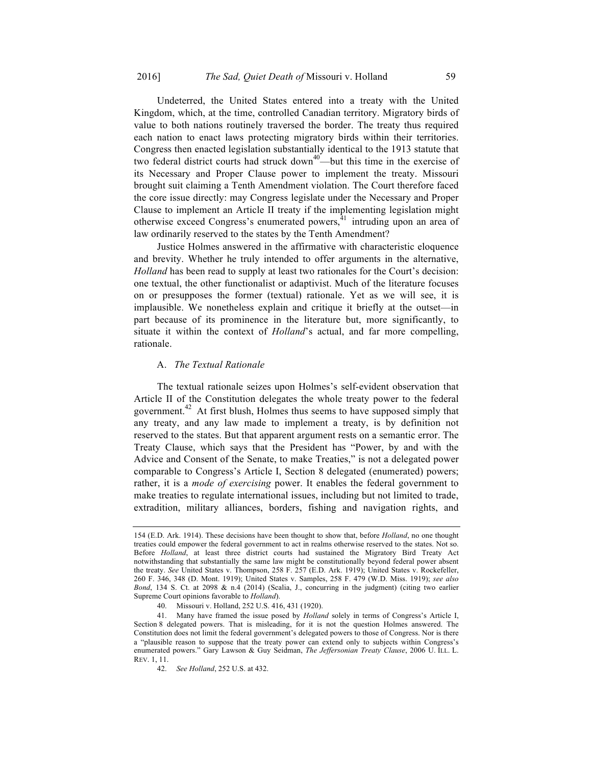Undeterred, the United States entered into a treaty with the United Kingdom, which, at the time, controlled Canadian territory. Migratory birds of value to both nations routinely traversed the border. The treaty thus required each nation to enact laws protecting migratory birds within their territories. Congress then enacted legislation substantially identical to the 1913 statute that two federal district courts had struck down[40]—but this time in the exercise of its Necessary and Proper Clause power to implement the treaty. Missouri brought suit claiming a Tenth Amendment violation. The Court therefore faced the core issue directly: may Congress legislate under the Necessary and Proper Clause to implement an Article II treaty if the implementing legislation might otherwise exceed Congress's enumerated powers,[41] intruding upon an area of law ordinarily reserved to the states by the Tenth Amendment?

Justice Holmes answered in the affirmative with characteristic eloquence and brevity. Whether he truly intended to offer arguments in the alternative, *Holland* has been read to supply at least two rationales for the Court's decision: one textual, the other functionalist or adaptivist. Much of the literature focuses on or presupposes the former (textual) rationale. Yet as we will see, it is implausible. We nonetheless explain and critique it briefly at the outset—in part because of its prominence in the literature but, more significantly, to situate it within the context of *Holland*'s actual, and far more compelling, rationale.

### A. *The Textual Rationale*

The textual rationale seizes upon Holmes's self-evident observation that Article II of the Constitution delegates the whole treaty power to the federal government.[42] At first blush, Holmes thus seems to have supposed simply that any treaty, and any law made to implement a treaty, is by definition not reserved to the states. But that apparent argument rests on a semantic error. The Treaty Clause, which says that the President has "Power, by and with the Advice and Consent of the Senate, to make Treaties," is not a delegated power comparable to Congress's Article I, Section 8 delegated (enumerated) powers; rather, it is a *mode of exercising* power. It enables the federal government to make treaties to regulate international issues, including but not limited to trade, extradition, military alliances, borders, fishing and navigation rights, and

---

154 (E.D. Ark. 1914). These decisions have been thought to show that, before *Holland*, no one thought treaties could empower the federal government to act in realms otherwise reserved to the states. Not so. Before *Holland*, at least three district courts had sustained the Migratory Bird Treaty Act notwithstanding that substantially the same law might be constitutionally beyond federal power absent the treaty. *See* United States v. Thompson, 258 F. 257 (E.D. Ark. 1919); United States v. Rockefeller, 260 F. 346, 348 (D. Mont. 1919); United States v. Samples, 258 F. 479 (W.D. Miss. 1919); *see also Bond*, 134 S. Ct. at 2098 & n.4 (2014) (Scalia, J., concurring in the judgment) (citing two earlier Supreme Court opinions favorable to *Holland*).

40. Missouri v. Holland, 252 U.S. 416, 431 (1920).

41. Many have framed the issue posed by *Holland* solely in terms of Congress's Article I, Section 8 delegated powers. That is misleading, for it is not the question Holmes answered. The Constitution does not limit the federal government's delegated powers to those of Congress. Nor is there a "plausible reason to suppose that the treaty power can extend only to subjects within Congress's enumerated powers." Gary Lawson & Guy Seidman, *The Jeffersonian Treaty Clause*, 2006 U. ILL. L. REV. 1, 11.

42. *See Holland*, 252 U.S. at 432.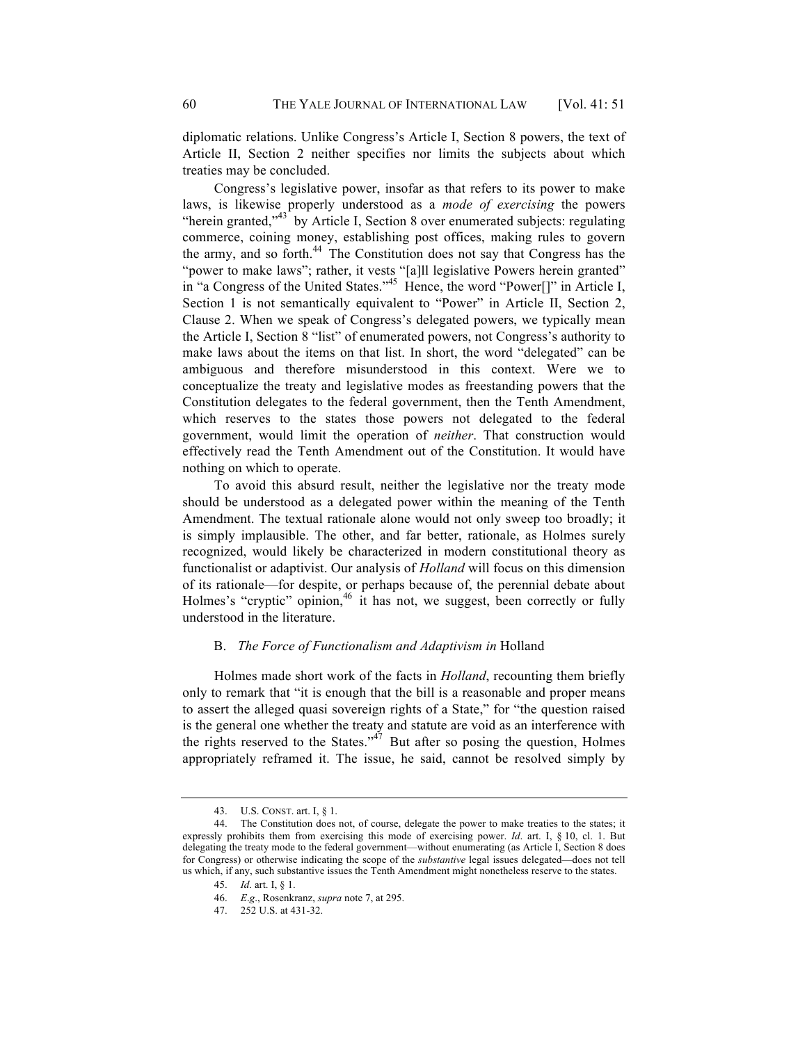diplomatic relations. Unlike Congress's Article I, Section 8 powers, the text of Article II, Section 2 neither specifies nor limits the subjects about which treaties may be concluded.

Congress's legislative power, insofar as that refers to its power to make laws, is likewise properly understood as a *mode of exercising* the powers "herein granted,"[43] by Article I, Section 8 over enumerated subjects: regulating commerce, coining money, establishing post offices, making rules to govern the army, and so forth.[44] The Constitution does not say that Congress has the "power to make laws"; rather, it vests "[a]ll legislative Powers herein granted" in "a Congress of the United States."[45] Hence, the word "Power[]" in Article I, Section 1 is not semantically equivalent to "Power" in Article II, Section 2, Clause 2. When we speak of Congress's delegated powers, we typically mean the Article I, Section 8 "list" of enumerated powers, not Congress's authority to make laws about the items on that list. In short, the word "delegated" can be ambiguous and therefore misunderstood in this context. Were we to conceptualize the treaty and legislative modes as freestanding powers that the Constitution delegates to the federal government, then the Tenth Amendment, which reserves to the states those powers not delegated to the federal government, would limit the operation of *neither*. That construction would effectively read the Tenth Amendment out of the Constitution. It would have nothing on which to operate.

To avoid this absurd result, neither the legislative nor the treaty mode should be understood as a delegated power within the meaning of the Tenth Amendment. The textual rationale alone would not only sweep too broadly; it is simply implausible. The other, and far better, rationale, as Holmes surely recognized, would likely be characterized in modern constitutional theory as functionalist or adaptivist. Our analysis of *Holland* will focus on this dimension of its rationale—for despite, or perhaps because of, the perennial debate about Holmes's "cryptic" opinion,[46] it has not, we suggest, been correctly or fully understood in the literature.

### B. *The Force of Functionalism and Adaptivism in* Holland

Holmes made short work of the facts in *Holland*, recounting them briefly only to remark that "it is enough that the bill is a reasonable and proper means to assert the alleged quasi sovereign rights of a State," for "the question raised is the general one whether the treaty and statute are void as an interference with the rights reserved to the States."[47] But after so posing the question, Holmes appropriately reframed it. The issue, he said, cannot be resolved simply by

---

43. U.S. CONST. art. I, § 1.

44. The Constitution does not, of course, delegate the power to make treaties to the states; it expressly prohibits them from exercising this mode of exercising power. *Id.* art. I, § 10, cl. 1. But delegating the treaty mode to the federal government—without enumerating (as Article I, Section 8 does for Congress) or otherwise indicating the scope of the *substantive* legal issues delegated—does not tell us which, if any, such substantive issues the Tenth Amendment might nonetheless reserve to the states.

45. *Id.* art. I, § 1.

46. *E.g.*, Rosenkranz, *supra* note 7, at 295.

47. 252 U.S. at 431-32.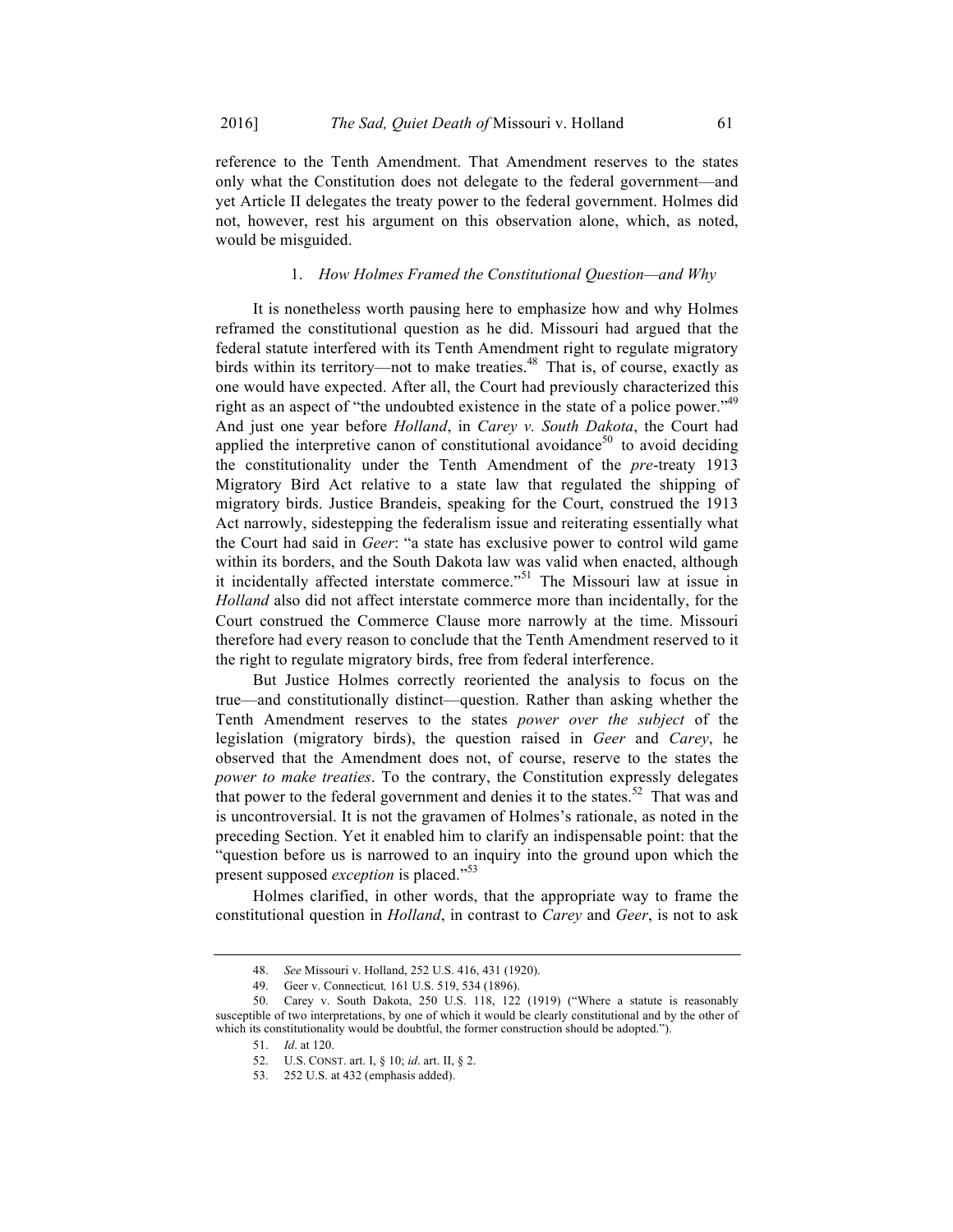reference to the Tenth Amendment. That Amendment reserves to the states only what the Constitution does not delegate to the federal government—and yet Article II delegates the treaty power to the federal government. Holmes did not, however, rest his argument on this observation alone, which, as noted, would be misguided.

### 1. *How Holmes Framed the Constitutional Question—and Why*

It is nonetheless worth pausing here to emphasize how and why Holmes reframed the constitutional question as he did. Missouri had argued that the federal statute interfered with its Tenth Amendment right to regulate migratory birds within its territory—not to make treaties.[48] That is, of course, exactly as one would have expected. After all, the Court had previously characterized this right as an aspect of "the undoubted existence in the state of a police power."[49] And just one year before *Holland*, in *Carey v. South Dakota*, the Court had applied the interpretive canon of constitutional avoidance[50] to avoid deciding the constitutionality under the Tenth Amendment of the *pre*-treaty 1913 Migratory Bird Act relative to a state law that regulated the shipping of migratory birds. Justice Brandeis, speaking for the Court, construed the 1913 Act narrowly, sidestepping the federalism issue and reiterating essentially what the Court had said in *Geer*: "a state has exclusive power to control wild game within its borders, and the South Dakota law was valid when enacted, although it incidentally affected interstate commerce."[51] The Missouri law at issue in *Holland* also did not affect interstate commerce more than incidentally, for the Court construed the Commerce Clause more narrowly at the time. Missouri therefore had every reason to conclude that the Tenth Amendment reserved to it the right to regulate migratory birds, free from federal interference.

But Justice Holmes correctly reoriented the analysis to focus on the true—and constitutionally distinct—question. Rather than asking whether the Tenth Amendment reserves to the states *power over the subject* of the legislation (migratory birds), the question raised in *Geer* and *Carey*, he observed that the Amendment does not, of course, reserve to the states the *power to make treaties*. To the contrary, the Constitution expressly delegates that power to the federal government and denies it to the states.[52] That was and is uncontroversial. It is not the gravamen of Holmes's rationale, as noted in the preceding Section. Yet it enabled him to clarify an indispensable point: that the "question before us is narrowed to an inquiry into the ground upon which the present supposed *exception* is placed."[53]

Holmes clarified, in other words, that the appropriate way to frame the constitutional question in *Holland*, in contrast to *Carey* and *Geer*, is not to ask

---

48. *See* Missouri v. Holland, 252 U.S. 416, 431 (1920).

49. Geer v. Connecticut*,* 161 U.S. 519, 534 (1896).

50. Carey v. South Dakota, 250 U.S. 118, 122 (1919) ("Where a statute is reasonably susceptible of two interpretations, by one of which it would be clearly constitutional and by the other of which its constitutionality would be doubtful, the former construction should be adopted.").

51. *Id*. at 120.

52. U.S. CONST. art. I, § 10; *id*. art. II, § 2.

53. 252 U.S. at 432 (emphasis added).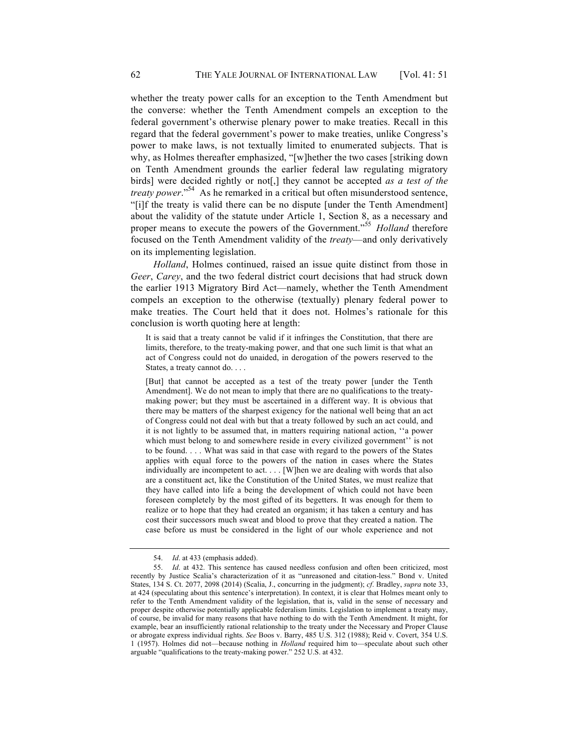whether the treaty power calls for an exception to the Tenth Amendment but the converse: whether the Tenth Amendment compels an exception to the federal government's otherwise plenary power to make treaties. Recall in this regard that the federal government's power to make treaties, unlike Congress's power to make laws, is not textually limited to enumerated subjects. That is why, as Holmes thereafter emphasized, "[w]hether the two cases [striking down on Tenth Amendment grounds the earlier federal law regulating migratory birds] were decided rightly or not[,] they cannot be accepted *as a test of the treaty power*."[54] As he remarked in a critical but often misunderstood sentence, "[i]f the treaty is valid there can be no dispute [under the Tenth Amendment] about the validity of the statute under Article 1, Section 8, as a necessary and proper means to execute the powers of the Government."[55] *Holland* therefore focused on the Tenth Amendment validity of the *treaty*—and only derivatively on its implementing legislation.

*Holland*, Holmes continued, raised an issue quite distinct from those in *Geer*, *Carey*, and the two federal district court decisions that had struck down the earlier 1913 Migratory Bird Act—namely, whether the Tenth Amendment compels an exception to the otherwise (textually) plenary federal power to make treaties. The Court held that it does not. Holmes's rationale for this conclusion is worth quoting here at length:

> It is said that a treaty cannot be valid if it infringes the Constitution, that there are limits, therefore, to the treaty-making power, and that one such limit is that what an act of Congress could not do unaided, in derogation of the powers reserved to the States, a treaty cannot do. . . .
>
> [But] that cannot be accepted as a test of the treaty power [under the Tenth Amendment]. We do not mean to imply that there are no qualifications to the treaty-making power; but they must be ascertained in a different way. It is obvious that there may be matters of the sharpest exigency for the national well being that an act of Congress could not deal with but that a treaty followed by such an act could, and it is not lightly to be assumed that, in matters requiring national action, ''a power which must belong to and somewhere reside in every civilized government'' is not to be found. . . . What was said in that case with regard to the powers of the States applies with equal force to the powers of the nation in cases where the States individually are incompetent to act. . . . [W]hen we are dealing with words that also are a constituent act, like the Constitution of the United States, we must realize that they have called into life a being the development of which could not have been foreseen completely by the most gifted of its begetters. It was enough for them to realize or to hope that they had created an organism; it has taken a century and has cost their successors much sweat and blood to prove that they created a nation. The case before us must be considered in the light of our whole experience and not

---

54. *Id*. at 433 (emphasis added).

55. *Id*. at 432. This sentence has caused needless confusion and often been criticized, most recently by Justice Scalia's characterization of it as "unreasoned and citation-less." Bond v. United States, 134 S. Ct. 2077, 2098 (2014) (Scalia, J., concurring in the judgment); *cf*. Bradley, *supra* note 33, at 424 (speculating about this sentence's interpretation). In context, it is clear that Holmes meant only to refer to the Tenth Amendment validity of the legislation, that is, valid in the sense of necessary and proper despite otherwise potentially applicable federalism limits. Legislation to implement a treaty may, of course, be invalid for many reasons that have nothing to do with the Tenth Amendment. It might, for example, bear an insufficiently rational relationship to the treaty under the Necessary and Proper Clause or abrogate express individual rights. *See* Boos v. Barry, 485 U.S. 312 (1988); Reid v. Covert, 354 U.S. 1 (1957). Holmes did not—because nothing in *Holland* required him to—speculate about such other arguable "qualifications to the treaty-making power." 252 U.S. at 432.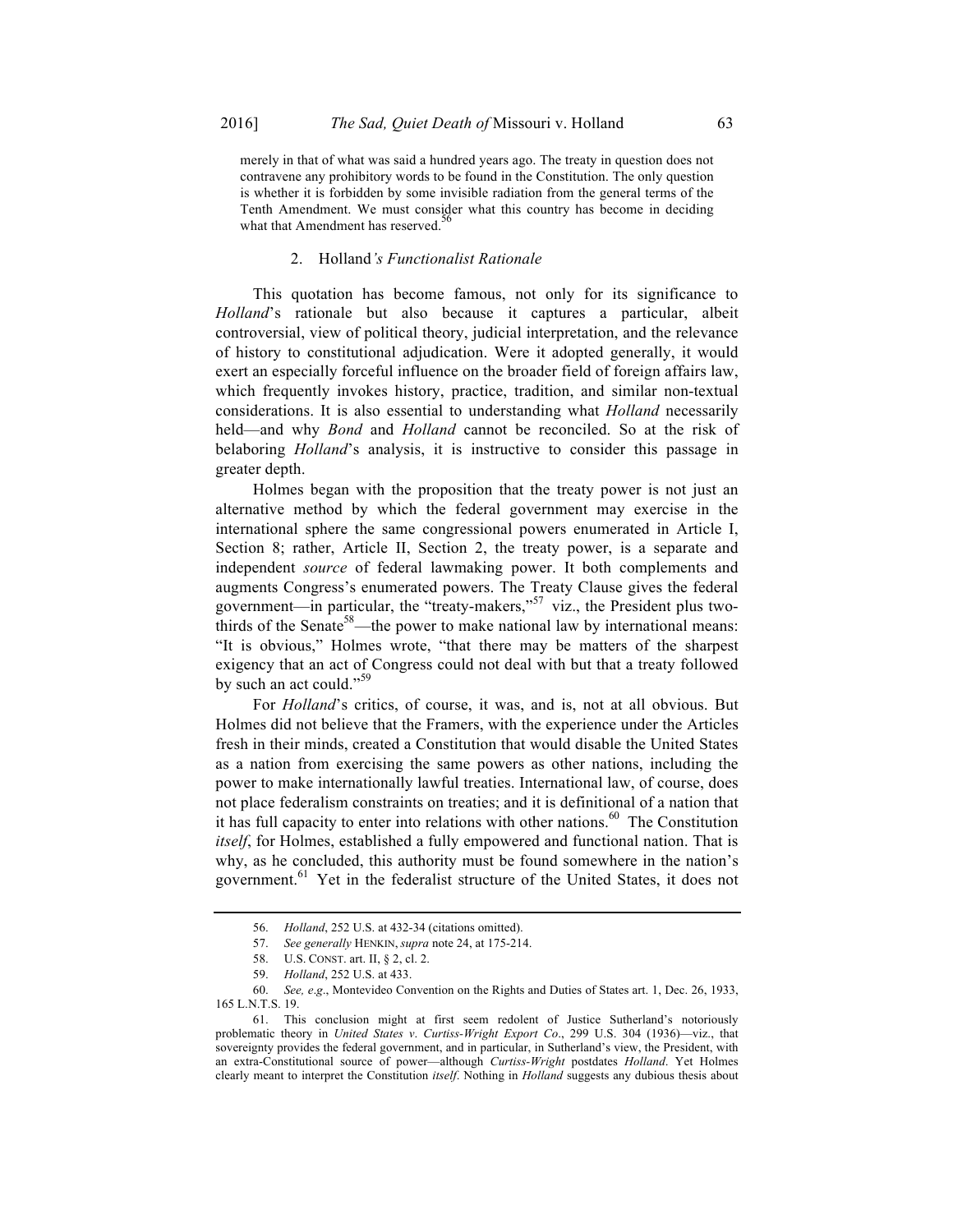merely in that of what was said a hundred years ago. The treaty in question does not contravene any prohibitory words to be found in the Constitution. The only question is whether it is forbidden by some invisible radiation from the general terms of the Tenth Amendment. We must consider what this country has become in deciding what that Amendment has reserved.[56]

### 2. *Holland's Functionalist Rationale*

This quotation has become famous, not only for its significance to *Holland*'s rationale but also because it captures a particular, albeit controversial, view of political theory, judicial interpretation, and the relevance of history to constitutional adjudication. Were it adopted generally, it would exert an especially forceful influence on the broader field of foreign affairs law, which frequently invokes history, practice, tradition, and similar non-textual considerations. It is also essential to understanding what *Holland* necessarily held—and why *Bond* and *Holland* cannot be reconciled. So at the risk of belaboring *Holland*'s analysis, it is instructive to consider this passage in greater depth.

Holmes began with the proposition that the treaty power is not just an alternative method by which the federal government may exercise in the international sphere the same congressional powers enumerated in Article I, Section 8; rather, Article II, Section 2, the treaty power, is a separate and independent *source* of federal lawmaking power. It both complements and augments Congress's enumerated powers. The Treaty Clause gives the federal government—in particular, the "treaty-makers,"[57] viz., the President plus two-thirds of the Senate[58]—the power to make national law by international means: "It is obvious," Holmes wrote, "that there may be matters of the sharpest exigency that an act of Congress could not deal with but that a treaty followed by such an act could."[59]

For *Holland*'s critics, of course, it was, and is, not at all obvious. But Holmes did not believe that the Framers, with the experience under the Articles fresh in their minds, created a Constitution that would disable the United States as a nation from exercising the same powers as other nations, including the power to make internationally lawful treaties. International law, of course, does not place federalism constraints on treaties; and it is definitional of a nation that it has full capacity to enter into relations with other nations.[60] The Constitution *itself*, for Holmes, established a fully empowered and functional nation. That is why, as he concluded, this authority must be found somewhere in the nation's government.[61] Yet in the federalist structure of the United States, it does not

---

56. *Holland*, 252 U.S. at 432-34 (citations omitted).

57. *See generally* HENKIN, *supra* note 24, at 175-214.

58. U.S. CONST. art. II, § 2, cl. 2.

59. *Holland*, 252 U.S. at 433.

60. *See, e.g*., Montevideo Convention on the Rights and Duties of States art. 1, Dec. 26, 1933, 165 L.N.T.S. 19.

61. This conclusion might at first seem redolent of Justice Sutherland's notoriously problematic theory in *United States v. Curtiss-Wright Export Co*., 299 U.S. 304 (1936)—viz., that sovereignty provides the federal government, and in particular, in Sutherland's view, the President, with an extra-Constitutional source of power—although *Curtiss-Wright* postdates *Holland*. Yet Holmes clearly meant to interpret the Constitution *itself*. Nothing in *Holland* suggests any dubious thesis about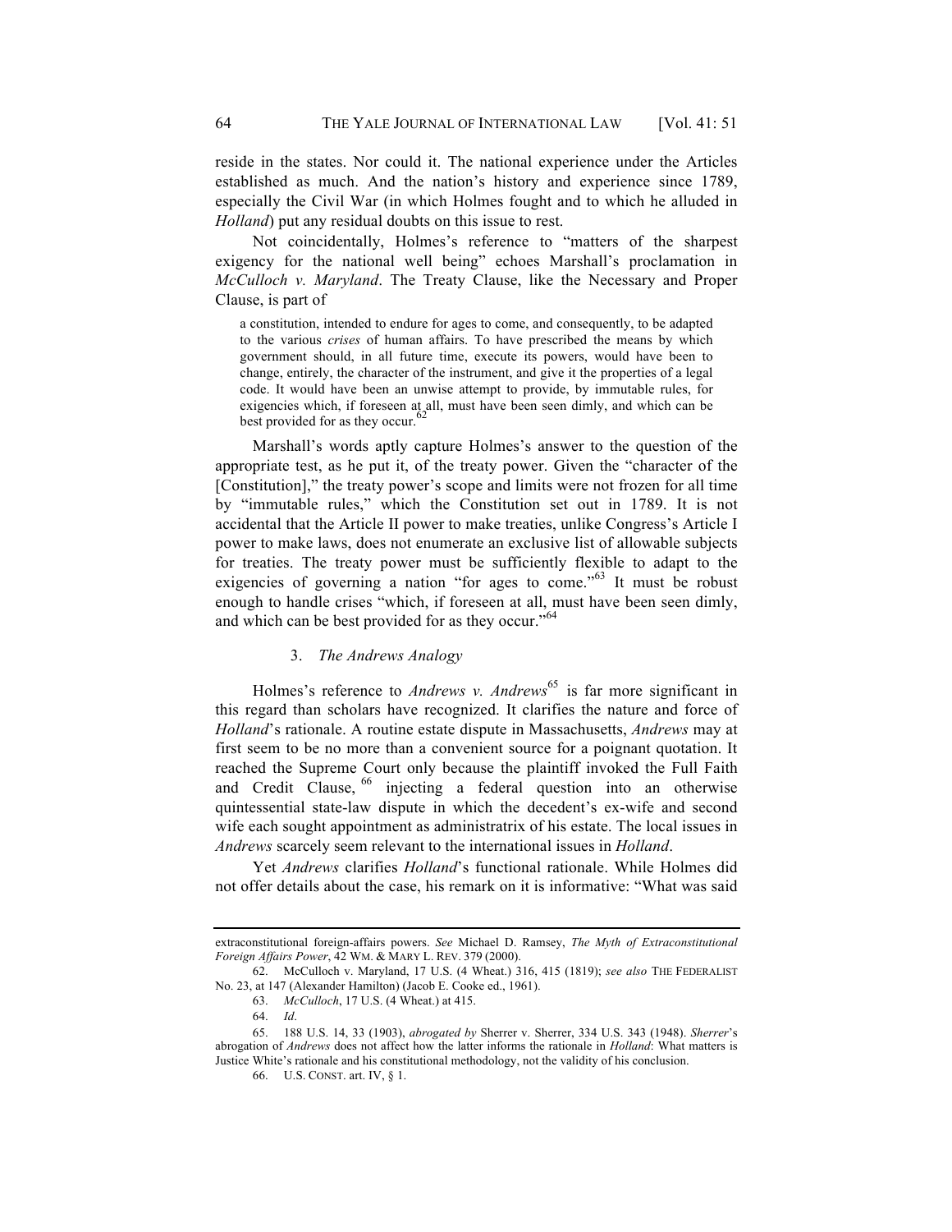reside in the states. Nor could it. The national experience under the Articles established as much. And the nation's history and experience since 1789, especially the Civil War (in which Holmes fought and to which he alluded in *Holland*) put any residual doubts on this issue to rest.

Not coincidentally, Holmes's reference to "matters of the sharpest exigency for the national well being" echoes Marshall's proclamation in *McCulloch v. Maryland*. The Treaty Clause, like the Necessary and Proper Clause, is part of

> a constitution, intended to endure for ages to come, and consequently, to be adapted to the various *crises* of human affairs. To have prescribed the means by which government should, in all future time, execute its powers, would have been to change, entirely, the character of the instrument, and give it the properties of a legal code. It would have been an unwise attempt to provide, by immutable rules, for exigencies which, if foreseen at all, must have been seen dimly, and which can be best provided for as they occur.[62]

Marshall's words aptly capture Holmes's answer to the question of the appropriate test, as he put it, of the treaty power. Given the "character of the [Constitution]," the treaty power's scope and limits were not frozen for all time by "immutable rules," which the Constitution set out in 1789. It is not accidental that the Article II power to make treaties, unlike Congress's Article I power to make laws, does not enumerate an exclusive list of allowable subjects for treaties. The treaty power must be sufficiently flexible to adapt to the exigencies of governing a nation "for ages to come."[63] It must be robust enough to handle crises "which, if foreseen at all, must have been seen dimly, and which can be best provided for as they occur."[64]

### 3. *The Andrews Analogy*

Holmes's reference to *Andrews v. Andrews*[65] is far more significant in this regard than scholars have recognized. It clarifies the nature and force of *Holland*'s rationale. A routine estate dispute in Massachusetts, *Andrews* may at first seem to be no more than a convenient source for a poignant quotation. It reached the Supreme Court only because the plaintiff invoked the Full Faith and Credit Clause,[66] injecting a federal question into an otherwise quintessential state-law dispute in which the decedent's ex-wife and second wife each sought appointment as administratrix of his estate. The local issues in *Andrews* scarcely seem relevant to the international issues in *Holland*.

Yet *Andrews* clarifies *Holland*'s functional rationale. While Holmes did not offer details about the case, his remark on it is informative: "What was said

---

extraconstitutional foreign-affairs powers. *See* Michael D. Ramsey, *The Myth of Extraconstitutional Foreign Affairs Power*, 42 WM. & MARY L. REV. 379 (2000).

62. McCulloch v. Maryland, 17 U.S. (4 Wheat.) 316, 415 (1819); *see also* THE FEDERALIST No. 23, at 147 (Alexander Hamilton) (Jacob E. Cooke ed., 1961).

63. *McCulloch*, 17 U.S. (4 Wheat.) at 415.

64. *Id*.

65. 188 U.S. 14, 33 (1903), *abrogated by* Sherrer v. Sherrer, 334 U.S. 343 (1948). *Sherrer*'s abrogation of *Andrews* does not affect how the latter informs the rationale in *Holland*: What matters is Justice White's rationale and his constitutional methodology, not the validity of his conclusion.

66. U.S. CONST. art. IV, § 1.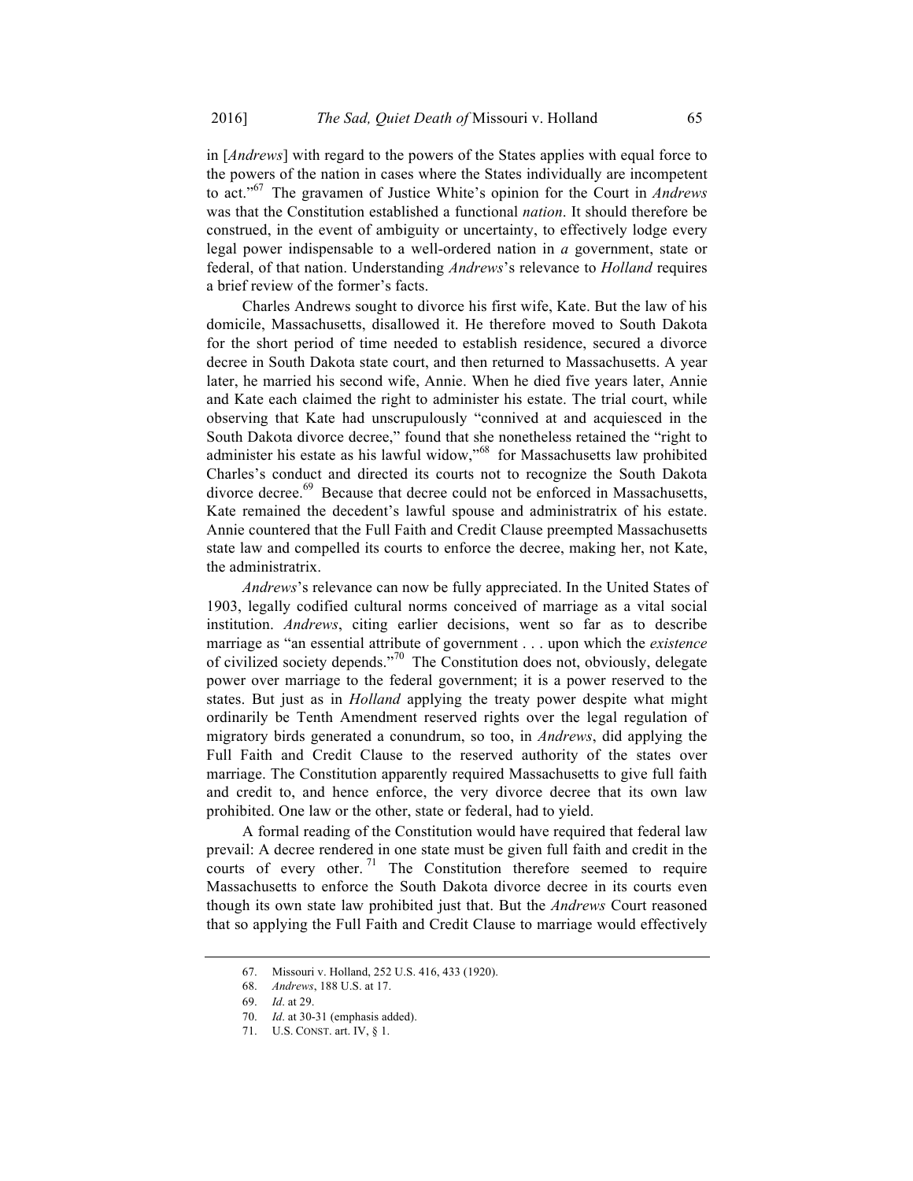in [*Andrews*] with regard to the powers of the States applies with equal force to the powers of the nation in cases where the States individually are incompetent to act."[67] The gravamen of Justice White's opinion for the Court in *Andrews* was that the Constitution established a functional *nation*. It should therefore be construed, in the event of ambiguity or uncertainty, to effectively lodge every legal power indispensable to a well-ordered nation in *a* government, state or federal, of that nation. Understanding *Andrews*'s relevance to *Holland* requires a brief review of the former's facts.

Charles Andrews sought to divorce his first wife, Kate. But the law of his domicile, Massachusetts, disallowed it. He therefore moved to South Dakota for the short period of time needed to establish residence, secured a divorce decree in South Dakota state court, and then returned to Massachusetts. A year later, he married his second wife, Annie. When he died five years later, Annie and Kate each claimed the right to administer his estate. The trial court, while observing that Kate had unscrupulously "connived at and acquiesced in the South Dakota divorce decree," found that she nonetheless retained the "right to administer his estate as his lawful widow,"[68] for Massachusetts law prohibited Charles's conduct and directed its courts not to recognize the South Dakota divorce decree.[69] Because that decree could not be enforced in Massachusetts, Kate remained the decedent's lawful spouse and administratrix of his estate. Annie countered that the Full Faith and Credit Clause preempted Massachusetts state law and compelled its courts to enforce the decree, making her, not Kate, the administratrix.

*Andrews*'s relevance can now be fully appreciated. In the United States of 1903, legally codified cultural norms conceived of marriage as a vital social institution. *Andrews*, citing earlier decisions, went so far as to describe marriage as "an essential attribute of government . . . upon which the *existence* of civilized society depends."[70] The Constitution does not, obviously, delegate power over marriage to the federal government; it is a power reserved to the states. But just as in *Holland* applying the treaty power despite what might ordinarily be Tenth Amendment reserved rights over the legal regulation of migratory birds generated a conundrum, so too, in *Andrews*, did applying the Full Faith and Credit Clause to the reserved authority of the states over marriage. The Constitution apparently required Massachusetts to give full faith and credit to, and hence enforce, the very divorce decree that its own law prohibited. One law or the other, state or federal, had to yield.

A formal reading of the Constitution would have required that federal law prevail: A decree rendered in one state must be given full faith and credit in the courts of every other.[71] The Constitution therefore seemed to require Massachusetts to enforce the South Dakota divorce decree in its courts even though its own state law prohibited just that. But the *Andrews* Court reasoned that so applying the Full Faith and Credit Clause to marriage would effectively

---

67. Missouri v. Holland, 252 U.S. 416, 433 (1920).

68. *Andrews*, 188 U.S. at 17.

69. *Id*. at 29.

70. *Id*. at 30-31 (emphasis added).

71. U.S. CONST. art. IV, § 1.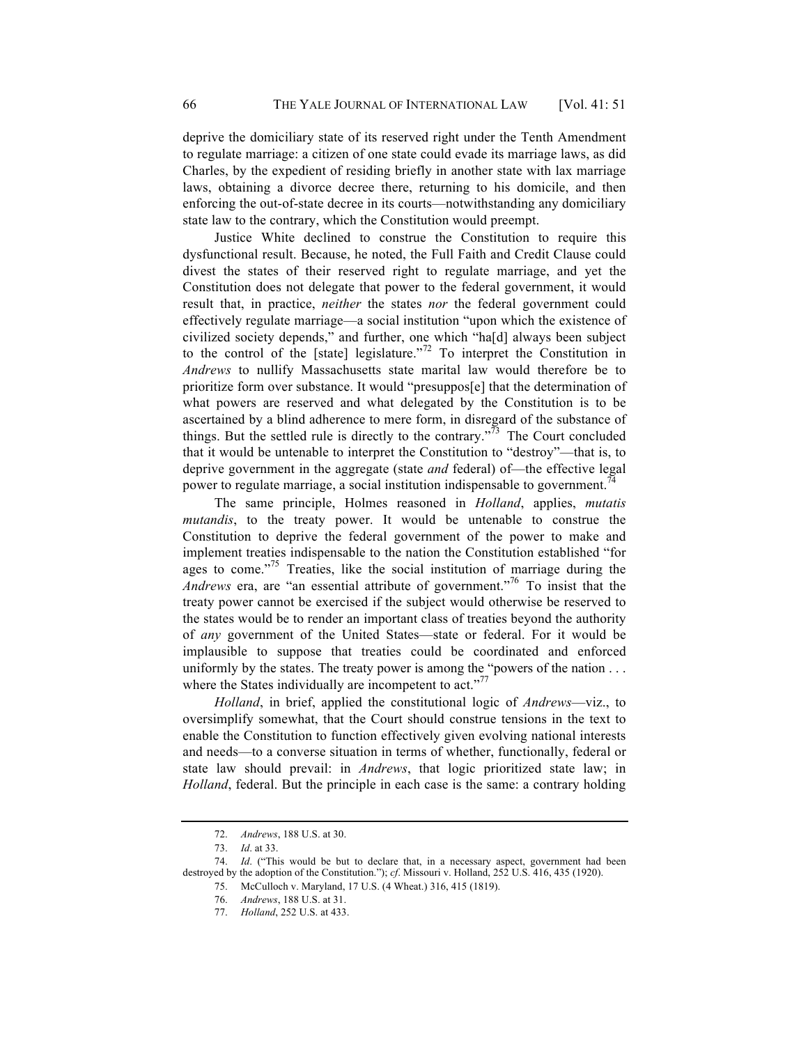deprive the domiciliary state of its reserved right under the Tenth Amendment to regulate marriage: a citizen of one state could evade its marriage laws, as did Charles, by the expedient of residing briefly in another state with lax marriage laws, obtaining a divorce decree there, returning to his domicile, and then enforcing the out-of-state decree in its courts—notwithstanding any domiciliary state law to the contrary, which the Constitution would preempt.

Justice White declined to construe the Constitution to require this dysfunctional result. Because, he noted, the Full Faith and Credit Clause could divest the states of their reserved right to regulate marriage, and yet the Constitution does not delegate that power to the federal government, it would result that, in practice, *neither* the states *nor* the federal government could effectively regulate marriage—a social institution "upon which the existence of civilized society depends," and further, one which "ha[d] always been subject to the control of the [state] legislature."[72] To interpret the Constitution in *Andrews* to nullify Massachusetts state marital law would therefore be to prioritize form over substance. It would "presuppos[e] that the determination of what powers are reserved and what delegated by the Constitution is to be ascertained by a blind adherence to mere form, in disregard of the substance of things. But the settled rule is directly to the contrary."[73] The Court concluded that it would be untenable to interpret the Constitution to "destroy"—that is, to deprive government in the aggregate (state *and* federal) of—the effective legal power to regulate marriage, a social institution indispensable to government.[74]

The same principle, Holmes reasoned in *Holland*, applies, *mutatis mutandis*, to the treaty power. It would be untenable to construe the Constitution to deprive the federal government of the power to make and implement treaties indispensable to the nation the Constitution established "for ages to come."[75] Treaties, like the social institution of marriage during the *Andrews* era, are "an essential attribute of government."[76] To insist that the treaty power cannot be exercised if the subject would otherwise be reserved to the states would be to render an important class of treaties beyond the authority of *any* government of the United States—state or federal. For it would be implausible to suppose that treaties could be coordinated and enforced uniformly by the states. The treaty power is among the "powers of the nation . . . where the States individually are incompetent to act."[77]

*Holland*, in brief, applied the constitutional logic of *Andrews*—viz., to oversimplify somewhat, that the Court should construe tensions in the text to enable the Constitution to function effectively given evolving national interests and needs—to a converse situation in terms of whether, functionally, federal or state law should prevail: in *Andrews*, that logic prioritized state law; in *Holland*, federal. But the principle in each case is the same: a contrary holding

---

72. *Andrews*, 188 U.S. at 30.

73. *Id*. at 33.

74. *Id*. ("This would be but to declare that, in a necessary aspect, government had been destroyed by the adoption of the Constitution."); *cf*. Missouri v. Holland, 252 U.S. 416, 435 (1920).

75. McCulloch v. Maryland, 17 U.S. (4 Wheat.) 316, 415 (1819).

76. *Andrews*, 188 U.S. at 31.

77. *Holland*, 252 U.S. at 433.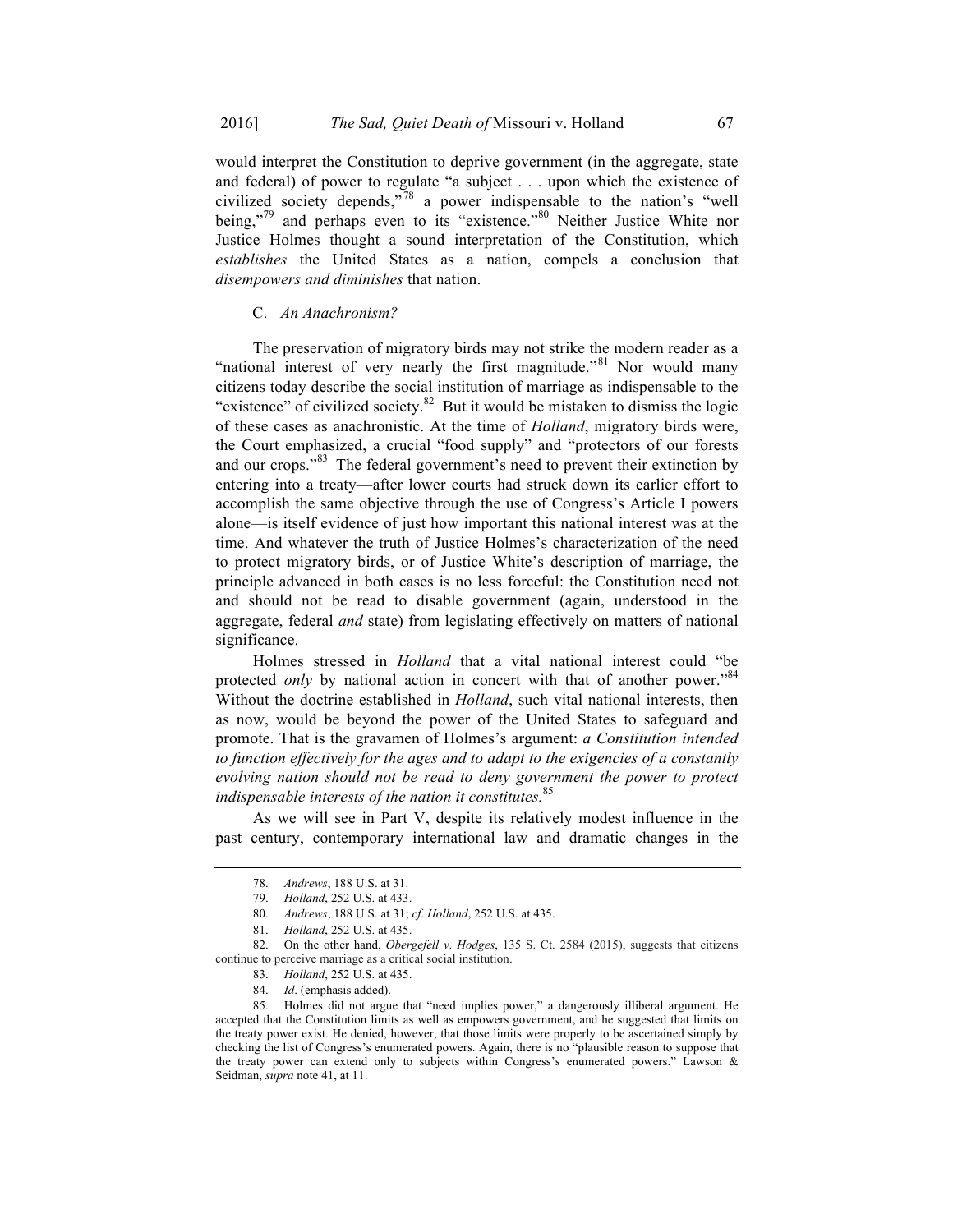would interpret the Constitution to deprive government (in the aggregate, state and federal) of power to regulate "a subject . . . upon which the existence of civilized society depends,"[78] a power indispensable to the nation's "well being,"[79] and perhaps even to its "existence."[80] Neither Justice White nor Justice Holmes thought a sound interpretation of the Constitution, which *establishes* the United States as a nation, compels a conclusion that *disempowers and diminishes* that nation.

### C. *An Anachronism?*

The preservation of migratory birds may not strike the modern reader as a "national interest of very nearly the first magnitude."[81] Nor would many citizens today describe the social institution of marriage as indispensable to the "existence" of civilized society.[82] But it would be mistaken to dismiss the logic of these cases as anachronistic. At the time of *Holland*, migratory birds were, the Court emphasized, a crucial "food supply" and "protectors of our forests and our crops."[83] The federal government's need to prevent their extinction by entering into a treaty—after lower courts had struck down its earlier effort to accomplish the same objective through the use of Congress's Article I powers alone—is itself evidence of just how important this national interest was at the time. And whatever the truth of Justice Holmes's characterization of the need to protect migratory birds, or of Justice White's description of marriage, the principle advanced in both cases is no less forceful: the Constitution need not and should not be read to disable government (again, understood in the aggregate, federal *and* state) from legislating effectively on matters of national significance.

Holmes stressed in *Holland* that a vital national interest could "be protected *only* by national action in concert with that of another power."[84] Without the doctrine established in *Holland*, such vital national interests, then as now, would be beyond the power of the United States to safeguard and promote. That is the gravamen of Holmes's argument: *a Constitution intended to function effectively for the ages and to adapt to the exigencies of a constantly evolving nation should not be read to deny government the power to protect indispensable interests of the nation it constitutes.*[85]

As we will see in Part V, despite its relatively modest influence in the past century, contemporary international law and dramatic changes in the

---

78. *Andrews*, 188 U.S. at 31.

79. *Holland*, 252 U.S. at 433.

80. *Andrews*, 188 U.S. at 31; *cf*. *Holland*, 252 U.S. at 435.

81. *Holland*, 252 U.S. at 435.

82. On the other hand, *Obergefell v. Hodges*, 135 S. Ct. 2584 (2015), suggests that citizens continue to perceive marriage as a critical social institution.

83. *Holland*, 252 U.S. at 435.

84. *Id*. (emphasis added).

85. Holmes did not argue that "need implies power," a dangerously illiberal argument. He accepted that the Constitution limits as well as empowers government, and he suggested that limits on the treaty power exist. He denied, however, that those limits were properly to be ascertained simply by checking the list of Congress's enumerated powers. Again, there is no "plausible reason to suppose that the treaty power can extend only to subjects within Congress's enumerated powers." Lawson & Seidman, *supra* note 41, at 11.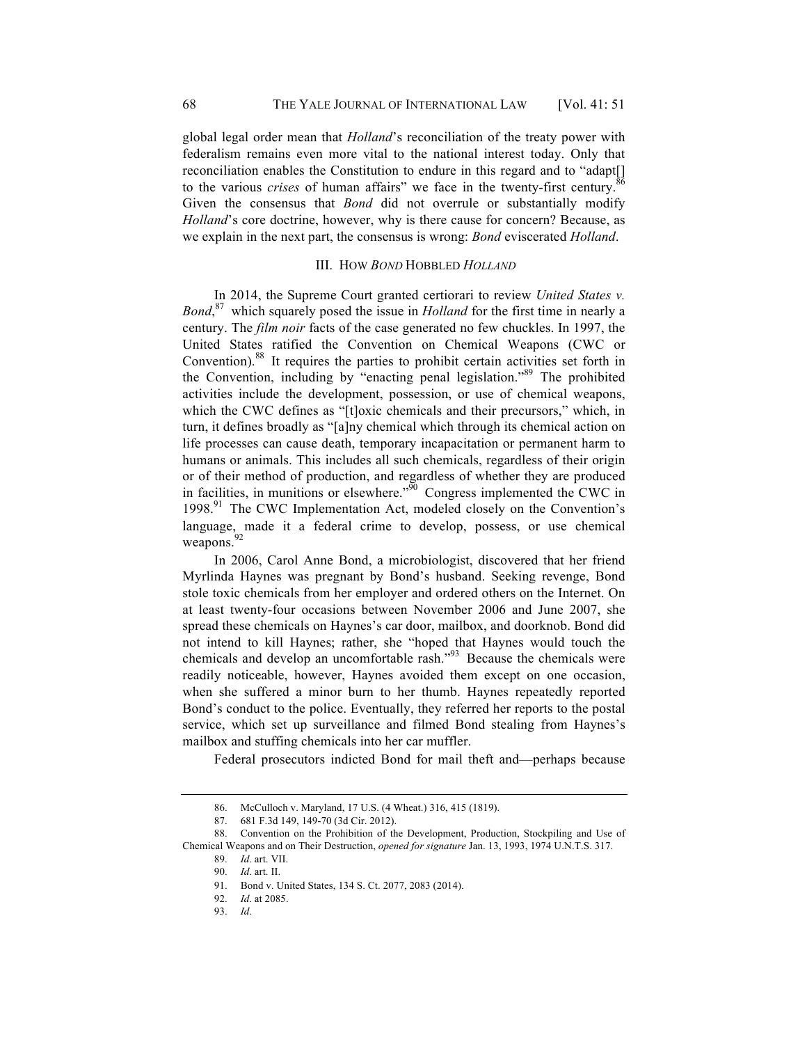global legal order mean that *Holland*'s reconciliation of the treaty power with federalism remains even more vital to the national interest today. Only that reconciliation enables the Constitution to endure in this regard and to "adapt[] to the various *crises* of human affairs" we face in the twenty-first century.[86] Given the consensus that *Bond* did not overrule or substantially modify *Holland*'s core doctrine, however, why is there cause for concern? Because, as we explain in the next part, the consensus is wrong: *Bond* eviscerated *Holland*.

## III. How *Bond* Hobbled *Holland*

In 2014, the Supreme Court granted certiorari to review *United States v. Bond*,[87] which squarely posed the issue in *Holland* for the first time in nearly a century. The *film noir* facts of the case generated no few chuckles. In 1997, the United States ratified the Convention on Chemical Weapons (CWC or Convention).[88] It requires the parties to prohibit certain activities set forth in the Convention, including by "enacting penal legislation."[89] The prohibited activities include the development, possession, or use of chemical weapons, which the CWC defines as "[t]oxic chemicals and their precursors," which, in turn, it defines broadly as "[a]ny chemical which through its chemical action on life processes can cause death, temporary incapacitation or permanent harm to humans or animals. This includes all such chemicals, regardless of their origin or of their method of production, and regardless of whether they are produced in facilities, in munitions or elsewhere."[90] Congress implemented the CWC in 1998.[91] The CWC Implementation Act, modeled closely on the Convention's language, made it a federal crime to develop, possess, or use chemical weapons.[92]

In 2006, Carol Anne Bond, a microbiologist, discovered that her friend Myrlinda Haynes was pregnant by Bond's husband. Seeking revenge, Bond stole toxic chemicals from her employer and ordered others on the Internet. On at least twenty-four occasions between November 2006 and June 2007, she spread these chemicals on Haynes's car door, mailbox, and doorknob. Bond did not intend to kill Haynes; rather, she "hoped that Haynes would touch the chemicals and develop an uncomfortable rash."[93] Because the chemicals were readily noticeable, however, Haynes avoided them except on one occasion, when she suffered a minor burn to her thumb. Haynes repeatedly reported Bond's conduct to the police. Eventually, they referred her reports to the postal service, which set up surveillance and filmed Bond stealing from Haynes's mailbox and stuffing chemicals into her car muffler.

Federal prosecutors indicted Bond for mail theft and—perhaps because

---

86. McCulloch v. Maryland, 17 U.S. (4 Wheat.) 316, 415 (1819).

87. 681 F.3d 149, 149-70 (3d Cir. 2012).

88. Convention on the Prohibition of the Development, Production, Stockpiling and Use of Chemical Weapons and on Their Destruction, *opened for signature* Jan. 13, 1993, 1974 U.N.T.S. 317.

89. *Id*. art. VII.

90. *Id*. art. II.

91. Bond v. United States, 134 S. Ct. 2077, 2083 (2014).

92. *Id*. at 2085.

93. *Id*.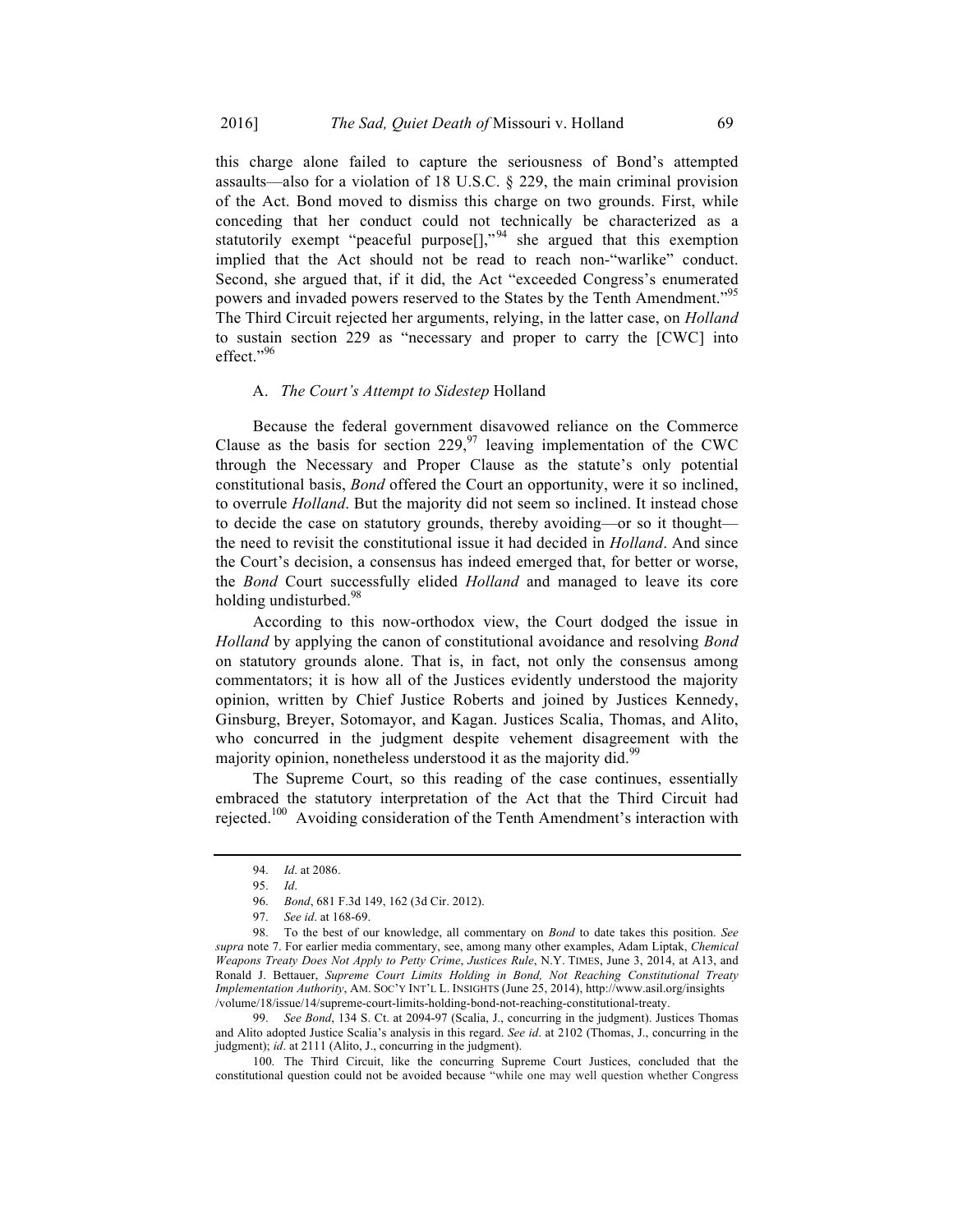this charge alone failed to capture the seriousness of Bond's attempted assaults—also for a violation of 18 U.S.C. § 229, the main criminal provision of the Act. Bond moved to dismiss this charge on two grounds. First, while conceding that her conduct could not technically be characterized as a statutorily exempt "peaceful purpose[],"[94] she argued that this exemption implied that the Act should not be read to reach non-"warlike" conduct. Second, she argued that, if it did, the Act "exceeded Congress's enumerated powers and invaded powers reserved to the States by the Tenth Amendment."[95] The Third Circuit rejected her arguments, relying, in the latter case, on *Holland* to sustain section 229 as "necessary and proper to carry the [CWC] into effect."[96]

### A. *The Court's Attempt to Sidestep* Holland

Because the federal government disavowed reliance on the Commerce Clause as the basis for section 229,[97] leaving implementation of the CWC through the Necessary and Proper Clause as the statute's only potential constitutional basis, *Bond* offered the Court an opportunity, were it so inclined, to overrule *Holland*. But the majority did not seem so inclined. It instead chose to decide the case on statutory grounds, thereby avoiding—or so it thought—the need to revisit the constitutional issue it had decided in *Holland*. And since the Court's decision, a consensus has indeed emerged that, for better or worse, the *Bond* Court successfully elided *Holland* and managed to leave its core holding undisturbed.[98]

According to this now-orthodox view, the Court dodged the issue in *Holland* by applying the canon of constitutional avoidance and resolving *Bond* on statutory grounds alone. That is, in fact, not only the consensus among commentators; it is how all of the Justices evidently understood the majority opinion, written by Chief Justice Roberts and joined by Justices Kennedy, Ginsburg, Breyer, Sotomayor, and Kagan. Justices Scalia, Thomas, and Alito, who concurred in the judgment despite vehement disagreement with the majority opinion, nonetheless understood it as the majority did.[99]

The Supreme Court, so this reading of the case continues, essentially embraced the statutory interpretation of the Act that the Third Circuit had rejected.[100] Avoiding consideration of the Tenth Amendment's interaction with

---

94. *Id*. at 2086.

95. *Id*.

96. *Bond*, 681 F.3d 149, 162 (3d Cir. 2012).

97. *See id*. at 168-69.

98. To the best of our knowledge, all commentary on *Bond* to date takes this position. *See supra* note 7. For earlier media commentary, see, among many other examples, Adam Liptak, *Chemical Weapons Treaty Does Not Apply to Petty Crime*, *Justices Rule*, N.Y. TIMES, June 3, 2014, at A13, and Ronald J. Bettauer, *Supreme Court Limits Holding in Bond, Not Reaching Constitutional Treaty Implementation Authority*, AM. SOC'Y INT'L L. INSIGHTS (June 25, 2014), http://www.asil.org/insights/volume/18/issue/14/supreme-court-limits-holding-bond-not-reaching-constitutional-treaty.

99. *See Bond*, 134 S. Ct. at 2094-97 (Scalia, J., concurring in the judgment). Justices Thomas and Alito adopted Justice Scalia's analysis in this regard. *See id*. at 2102 (Thomas, J., concurring in the judgment); *id*. at 2111 (Alito, J., concurring in the judgment).

100. The Third Circuit, like the concurring Supreme Court Justices, concluded that the constitutional question could not be avoided because "while one may well question whether Congress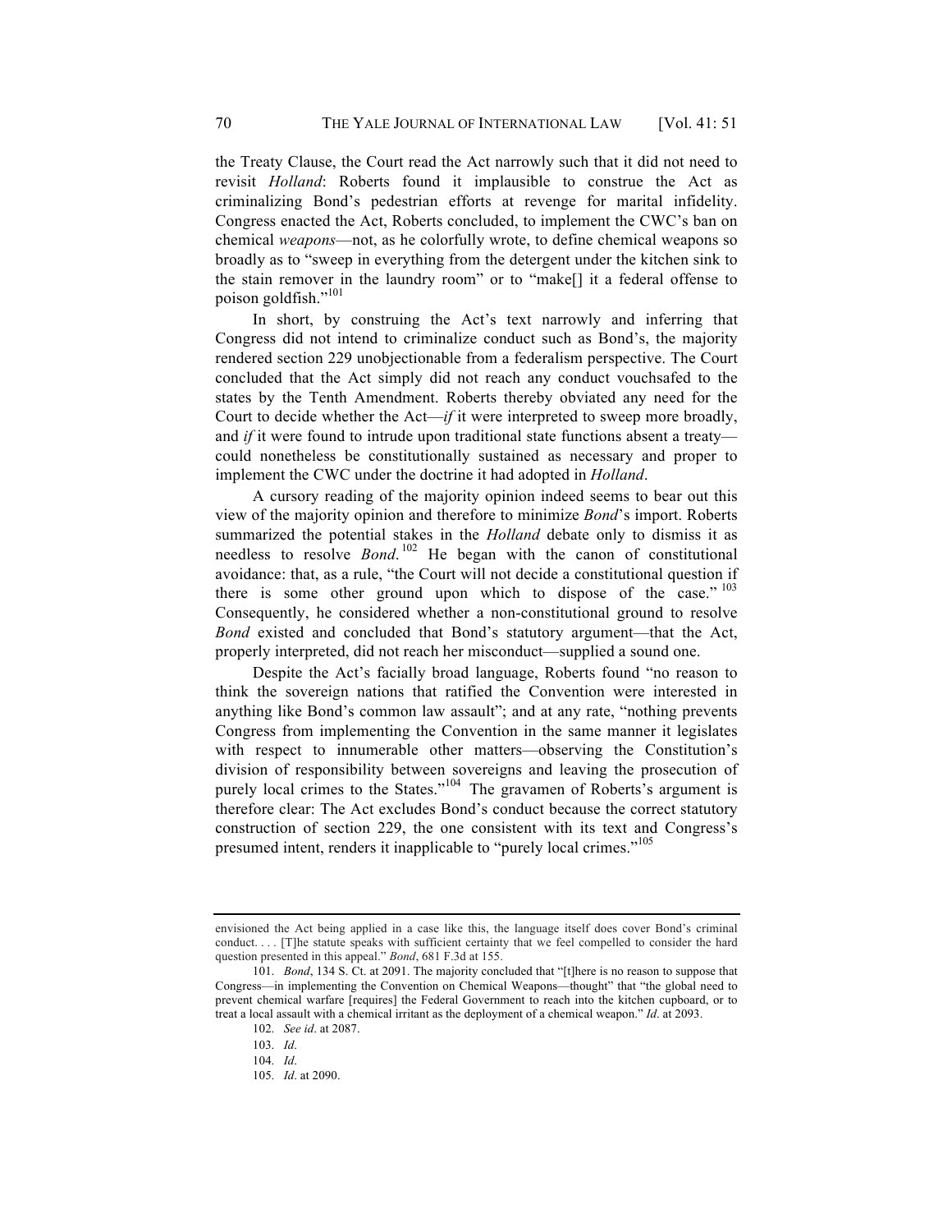the Treaty Clause, the Court read the Act narrowly such that it did not need to revisit *Holland*: Roberts found it implausible to construe the Act as criminalizing Bond's pedestrian efforts at revenge for marital infidelity. Congress enacted the Act, Roberts concluded, to implement the CWC's ban on chemical *weapons*—not, as he colorfully wrote, to define chemical weapons so broadly as to "sweep in everything from the detergent under the kitchen sink to the stain remover in the laundry room" or to "make[] it a federal offense to poison goldfish."[101]

In short, by construing the Act's text narrowly and inferring that Congress did not intend to criminalize conduct such as Bond's, the majority rendered section 229 unobjectionable from a federalism perspective. The Court concluded that the Act simply did not reach any conduct vouchsafed to the states by the Tenth Amendment. Roberts thereby obviated any need for the Court to decide whether the Act—*if* it were interpreted to sweep more broadly, and *if* it were found to intrude upon traditional state functions absent a treaty—could nonetheless be constitutionally sustained as necessary and proper to implement the CWC under the doctrine it had adopted in *Holland*.

A cursory reading of the majority opinion indeed seems to bear out this view of the majority opinion and therefore to minimize *Bond*'s import. Roberts summarized the potential stakes in the *Holland* debate only to dismiss it as needless to resolve *Bond*.[102] He began with the canon of constitutional avoidance: that, as a rule, "the Court will not decide a constitutional question if there is some other ground upon which to dispose of the case."[103] Consequently, he considered whether a non-constitutional ground to resolve *Bond* existed and concluded that Bond's statutory argument—that the Act, properly interpreted, did not reach her misconduct—supplied a sound one.

Despite the Act's facially broad language, Roberts found "no reason to think the sovereign nations that ratified the Convention were interested in anything like Bond's common law assault"; and at any rate, "nothing prevents Congress from implementing the Convention in the same manner it legislates with respect to innumerable other matters—observing the Constitution's division of responsibility between sovereigns and leaving the prosecution of purely local crimes to the States."[104] The gravamen of Roberts's argument is therefore clear: The Act excludes Bond's conduct because the correct statutory construction of section 229, the one consistent with its text and Congress's presumed intent, renders it inapplicable to "purely local crimes."[105]

---

envisioned the Act being applied in a case like this, the language itself does cover Bond's criminal conduct. . . . [T]he statute speaks with sufficient certainty that we feel compelled to consider the hard question presented in this appeal." *Bond*, 681 F.3d at 155.

101. *Bond*, 134 S. Ct. at 2091. The majority concluded that "[t]here is no reason to suppose that Congress—in implementing the Convention on Chemical Weapons—thought" that "the global need to prevent chemical warfare [requires] the Federal Government to reach into the kitchen cupboard, or to treat a local assault with a chemical irritant as the deployment of a chemical weapon." *Id*. at 2093.

102. *See id*. at 2087.

103. *Id*.

104. *Id*.

105. *Id*. at 2090.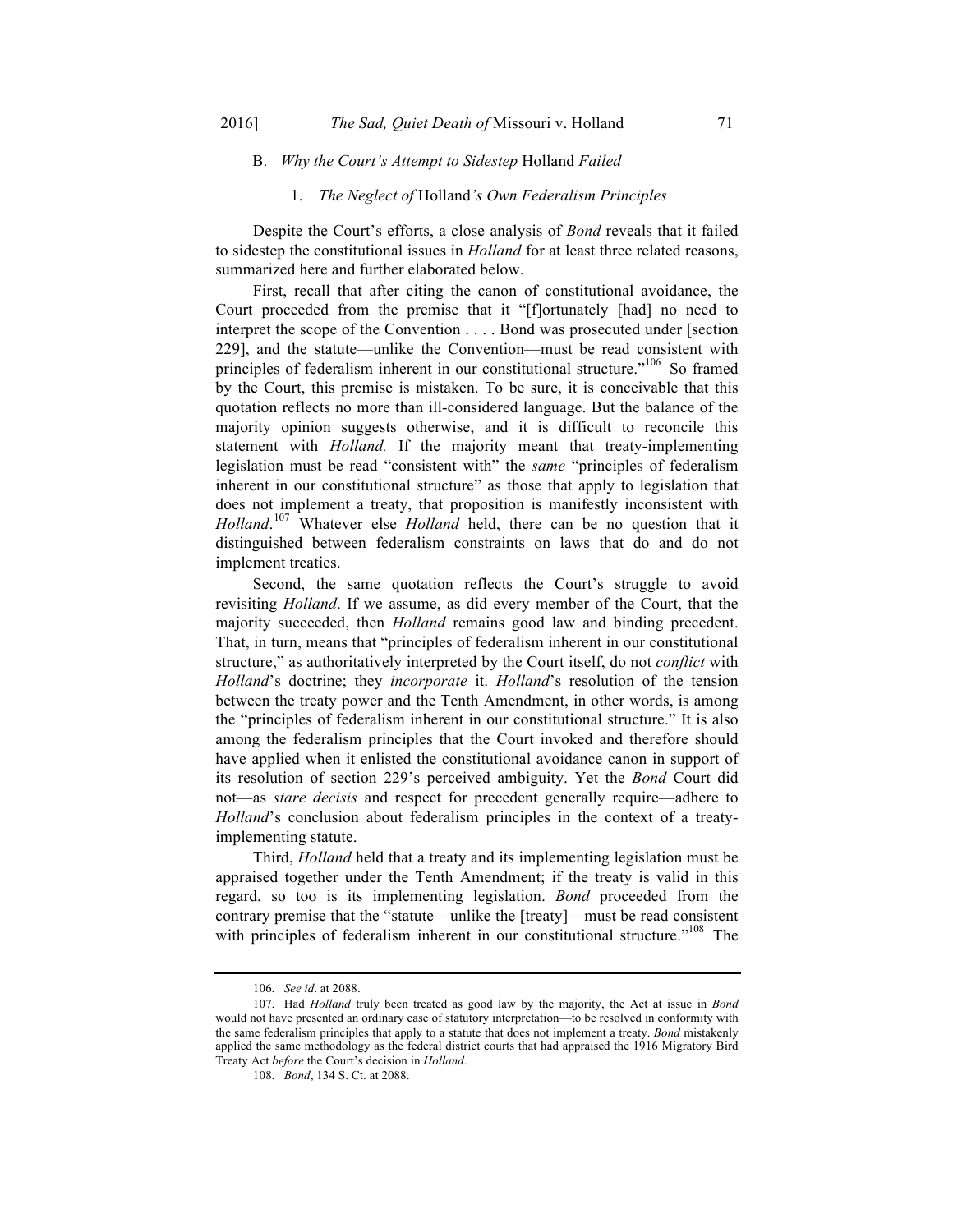### B. *Why the Court's Attempt to Sidestep* Holland *Failed*

#### 1. *The Neglect of* Holland*'s Own Federalism Principles*

Despite the Court's efforts, a close analysis of *Bond* reveals that it failed to sidestep the constitutional issues in *Holland* for at least three related reasons, summarized here and further elaborated below.

First, recall that after citing the canon of constitutional avoidance, the Court proceeded from the premise that it "[f]ortunately [had] no need to interpret the scope of the Convention . . . . Bond was prosecuted under [section 229], and the statute—unlike the Convention—must be read consistent with principles of federalism inherent in our constitutional structure."[106] So framed by the Court, this premise is mistaken. To be sure, it is conceivable that this quotation reflects no more than ill-considered language. But the balance of the majority opinion suggests otherwise, and it is difficult to reconcile this statement with *Holland.* If the majority meant that treaty-implementing legislation must be read "consistent with" the *same* "principles of federalism inherent in our constitutional structure" as those that apply to legislation that does not implement a treaty, that proposition is manifestly inconsistent with *Holland*.[107] Whatever else *Holland* held, there can be no question that it distinguished between federalism constraints on laws that do and do not implement treaties.

Second, the same quotation reflects the Court's struggle to avoid revisiting *Holland*. If we assume, as did every member of the Court, that the majority succeeded, then *Holland* remains good law and binding precedent. That, in turn, means that "principles of federalism inherent in our constitutional structure," as authoritatively interpreted by the Court itself, do not *conflict* with *Holland*'s doctrine; they *incorporate* it. *Holland*'s resolution of the tension between the treaty power and the Tenth Amendment, in other words, is among the "principles of federalism inherent in our constitutional structure." It is also among the federalism principles that the Court invoked and therefore should have applied when it enlisted the constitutional avoidance canon in support of its resolution of section 229's perceived ambiguity. Yet the *Bond* Court did not—as *stare decisis* and respect for precedent generally require—adhere to *Holland*'s conclusion about federalism principles in the context of a treaty-implementing statute.

Third, *Holland* held that a treaty and its implementing legislation must be appraised together under the Tenth Amendment; if the treaty is valid in this regard, so too is its implementing legislation. *Bond* proceeded from the contrary premise that the "statute—unlike the [treaty]—must be read consistent with principles of federalism inherent in our constitutional structure."[108] The

---

106. *See id*. at 2088.

107. Had *Holland* truly been treated as good law by the majority, the Act at issue in *Bond* would not have presented an ordinary case of statutory interpretation—to be resolved in conformity with the same federalism principles that apply to a statute that does not implement a treaty. *Bond* mistakenly applied the same methodology as the federal district courts that had appraised the 1916 Migratory Bird Treaty Act *before* the Court's decision in *Holland*.

108. *Bond*, 134 S. Ct. at 2088.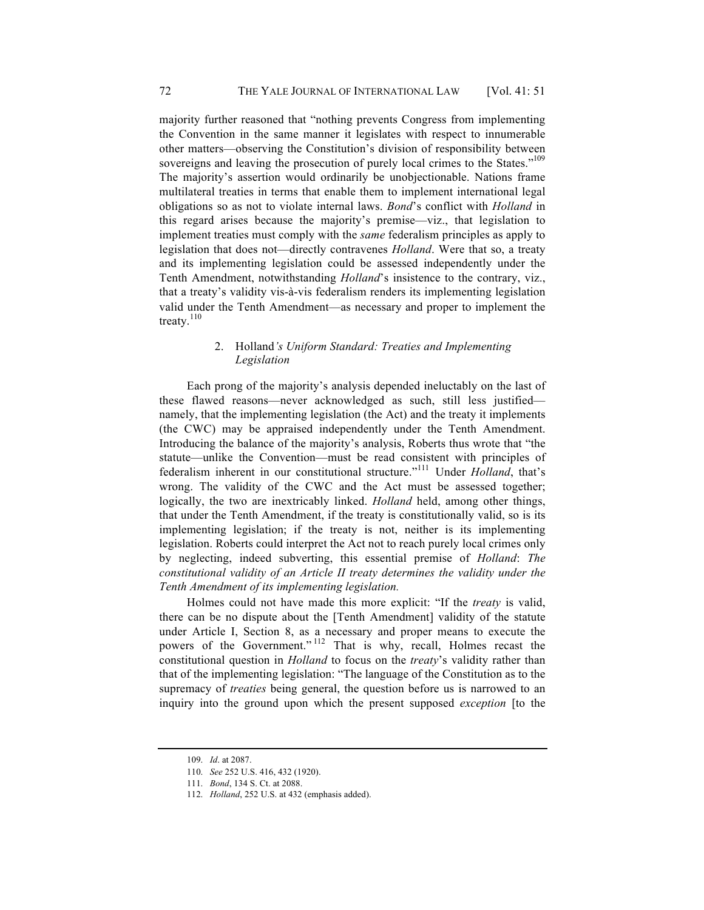majority further reasoned that "nothing prevents Congress from implementing the Convention in the same manner it legislates with respect to innumerable other matters—observing the Constitution's division of responsibility between sovereigns and leaving the prosecution of purely local crimes to the States."[109] The majority's assertion would ordinarily be unobjectionable. Nations frame multilateral treaties in terms that enable them to implement international legal obligations so as not to violate internal laws. *Bond*'s conflict with *Holland* in this regard arises because the majority's premise—viz., that legislation to implement treaties must comply with the *same* federalism principles as apply to legislation that does not—directly contravenes *Holland*. Were that so, a treaty and its implementing legislation could be assessed independently under the Tenth Amendment, notwithstanding *Holland*'s insistence to the contrary, viz., that a treaty's validity vis-à-vis federalism renders its implementing legislation valid under the Tenth Amendment—as necessary and proper to implement the treaty.[110]

### 2. Holland*'s Uniform Standard: Treaties and Implementing Legislation*

Each prong of the majority's analysis depended ineluctably on the last of these flawed reasons—never acknowledged as such, still less justified—namely, that the implementing legislation (the Act) and the treaty it implements (the CWC) may be appraised independently under the Tenth Amendment. Introducing the balance of the majority's analysis, Roberts thus wrote that "the statute—unlike the Convention—must be read consistent with principles of federalism inherent in our constitutional structure."[111] Under *Holland*, that's wrong. The validity of the CWC and the Act must be assessed together; logically, the two are inextricably linked. *Holland* held, among other things, that under the Tenth Amendment, if the treaty is constitutionally valid, so is its implementing legislation; if the treaty is not, neither is its implementing legislation. Roberts could interpret the Act not to reach purely local crimes only by neglecting, indeed subverting, this essential premise of *Holland*: *The constitutional validity of an Article II treaty determines the validity under the Tenth Amendment of its implementing legislation.*

Holmes could not have made this more explicit: "If the *treaty* is valid, there can be no dispute about the [Tenth Amendment] validity of the statute under Article I, Section 8, as a necessary and proper means to execute the powers of the Government."[112] That is why, recall, Holmes recast the constitutional question in *Holland* to focus on the *treaty*'s validity rather than that of the implementing legislation: "The language of the Constitution as to the supremacy of *treaties* being general, the question before us is narrowed to an inquiry into the ground upon which the present supposed *exception* [to the

---

109. *Id*. at 2087.

110. *See* 252 U.S. 416, 432 (1920).

111. *Bond*, 134 S. Ct. at 2088.

112. *Holland*, 252 U.S. at 432 (emphasis added).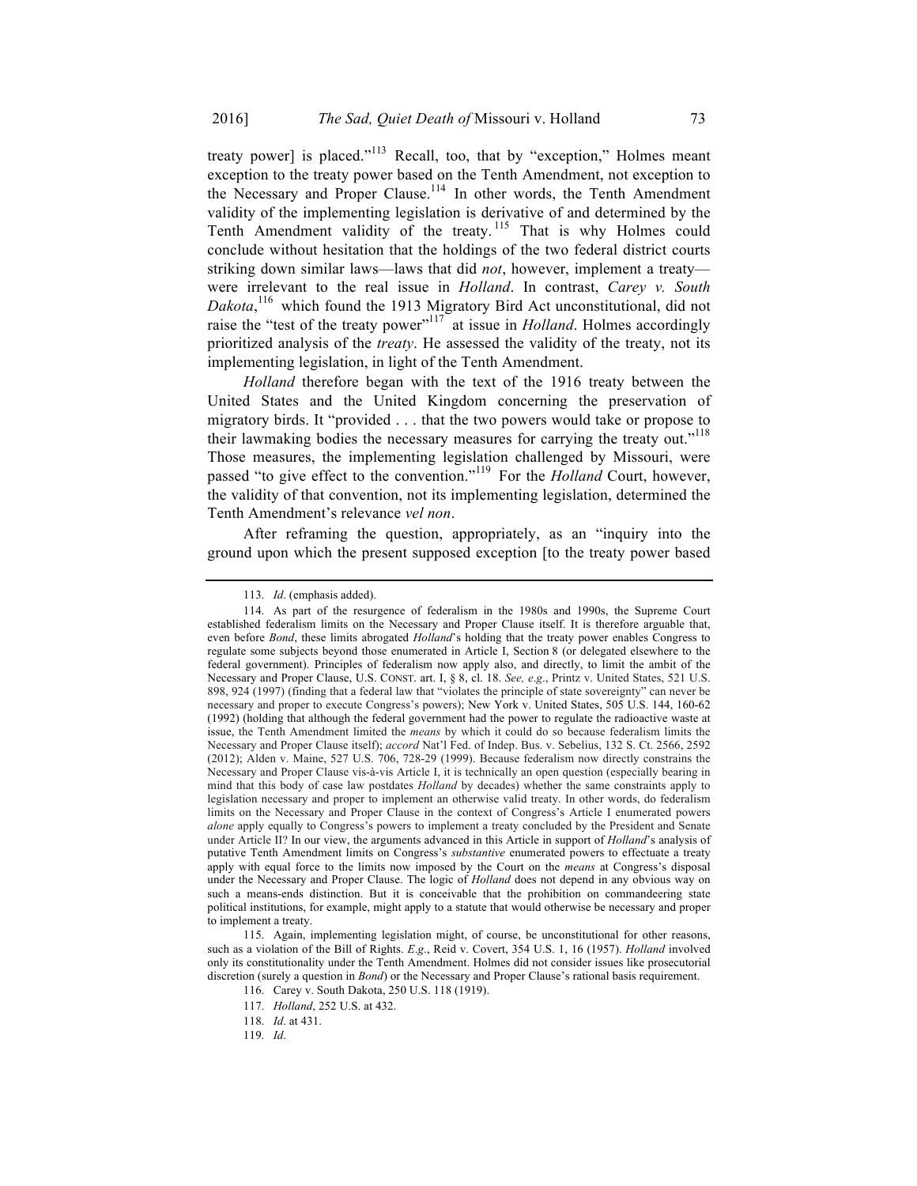treaty power] is placed."[113] Recall, too, that by "exception," Holmes meant exception to the treaty power based on the Tenth Amendment, not exception to the Necessary and Proper Clause.[114] In other words, the Tenth Amendment validity of the implementing legislation is derivative of and determined by the Tenth Amendment validity of the treaty.[115] That is why Holmes could conclude without hesitation that the holdings of the two federal district courts striking down similar laws—laws that did *not*, however, implement a treaty—were irrelevant to the real issue in *Holland*. In contrast, *Carey v. South Dakota*,[116] which found the 1913 Migratory Bird Act unconstitutional, did not raise the "test of the treaty power"[117] at issue in *Holland*. Holmes accordingly prioritized analysis of the *treaty*. He assessed the validity of the treaty, not its implementing legislation, in light of the Tenth Amendment.

*Holland* therefore began with the text of the 1916 treaty between the United States and the United Kingdom concerning the preservation of migratory birds. It "provided . . . that the two powers would take or propose to their lawmaking bodies the necessary measures for carrying the treaty out."[118] Those measures, the implementing legislation challenged by Missouri, were passed "to give effect to the convention."[119] For the *Holland* Court, however, the validity of that convention, not its implementing legislation, determined the Tenth Amendment's relevance *vel non*.

After reframing the question, appropriately, as an "inquiry into the ground upon which the present supposed exception [to the treaty power based

---

113. *Id*. (emphasis added).

114. As part of the resurgence of federalism in the 1980s and 1990s, the Supreme Court established federalism limits on the Necessary and Proper Clause itself. It is therefore arguable that, even before *Bond*, these limits abrogated *Holland*'s holding that the treaty power enables Congress to regulate some subjects beyond those enumerated in Article I, Section 8 (or delegated elsewhere to the federal government). Principles of federalism now apply also, and directly, to limit the ambit of the Necessary and Proper Clause, U.S. CONST. art. I, § 8, cl. 18. *See, e.g*., Printz v. United States, 521 U.S. 898, 924 (1997) (finding that a federal law that "violates the principle of state sovereignty" can never be necessary and proper to execute Congress's powers); New York v. United States, 505 U.S. 144, 160-62 (1992) (holding that although the federal government had the power to regulate the radioactive waste at issue, the Tenth Amendment limited the *means* by which it could do so because federalism limits the Necessary and Proper Clause itself); *accord* Nat'l Fed. of Indep. Bus. v. Sebelius, 132 S. Ct. 2566, 2592 (2012); Alden v. Maine, 527 U.S. 706, 728-29 (1999). Because federalism now directly constrains the Necessary and Proper Clause vis-à-vis Article I, it is technically an open question (especially bearing in mind that this body of case law postdates *Holland* by decades) whether the same constraints apply to legislation necessary and proper to implement an otherwise valid treaty. In other words, do federalism limits on the Necessary and Proper Clause in the context of Congress's Article I enumerated powers *alone* apply equally to Congress's powers to implement a treaty concluded by the President and Senate under Article II? In our view, the arguments advanced in this Article in support of *Holland*'s analysis of putative Tenth Amendment limits on Congress's *substantive* enumerated powers to effectuate a treaty apply with equal force to the limits now imposed by the Court on the *means* at Congress's disposal under the Necessary and Proper Clause. The logic of *Holland* does not depend in any obvious way on such a means-ends distinction. But it is conceivable that the prohibition on commandeering state political institutions, for example, might apply to a statute that would otherwise be necessary and proper to implement a treaty.

115. Again, implementing legislation might, of course, be unconstitutional for other reasons, such as a violation of the Bill of Rights. *E.g*., Reid v. Covert, 354 U.S. 1, 16 (1957). *Holland* involved only its constitutionality under the Tenth Amendment. Holmes did not consider issues like prosecutorial discretion (surely a question in *Bond*) or the Necessary and Proper Clause's rational basis requirement.

116. Carey v. South Dakota, 250 U.S. 118 (1919).

117. *Holland*, 252 U.S. at 432.

118. *Id*. at 431.

119. *Id*.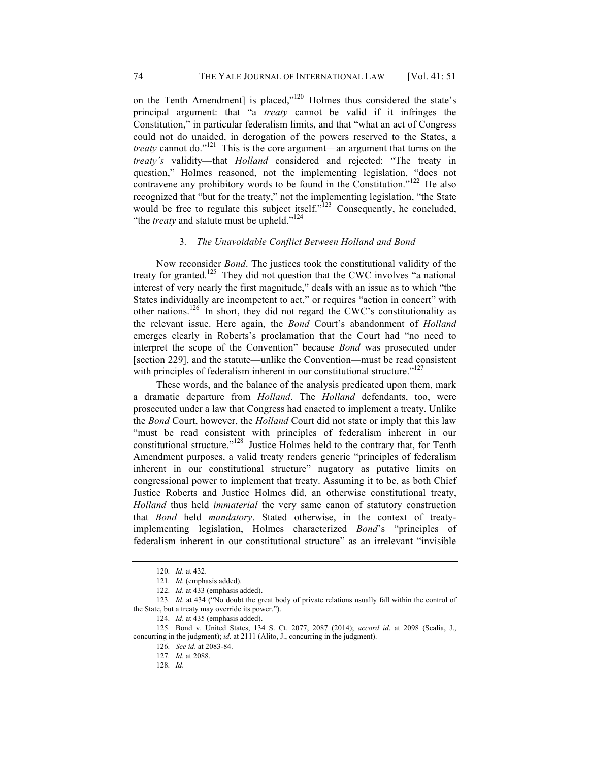on the Tenth Amendment] is placed,"[120] Holmes thus considered the state's principal argument: that "a *treaty* cannot be valid if it infringes the Constitution," in particular federalism limits, and that "what an act of Congress could not do unaided, in derogation of the powers reserved to the States, a *treaty* cannot do."[121] This is the core argument—an argument that turns on the *treaty's* validity—that *Holland* considered and rejected: "The treaty in question," Holmes reasoned, not the implementing legislation, "does not contravene any prohibitory words to be found in the Constitution."[122] He also recognized that "but for the treaty," not the implementing legislation, "the State would be free to regulate this subject itself."[123] Consequently, he concluded, "the *treaty* and statute must be upheld."[124]

### 3. *The Unavoidable Conflict Between Holland and Bond*

Now reconsider *Bond*. The justices took the constitutional validity of the treaty for granted.[125] They did not question that the CWC involves "a national interest of very nearly the first magnitude," deals with an issue as to which "the States individually are incompetent to act," or requires "action in concert" with other nations.[126] In short, they did not regard the CWC's constitutionality as the relevant issue. Here again, the *Bond* Court's abandonment of *Holland* emerges clearly in Roberts's proclamation that the Court had "no need to interpret the scope of the Convention" because *Bond* was prosecuted under [section 229], and the statute—unlike the Convention—must be read consistent with principles of federalism inherent in our constitutional structure."[127]

These words, and the balance of the analysis predicated upon them, mark a dramatic departure from *Holland*. The *Holland* defendants, too, were prosecuted under a law that Congress had enacted to implement a treaty. Unlike the *Bond* Court, however, the *Holland* Court did not state or imply that this law "must be read consistent with principles of federalism inherent in our constitutional structure."[128] Justice Holmes held to the contrary that, for Tenth Amendment purposes, a valid treaty renders generic "principles of federalism inherent in our constitutional structure" nugatory as putative limits on congressional power to implement that treaty. Assuming it to be, as both Chief Justice Roberts and Justice Holmes did, an otherwise constitutional treaty, *Holland* thus held *immaterial* the very same canon of statutory construction that *Bond* held *mandatory*. Stated otherwise, in the context of treaty-implementing legislation, Holmes characterized *Bond*'s "principles of federalism inherent in our constitutional structure" as an irrelevant "invisible

---

120. *Id*. at 432.

121. *Id*. (emphasis added).

122. *Id*. at 433 (emphasis added).

123. *Id*. at 434 ("No doubt the great body of private relations usually fall within the control of the State, but a treaty may override its power.").

124. *Id*. at 435 (emphasis added).

125. Bond v. United States, 134 S. Ct. 2077, 2087 (2014); *accord id*. at 2098 (Scalia, J., concurring in the judgment); *id*. at 2111 (Alito, J., concurring in the judgment).

126. *See id*. at 2083-84.

127. *Id*. at 2088.

128. *Id*.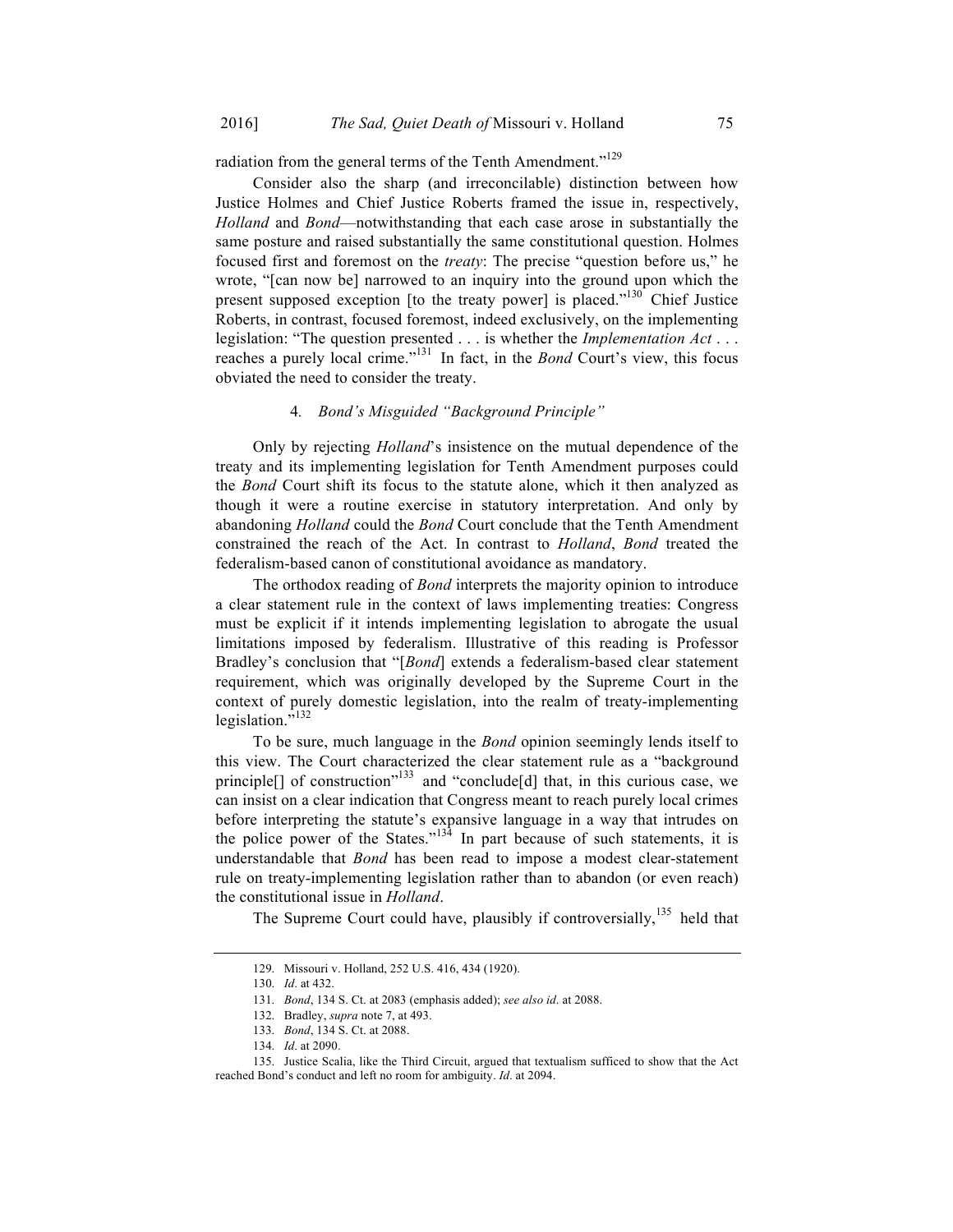radiation from the general terms of the Tenth Amendment."[129]

Consider also the sharp (and irreconcilable) distinction between how Justice Holmes and Chief Justice Roberts framed the issue in, respectively, *Holland* and *Bond*—notwithstanding that each case arose in substantially the same posture and raised substantially the same constitutional question. Holmes focused first and foremost on the *treaty*: The precise "question before us," he wrote, "[can now be] narrowed to an inquiry into the ground upon which the present supposed exception [to the treaty power] is placed."[130] Chief Justice Roberts, in contrast, focused foremost, indeed exclusively, on the implementing legislation: "The question presented . . . is whether the *Implementation Act* . . . reaches a purely local crime."[131] In fact, in the *Bond* Court's view, this focus obviated the need to consider the treaty.

#### 4. *Bond's Misguided "Background Principle"*

Only by rejecting *Holland*'s insistence on the mutual dependence of the treaty and its implementing legislation for Tenth Amendment purposes could the *Bond* Court shift its focus to the statute alone, which it then analyzed as though it were a routine exercise in statutory interpretation. And only by abandoning *Holland* could the *Bond* Court conclude that the Tenth Amendment constrained the reach of the Act. In contrast to *Holland*, *Bond* treated the federalism-based canon of constitutional avoidance as mandatory.

The orthodox reading of *Bond* interprets the majority opinion to introduce a clear statement rule in the context of laws implementing treaties: Congress must be explicit if it intends implementing legislation to abrogate the usual limitations imposed by federalism. Illustrative of this reading is Professor Bradley's conclusion that "[*Bond*] extends a federalism-based clear statement requirement, which was originally developed by the Supreme Court in the context of purely domestic legislation, into the realm of treaty-implementing legislation."[132]

To be sure, much language in the *Bond* opinion seemingly lends itself to this view. The Court characterized the clear statement rule as a "background principle[] of construction"[133] and "conclude[d] that, in this curious case, we can insist on a clear indication that Congress meant to reach purely local crimes before interpreting the statute's expansive language in a way that intrudes on the police power of the States."[134] In part because of such statements, it is understandable that *Bond* has been read to impose a modest clear-statement rule on treaty-implementing legislation rather than to abandon (or even reach) the constitutional issue in *Holland*.

The Supreme Court could have, plausibly if controversially,[135] held that

---

129. Missouri v. Holland, 252 U.S. 416, 434 (1920).

130. *Id*. at 432.

131. *Bond*, 134 S. Ct. at 2083 (emphasis added); *see also id*. at 2088.

132. Bradley, *supra* note 7, at 493.

133. *Bond*, 134 S. Ct. at 2088.

134. *Id*. at 2090.

135. Justice Scalia, like the Third Circuit, argued that textualism sufficed to show that the Act reached Bond's conduct and left no room for ambiguity. *Id*. at 2094.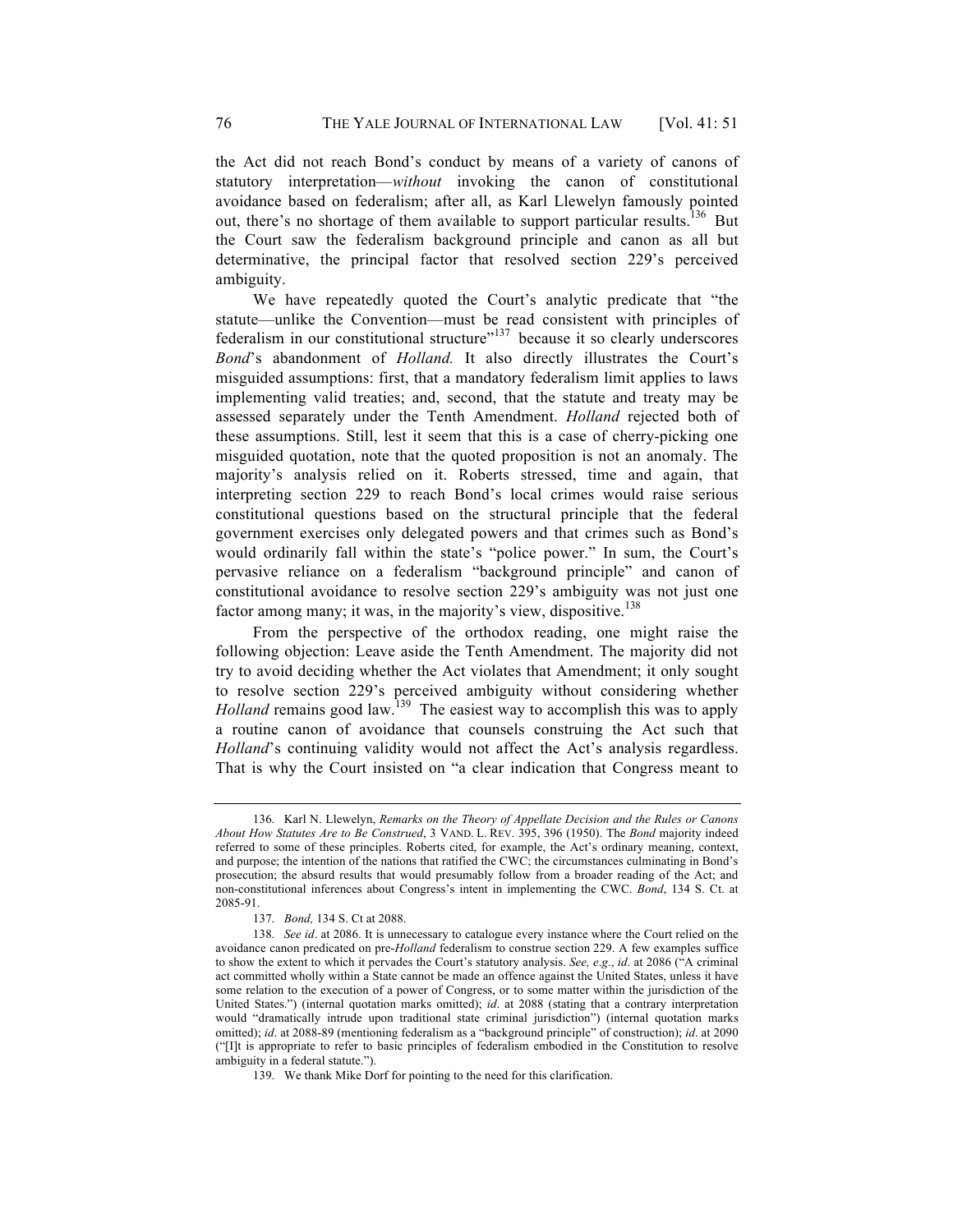the Act did not reach Bond's conduct by means of a variety of canons of statutory interpretation—*without* invoking the canon of constitutional avoidance based on federalism; after all, as Karl Llewelyn famously pointed out, there's no shortage of them available to support particular results.[136] But the Court saw the federalism background principle and canon as all but determinative, the principal factor that resolved section 229's perceived ambiguity.

We have repeatedly quoted the Court's analytic predicate that "the statute—unlike the Convention—must be read consistent with principles of federalism in our constitutional structure"[137] because it so clearly underscores *Bond*'s abandonment of *Holland.* It also directly illustrates the Court's misguided assumptions: first, that a mandatory federalism limit applies to laws implementing valid treaties; and, second, that the statute and treaty may be assessed separately under the Tenth Amendment. *Holland* rejected both of these assumptions. Still, lest it seem that this is a case of cherry-picking one misguided quotation, note that the quoted proposition is not an anomaly. The majority's analysis relied on it. Roberts stressed, time and again, that interpreting section 229 to reach Bond's local crimes would raise serious constitutional questions based on the structural principle that the federal government exercises only delegated powers and that crimes such as Bond's would ordinarily fall within the state's "police power." In sum, the Court's pervasive reliance on a federalism "background principle" and canon of constitutional avoidance to resolve section 229's ambiguity was not just one factor among many; it was, in the majority's view, dispositive.[138]

From the perspective of the orthodox reading, one might raise the following objection: Leave aside the Tenth Amendment. The majority did not try to avoid deciding whether the Act violates that Amendment; it only sought to resolve section 229's perceived ambiguity without considering whether *Holland* remains good law.[139] The easiest way to accomplish this was to apply a routine canon of avoidance that counsels construing the Act such that *Holland*'s continuing validity would not affect the Act's analysis regardless. That is why the Court insisted on "a clear indication that Congress meant to

---

136. Karl N. Llewelyn, *Remarks on the Theory of Appellate Decision and the Rules or Canons About How Statutes Are to Be Construed*, 3 VAND. L. REV. 395, 396 (1950). The *Bond* majority indeed referred to some of these principles. Roberts cited, for example, the Act's ordinary meaning, context, and purpose; the intention of the nations that ratified the CWC; the circumstances culminating in Bond's prosecution; the absurd results that would presumably follow from a broader reading of the Act; and non-constitutional inferences about Congress's intent in implementing the CWC. *Bond*, 134 S. Ct. at 2085-91.

137. *Bond,* 134 S. Ct at 2088.

138. *See id*. at 2086. It is unnecessary to catalogue every instance where the Court relied on the avoidance canon predicated on pre-*Holland* federalism to construe section 229. A few examples suffice to show the extent to which it pervades the Court's statutory analysis. *See, e.g*., *id*. at 2086 ("A criminal act committed wholly within a State cannot be made an offence against the United States, unless it have some relation to the execution of a power of Congress, or to some matter within the jurisdiction of the United States.") (internal quotation marks omitted); *id*. at 2088 (stating that a contrary interpretation would "dramatically intrude upon traditional state criminal jurisdiction") (internal quotation marks omitted); *id*. at 2088-89 (mentioning federalism as a "background principle" of construction); *id*. at 2090 ("[I]t is appropriate to refer to basic principles of federalism embodied in the Constitution to resolve ambiguity in a federal statute.").

139. We thank Mike Dorf for pointing to the need for this clarification.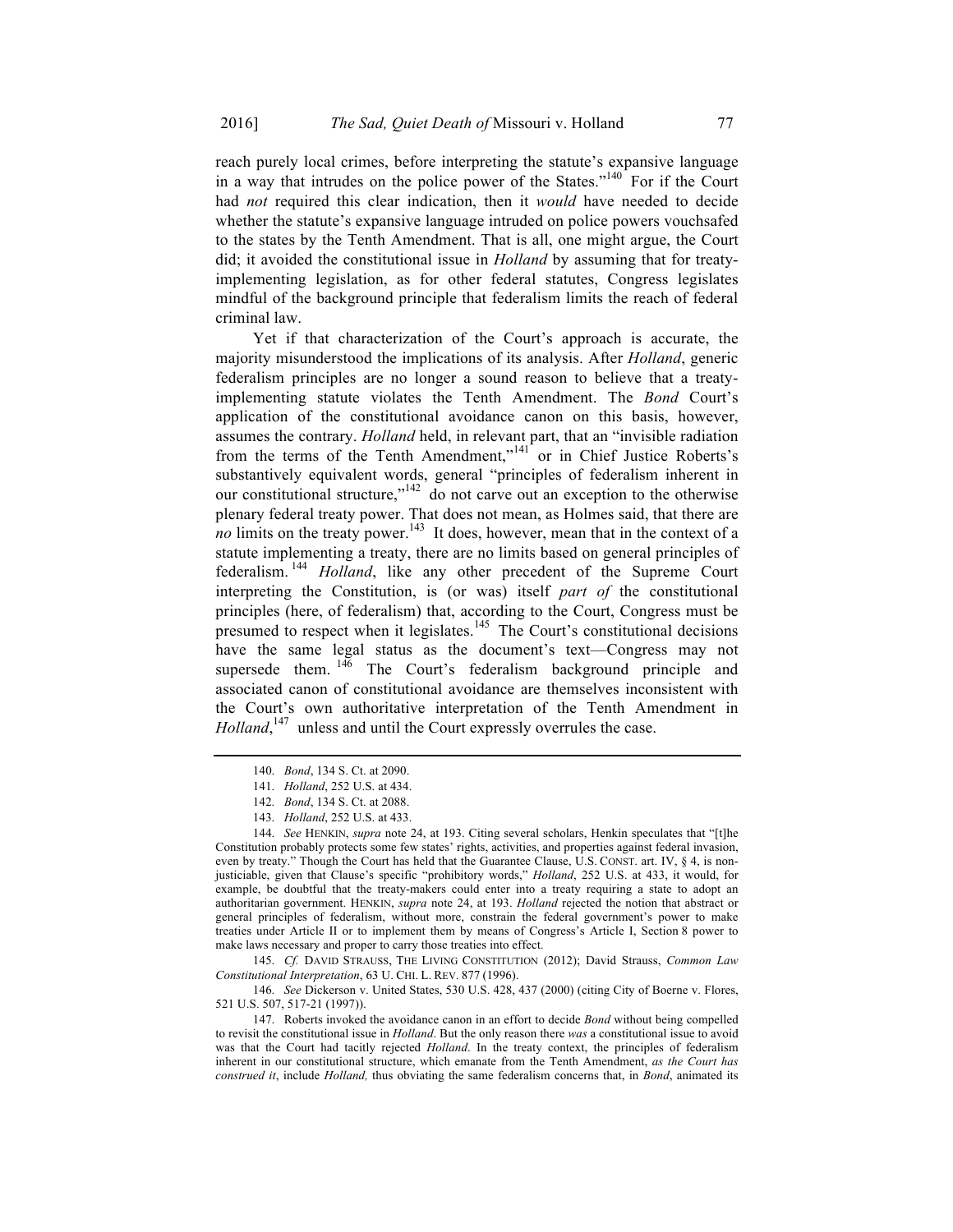reach purely local crimes, before interpreting the statute's expansive language in a way that intrudes on the police power of the States."[140] For if the Court had *not* required this clear indication, then it *would* have needed to decide whether the statute's expansive language intruded on police powers vouchsafed to the states by the Tenth Amendment. That is all, one might argue, the Court did; it avoided the constitutional issue in *Holland* by assuming that for treaty-implementing legislation, as for other federal statutes, Congress legislates mindful of the background principle that federalism limits the reach of federal criminal law.

Yet if that characterization of the Court's approach is accurate, the majority misunderstood the implications of its analysis. After *Holland*, generic federalism principles are no longer a sound reason to believe that a treaty-implementing statute violates the Tenth Amendment. The *Bond* Court's application of the constitutional avoidance canon on this basis, however, assumes the contrary. *Holland* held, in relevant part, that an "invisible radiation from the terms of the Tenth Amendment,"[141] or in Chief Justice Roberts's substantively equivalent words, general "principles of federalism inherent in our constitutional structure,"[142] do not carve out an exception to the otherwise plenary federal treaty power. That does not mean, as Holmes said, that there are *no* limits on the treaty power.[143] It does, however, mean that in the context of a statute implementing a treaty, there are no limits based on general principles of federalism.[144] *Holland*, like any other precedent of the Supreme Court interpreting the Constitution, is (or was) itself *part of* the constitutional principles (here, of federalism) that, according to the Court, Congress must be presumed to respect when it legislates.[145] The Court's constitutional decisions have the same legal status as the document's text—Congress may not supersede them.[146] The Court's federalism background principle and associated canon of constitutional avoidance are themselves inconsistent with the Court's own authoritative interpretation of the Tenth Amendment in *Holland*,[147] unless and until the Court expressly overrules the case.

---

140. *Bond*, 134 S. Ct. at 2090.

141. *Holland*, 252 U.S. at 434.

142. *Bond*, 134 S. Ct. at 2088.

143. *Holland*, 252 U.S. at 433.

144. *See* HENKIN, *supra* note 24, at 193. Citing several scholars, Henkin speculates that "[t]he Constitution probably protects some few states' rights, activities, and properties against federal invasion, even by treaty." Though the Court has held that the Guarantee Clause, U.S. CONST. art. IV, § 4, is non-justiciable, given that Clause's specific "prohibitory words," *Holland*, 252 U.S. at 433, it would, for example, be doubtful that the treaty-makers could enter into a treaty requiring a state to adopt an authoritarian government. HENKIN, *supra* note 24, at 193. *Holland* rejected the notion that abstract or general principles of federalism, without more, constrain the federal government's power to make treaties under Article II or to implement them by means of Congress's Article I, Section 8 power to make laws necessary and proper to carry those treaties into effect.

145. *Cf.* DAVID STRAUSS, THE LIVING CONSTITUTION (2012); David Strauss, *Common Law Constitutional Interpretation*, 63 U. CHI. L. REV. 877 (1996).

146. *See* Dickerson v. United States, 530 U.S. 428, 437 (2000) (citing City of Boerne v. Flores, 521 U.S. 507, 517-21 (1997)).

147. Roberts invoked the avoidance canon in an effort to decide *Bond* without being compelled to revisit the constitutional issue in *Holland*. But the only reason there *was* a constitutional issue to avoid was that the Court had tacitly rejected *Holland*. In the treaty context, the principles of federalism inherent in our constitutional structure, which emanate from the Tenth Amendment, *as the Court has construed it*, include *Holland,* thus obviating the same federalism concerns that, in *Bond*, animated its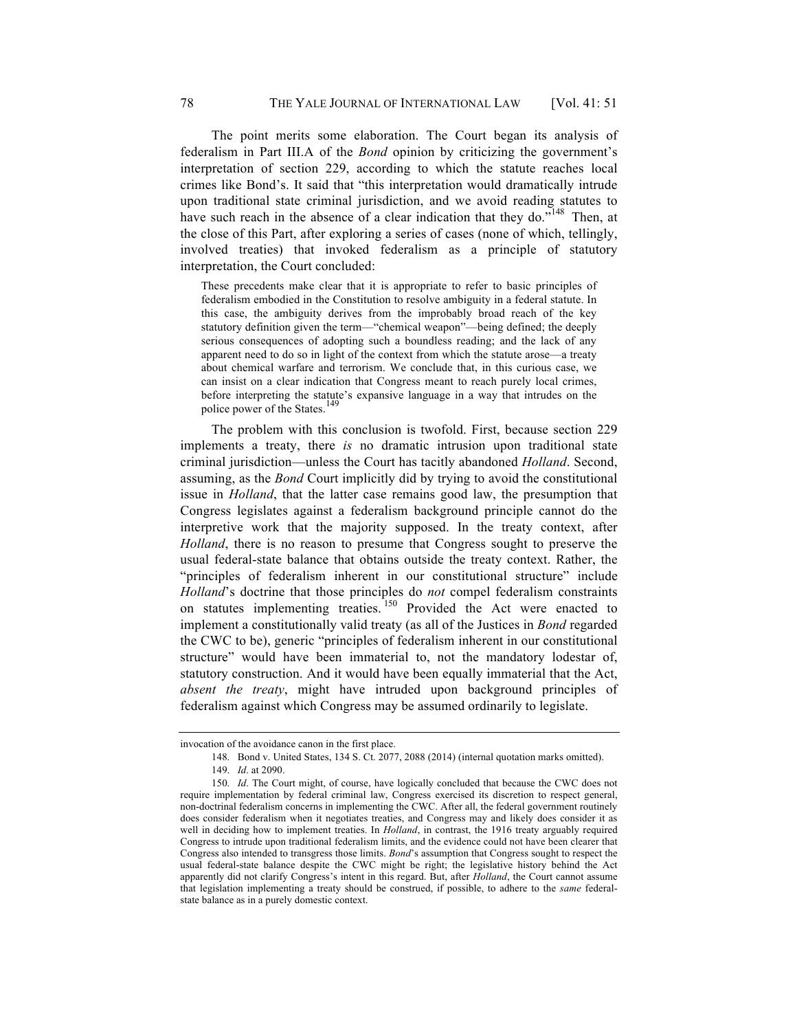The point merits some elaboration. The Court began its analysis of federalism in Part III.A of the *Bond* opinion by criticizing the government's interpretation of section 229, according to which the statute reaches local crimes like Bond's. It said that "this interpretation would dramatically intrude upon traditional state criminal jurisdiction, and we avoid reading statutes to have such reach in the absence of a clear indication that they do."[148] Then, at the close of this Part, after exploring a series of cases (none of which, tellingly, involved treaties) that invoked federalism as a principle of statutory interpretation, the Court concluded:

> These precedents make clear that it is appropriate to refer to basic principles of federalism embodied in the Constitution to resolve ambiguity in a federal statute. In this case, the ambiguity derives from the improbably broad reach of the key statutory definition given the term—"chemical weapon"—being defined; the deeply serious consequences of adopting such a boundless reading; and the lack of any apparent need to do so in light of the context from which the statute arose—a treaty about chemical warfare and terrorism. We conclude that, in this curious case, we can insist on a clear indication that Congress meant to reach purely local crimes, before interpreting the statute's expansive language in a way that intrudes on the police power of the States.[149]

The problem with this conclusion is twofold. First, because section 229 implements a treaty, there *is* no dramatic intrusion upon traditional state criminal jurisdiction—unless the Court has tacitly abandoned *Holland*. Second, assuming, as the *Bond* Court implicitly did by trying to avoid the constitutional issue in *Holland*, that the latter case remains good law, the presumption that Congress legislates against a federalism background principle cannot do the interpretive work that the majority supposed. In the treaty context, after *Holland*, there is no reason to presume that Congress sought to preserve the usual federal-state balance that obtains outside the treaty context. Rather, the "principles of federalism inherent in our constitutional structure" include *Holland*'s doctrine that those principles do *not* compel federalism constraints on statutes implementing treaties.[150] Provided the Act were enacted to implement a constitutionally valid treaty (as all of the Justices in *Bond* regarded the CWC to be), generic "principles of federalism inherent in our constitutional structure" would have been immaterial to, not the mandatory lodestar of, statutory construction. And it would have been equally immaterial that the Act, *absent the treaty*, might have intruded upon background principles of federalism against which Congress may be assumed ordinarily to legislate.

---

invocation of the avoidance canon in the first place.

148. Bond v. United States, 134 S. Ct. 2077, 2088 (2014) (internal quotation marks omitted).

149. *Id*. at 2090.

150. *Id*. The Court might, of course, have logically concluded that because the CWC does not require implementation by federal criminal law, Congress exercised its discretion to respect general, non-doctrinal federalism concerns in implementing the CWC. After all, the federal government routinely does consider federalism when it negotiates treaties, and Congress may and likely does consider it as well in deciding how to implement treaties. In *Holland*, in contrast, the 1916 treaty arguably required Congress to intrude upon traditional federalism limits, and the evidence could not have been clearer that Congress also intended to transgress those limits. *Bond*'s assumption that Congress sought to respect the usual federal-state balance despite the CWC might be right; the legislative history behind the Act apparently did not clarify Congress's intent in this regard. But, after *Holland*, the Court cannot assume that legislation implementing a treaty should be construed, if possible, to adhere to the *same* federal-state balance as in a purely domestic context.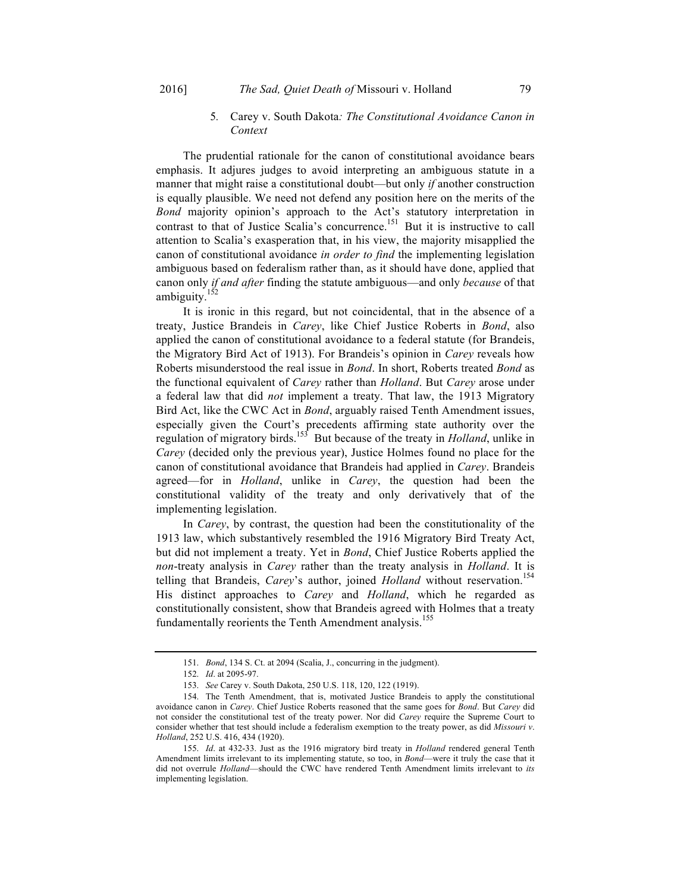### 5. Carey v. South Dakota*: The Constitutional Avoidance Canon in Context*

The prudential rationale for the canon of constitutional avoidance bears emphasis. It adjures judges to avoid interpreting an ambiguous statute in a manner that might raise a constitutional doubt—but only *if* another construction is equally plausible. We need not defend any position here on the merits of the *Bond* majority opinion's approach to the Act's statutory interpretation in contrast to that of Justice Scalia's concurrence.[151] But it is instructive to call attention to Scalia's exasperation that, in his view, the majority misapplied the canon of constitutional avoidance *in order to find* the implementing legislation ambiguous based on federalism rather than, as it should have done, applied that canon only *if and after* finding the statute ambiguous—and only *because* of that ambiguity.[152]

It is ironic in this regard, but not coincidental, that in the absence of a treaty, Justice Brandeis in *Carey*, like Chief Justice Roberts in *Bond*, also applied the canon of constitutional avoidance to a federal statute (for Brandeis, the Migratory Bird Act of 1913). For Brandeis's opinion in *Carey* reveals how Roberts misunderstood the real issue in *Bond*. In short, Roberts treated *Bond* as the functional equivalent of *Carey* rather than *Holland*. But *Carey* arose under a federal law that did *not* implement a treaty. That law, the 1913 Migratory Bird Act, like the CWC Act in *Bond*, arguably raised Tenth Amendment issues, especially given the Court's precedents affirming state authority over the regulation of migratory birds.[153] But because of the treaty in *Holland*, unlike in *Carey* (decided only the previous year), Justice Holmes found no place for the canon of constitutional avoidance that Brandeis had applied in *Carey*. Brandeis agreed—for in *Holland*, unlike in *Carey*, the question had been the constitutional validity of the treaty and only derivatively that of the implementing legislation.

In *Carey*, by contrast, the question had been the constitutionality of the 1913 law, which substantively resembled the 1916 Migratory Bird Treaty Act, but did not implement a treaty. Yet in *Bond*, Chief Justice Roberts applied the *non*-treaty analysis in *Carey* rather than the treaty analysis in *Holland*. It is telling that Brandeis, *Carey*'s author, joined *Holland* without reservation.[154] His distinct approaches to *Carey* and *Holland*, which he regarded as constitutionally consistent, show that Brandeis agreed with Holmes that a treaty fundamentally reorients the Tenth Amendment analysis.[155]

---

151. *Bond*, 134 S. Ct. at 2094 (Scalia, J., concurring in the judgment).

152. *Id*. at 2095-97.

153. *See* Carey v. South Dakota, 250 U.S. 118, 120, 122 (1919).

154. The Tenth Amendment, that is, motivated Justice Brandeis to apply the constitutional avoidance canon in *Carey*. Chief Justice Roberts reasoned that the same goes for *Bond*. But *Carey* did not consider the constitutional test of the treaty power. Nor did *Carey* require the Supreme Court to consider whether that test should include a federalism exemption to the treaty power, as did *Missouri v. Holland*, 252 U.S. 416, 434 (1920).

155. *Id*. at 432-33. Just as the 1916 migratory bird treaty in *Holland* rendered general Tenth Amendment limits irrelevant to its implementing statute, so too, in *Bond*—were it truly the case that it did not overrule *Holland*—should the CWC have rendered Tenth Amendment limits irrelevant to *its* implementing legislation.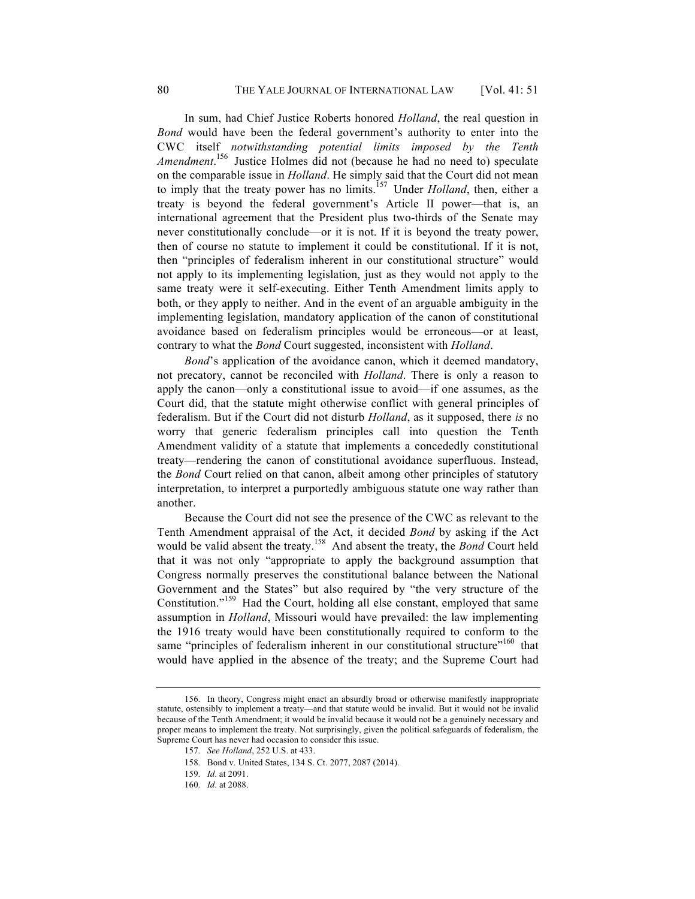In sum, had Chief Justice Roberts honored *Holland*, the real question in *Bond* would have been the federal government's authority to enter into the CWC itself *notwithstanding potential limits imposed by the Tenth Amendment*.[156] Justice Holmes did not (because he had no need to) speculate on the comparable issue in *Holland*. He simply said that the Court did not mean to imply that the treaty power has no limits.[157] Under *Holland*, then, either a treaty is beyond the federal government's Article II power—that is, an international agreement that the President plus two-thirds of the Senate may never constitutionally conclude—or it is not. If it is beyond the treaty power, then of course no statute to implement it could be constitutional. If it is not, then "principles of federalism inherent in our constitutional structure" would not apply to its implementing legislation, just as they would not apply to the same treaty were it self-executing. Either Tenth Amendment limits apply to both, or they apply to neither. And in the event of an arguable ambiguity in the implementing legislation, mandatory application of the canon of constitutional avoidance based on federalism principles would be erroneous—or at least, contrary to what the *Bond* Court suggested, inconsistent with *Holland*.

*Bond*'s application of the avoidance canon, which it deemed mandatory, not precatory, cannot be reconciled with *Holland*. There is only a reason to apply the canon—only a constitutional issue to avoid—if one assumes, as the Court did, that the statute might otherwise conflict with general principles of federalism. But if the Court did not disturb *Holland*, as it supposed, there *is* no worry that generic federalism principles call into question the Tenth Amendment validity of a statute that implements a concededly constitutional treaty—rendering the canon of constitutional avoidance superfluous. Instead, the *Bond* Court relied on that canon, albeit among other principles of statutory interpretation, to interpret a purportedly ambiguous statute one way rather than another.

Because the Court did not see the presence of the CWC as relevant to the Tenth Amendment appraisal of the Act, it decided *Bond* by asking if the Act would be valid absent the treaty.[158] And absent the treaty, the *Bond* Court held that it was not only "appropriate to apply the background assumption that Congress normally preserves the constitutional balance between the National Government and the States" but also required by "the very structure of the Constitution."[159] Had the Court, holding all else constant, employed that same assumption in *Holland*, Missouri would have prevailed: the law implementing the 1916 treaty would have been constitutionally required to conform to the same "principles of federalism inherent in our constitutional structure"[160] that would have applied in the absence of the treaty; and the Supreme Court had

---

156. In theory, Congress might enact an absurdly broad or otherwise manifestly inappropriate statute, ostensibly to implement a treaty—and that statute would be invalid. But it would not be invalid because of the Tenth Amendment; it would be invalid because it would not be a genuinely necessary and proper means to implement the treaty. Not surprisingly, given the political safeguards of federalism, the Supreme Court has never had occasion to consider this issue.

157. *See Holland*, 252 U.S. at 433.

158. Bond v. United States, 134 S. Ct. 2077, 2087 (2014).

159. *Id*. at 2091.

160. *Id*. at 2088.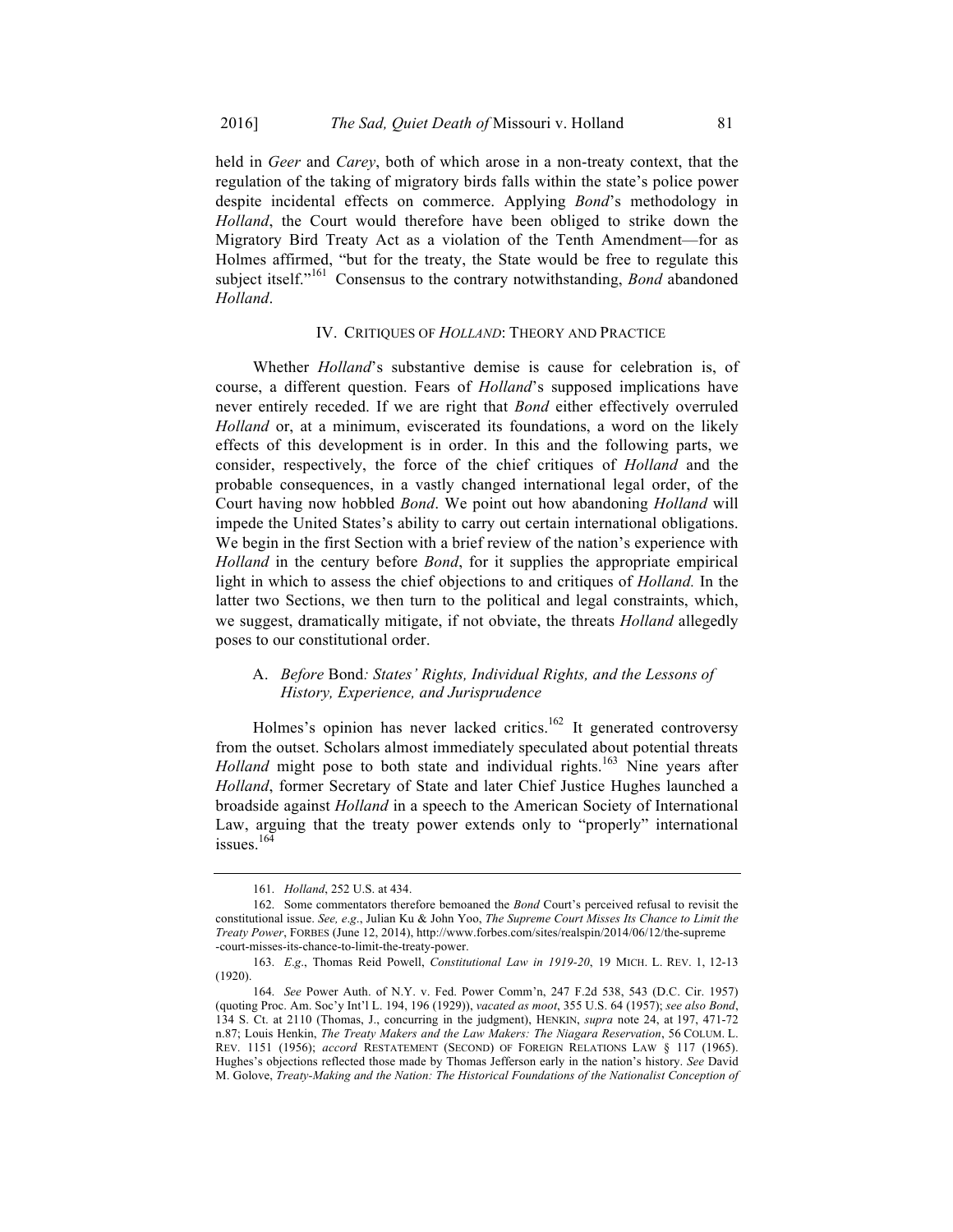held in *Geer* and *Carey*, both of which arose in a non-treaty context, that the regulation of the taking of migratory birds falls within the state's police power despite incidental effects on commerce. Applying *Bond*'s methodology in *Holland*, the Court would therefore have been obliged to strike down the Migratory Bird Treaty Act as a violation of the Tenth Amendment—for as Holmes affirmed, "but for the treaty, the State would be free to regulate this subject itself."[161] Consensus to the contrary notwithstanding, *Bond* abandoned *Holland*.

## IV. CRITIQUES OF *HOLLAND*: THEORY AND PRACTICE

Whether *Holland*'s substantive demise is cause for celebration is, of course, a different question. Fears of *Holland*'s supposed implications have never entirely receded. If we are right that *Bond* either effectively overruled *Holland* or, at a minimum, eviscerated its foundations, a word on the likely effects of this development is in order. In this and the following parts, we consider, respectively, the force of the chief critiques of *Holland* and the probable consequences, in a vastly changed international legal order, of the Court having now hobbled *Bond*. We point out how abandoning *Holland* will impede the United States's ability to carry out certain international obligations. We begin in the first Section with a brief review of the nation's experience with *Holland* in the century before *Bond*, for it supplies the appropriate empirical light in which to assess the chief objections to and critiques of *Holland.* In the latter two Sections, we then turn to the political and legal constraints, which, we suggest, dramatically mitigate, if not obviate, the threats *Holland* allegedly poses to our constitutional order.

### A. *Before* Bond*: States' Rights, Individual Rights, and the Lessons of History, Experience, and Jurisprudence*

Holmes's opinion has never lacked critics.[162] It generated controversy from the outset. Scholars almost immediately speculated about potential threats *Holland* might pose to both state and individual rights.[163] Nine years after *Holland*, former Secretary of State and later Chief Justice Hughes launched a broadside against *Holland* in a speech to the American Society of International Law, arguing that the treaty power extends only to "properly" international issues.[164]

---

161. *Holland*, 252 U.S. at 434.

162. Some commentators therefore bemoaned the *Bond* Court's perceived refusal to revisit the constitutional issue. *See, e.g*., Julian Ku & John Yoo, *The Supreme Court Misses Its Chance to Limit the Treaty Power*, FORBES (June 12, 2014), http://www.forbes.com/sites/realspin/2014/06/12/the-supreme-court-misses-its-chance-to-limit-the-treaty-power.

163. *E.g*., Thomas Reid Powell, *Constitutional Law in 1919-20*, 19 MICH. L. REV. 1, 12-13 (1920).

164. *See* Power Auth. of N.Y. v. Fed. Power Comm'n, 247 F.2d 538, 543 (D.C. Cir. 1957) (quoting Proc. Am. Soc'y Int'l L. 194, 196 (1929)), *vacated as moot*, 355 U.S. 64 (1957); *see also Bond*, 134 S. Ct. at 2110 (Thomas, J., concurring in the judgment), HENKIN, *supra* note 24, at 197, 471-72 n.87; Louis Henkin, *The Treaty Makers and the Law Makers: The Niagara Reservation*, 56 COLUM. L. REV. 1151 (1956); *accord* RESTATEMENT (SECOND) OF FOREIGN RELATIONS LAW § 117 (1965). Hughes's objections reflected those made by Thomas Jefferson early in the nation's history. *See* David M. Golove, *Treaty-Making and the Nation: The Historical Foundations of the Nationalist Conception of*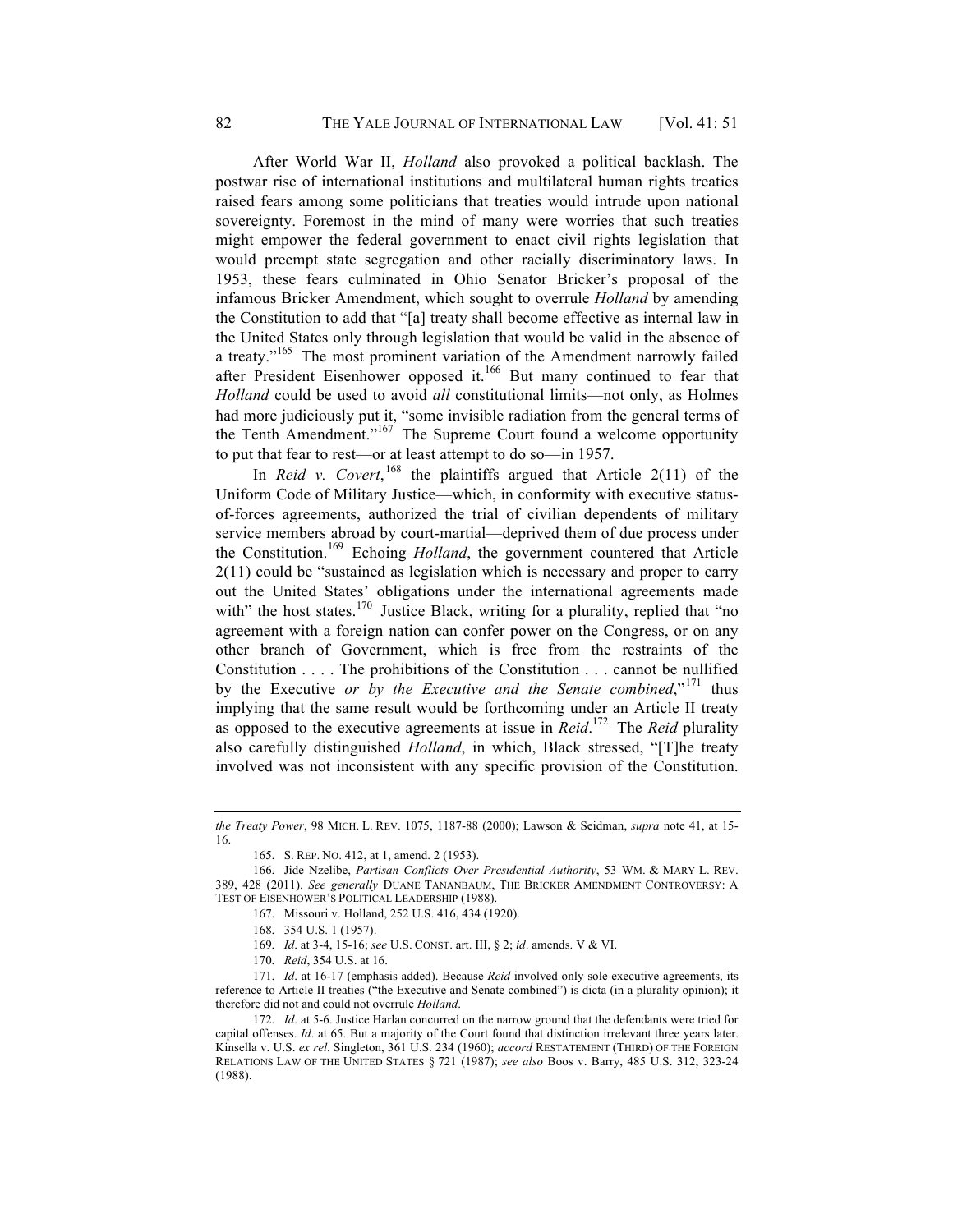After World War II, *Holland* also provoked a political backlash. The postwar rise of international institutions and multilateral human rights treaties raised fears among some politicians that treaties would intrude upon national sovereignty. Foremost in the mind of many were worries that such treaties might empower the federal government to enact civil rights legislation that would preempt state segregation and other racially discriminatory laws. In 1953, these fears culminated in Ohio Senator Bricker's proposal of the infamous Bricker Amendment, which sought to overrule *Holland* by amending the Constitution to add that "[a] treaty shall become effective as internal law in the United States only through legislation that would be valid in the absence of a treaty."[165] The most prominent variation of the Amendment narrowly failed after President Eisenhower opposed it.[166] But many continued to fear that *Holland* could be used to avoid *all* constitutional limits—not only, as Holmes had more judiciously put it, "some invisible radiation from the general terms of the Tenth Amendment."[167] The Supreme Court found a welcome opportunity to put that fear to rest—or at least attempt to do so—in 1957.

In *Reid v. Covert*,[168] the plaintiffs argued that Article 2(11) of the Uniform Code of Military Justice—which, in conformity with executive status-of-forces agreements, authorized the trial of civilian dependents of military service members abroad by court-martial—deprived them of due process under the Constitution.[169] Echoing *Holland*, the government countered that Article 2(11) could be "sustained as legislation which is necessary and proper to carry out the United States' obligations under the international agreements made with" the host states.[170] Justice Black, writing for a plurality, replied that "no agreement with a foreign nation can confer power on the Congress, or on any other branch of Government, which is free from the restraints of the Constitution . . . . The prohibitions of the Constitution . . . cannot be nullified by the Executive *or by the Executive and the Senate combined*,"[171] thus implying that the same result would be forthcoming under an Article II treaty as opposed to the executive agreements at issue in *Reid*.[172] The *Reid* plurality also carefully distinguished *Holland*, in which, Black stressed, "[T]he treaty involved was not inconsistent with any specific provision of the Constitution.

---

*the Treaty Power*, 98 MICH. L. REV. 1075, 1187-88 (2000); Lawson & Seidman, *supra* note 41, at 15-16.

165. S. REP. NO. 412, at 1, amend. 2 (1953).

166. Jide Nzelibe, *Partisan Conflicts Over Presidential Authority*, 53 WM. & MARY L. REV. 389, 428 (2011). *See generally* DUANE TANANBAUM, THE BRICKER AMENDMENT CONTROVERSY: A TEST OF EISENHOWER'S POLITICAL LEADERSHIP (1988).

167. Missouri v. Holland, 252 U.S. 416, 434 (1920).

168. 354 U.S. 1 (1957).

169. *Id*. at 3-4, 15-16; *see* U.S. CONST. art. III, § 2; *id*. amends. V & VI.

170. *Reid*, 354 U.S. at 16.

171. *Id*. at 16-17 (emphasis added). Because *Reid* involved only sole executive agreements, its reference to Article II treaties ("the Executive and Senate combined") is dicta (in a plurality opinion); it therefore did not and could not overrule *Holland*.

172. *Id*. at 5-6. Justice Harlan concurred on the narrow ground that the defendants were tried for capital offenses. *Id*. at 65. But a majority of the Court found that distinction irrelevant three years later. Kinsella v. U.S. *ex rel*. Singleton, 361 U.S. 234 (1960); *accord* RESTATEMENT (THIRD) OF THE FOREIGN RELATIONS LAW OF THE UNITED STATES § 721 (1987); *see also* Boos v. Barry, 485 U.S. 312, 323-24 (1988).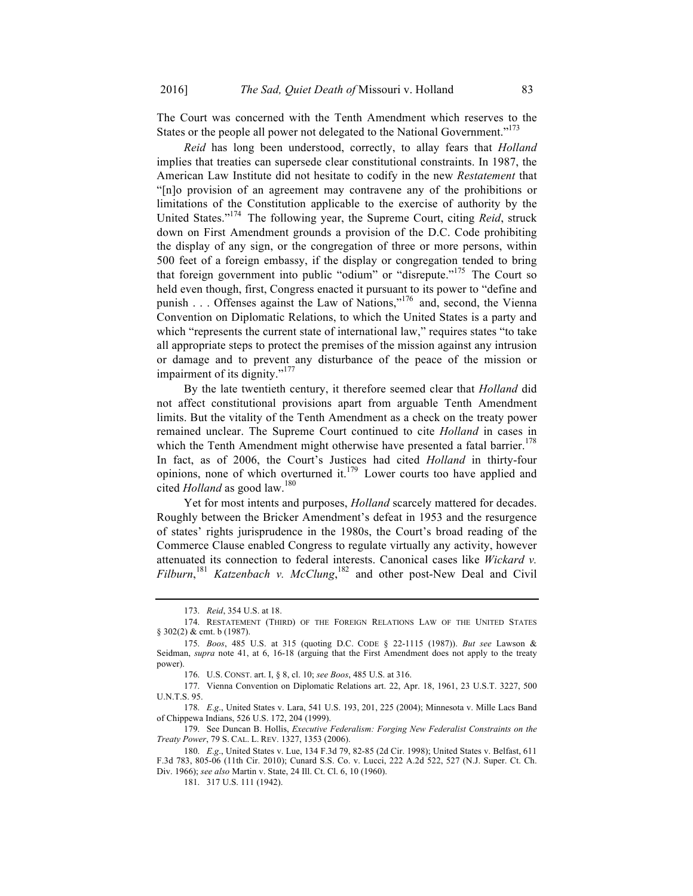The Court was concerned with the Tenth Amendment which reserves to the States or the people all power not delegated to the National Government."[173]

*Reid* has long been understood, correctly, to allay fears that *Holland* implies that treaties can supersede clear constitutional constraints. In 1987, the American Law Institute did not hesitate to codify in the new *Restatement* that "[n]o provision of an agreement may contravene any of the prohibitions or limitations of the Constitution applicable to the exercise of authority by the United States."[174] The following year, the Supreme Court, citing *Reid*, struck down on First Amendment grounds a provision of the D.C. Code prohibiting the display of any sign, or the congregation of three or more persons, within 500 feet of a foreign embassy, if the display or congregation tended to bring that foreign government into public "odium" or "disrepute."[175] The Court so held even though, first, Congress enacted it pursuant to its power to "define and punish . . . Offenses against the Law of Nations,"[176] and, second, the Vienna Convention on Diplomatic Relations, to which the United States is a party and which "represents the current state of international law," requires states "to take all appropriate steps to protect the premises of the mission against any intrusion or damage and to prevent any disturbance of the peace of the mission or impairment of its dignity."[177]

By the late twentieth century, it therefore seemed clear that *Holland* did not affect constitutional provisions apart from arguable Tenth Amendment limits. But the vitality of the Tenth Amendment as a check on the treaty power remained unclear. The Supreme Court continued to cite *Holland* in cases in which the Tenth Amendment might otherwise have presented a fatal barrier.[178] In fact, as of 2006, the Court's Justices had cited *Holland* in thirty-four opinions, none of which overturned it.[179] Lower courts too have applied and cited *Holland* as good law.[180]

Yet for most intents and purposes, *Holland* scarcely mattered for decades. Roughly between the Bricker Amendment's defeat in 1953 and the resurgence of states' rights jurisprudence in the 1980s, the Court's broad reading of the Commerce Clause enabled Congress to regulate virtually any activity, however attenuated its connection to federal interests. Canonical cases like *Wickard v. Filburn*,[181] *Katzenbach v. McClung*,[182] and other post-New Deal and Civil

---

173. *Reid*, 354 U.S. at 18.

174. RESTATEMENT (THIRD) OF THE FOREIGN RELATIONS LAW OF THE UNITED STATES § 302(2) & cmt. b (1987).

175. *Boos*, 485 U.S. at 315 (quoting D.C. CODE § 22-1115 (1987)). *But see* Lawson & Seidman, *supra* note 41, at 6, 16-18 (arguing that the First Amendment does not apply to the treaty power).

176. U.S. CONST. art. I, § 8, cl. 10; *see Boos*, 485 U.S. at 316.

177. Vienna Convention on Diplomatic Relations art. 22, Apr. 18, 1961, 23 U.S.T. 3227, 500 U.N.T.S. 95.

178. *E.g.*, United States v. Lara, 541 U.S. 193, 201, 225 (2004); Minnesota v. Mille Lacs Band of Chippewa Indians, 526 U.S. 172, 204 (1999).

179. See Duncan B. Hollis, *Executive Federalism: Forging New Federalist Constraints on the Treaty Power*, 79 S. CAL. L. REV. 1327, 1353 (2006).

180. *E.g.*, United States v. Lue, 134 F.3d 79, 82-85 (2d Cir. 1998); United States v. Belfast, 611 F.3d 783, 805-06 (11th Cir. 2010); Cunard S.S. Co. v. Lucci, 222 A.2d 522, 527 (N.J. Super. Ct. Ch. Div. 1966); *see also* Martin v. State, 24 Ill. Ct. Cl. 6, 10 (1960).

181. 317 U.S. 111 (1942).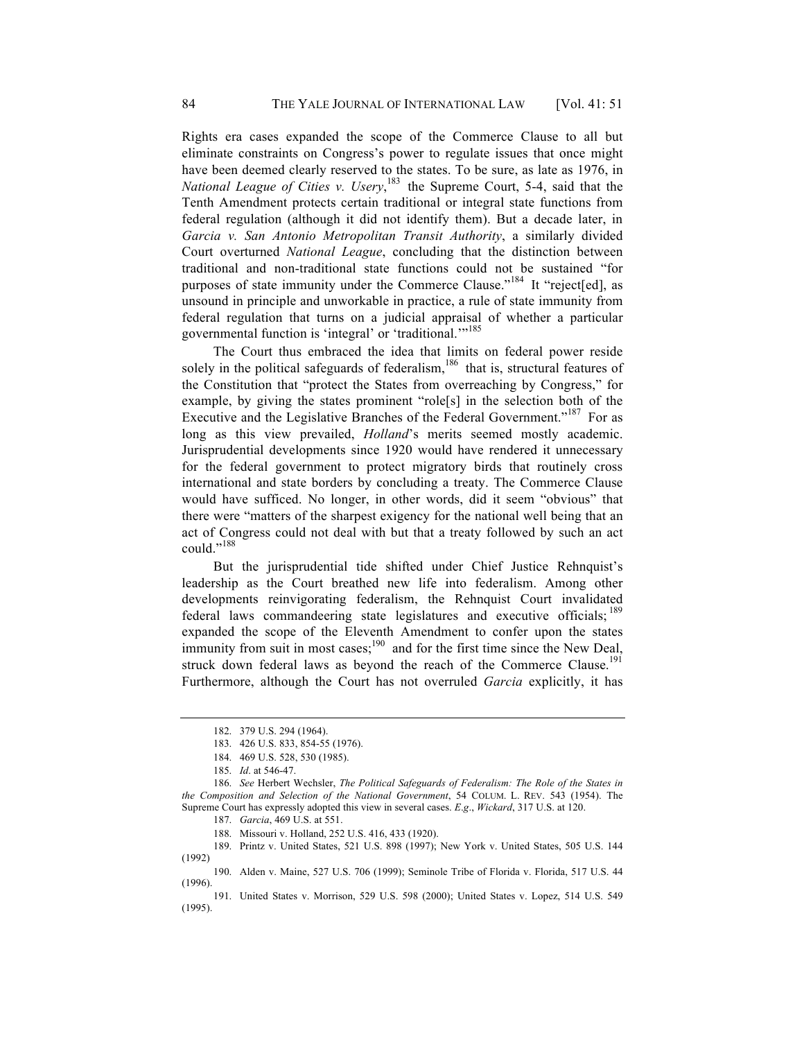Rights era cases expanded the scope of the Commerce Clause to all but eliminate constraints on Congress's power to regulate issues that once might have been deemed clearly reserved to the states. To be sure, as late as 1976, in *National League of Cities v. Usery*,[183] the Supreme Court, 5-4, said that the Tenth Amendment protects certain traditional or integral state functions from federal regulation (although it did not identify them). But a decade later, in *Garcia v. San Antonio Metropolitan Transit Authority*, a similarly divided Court overturned *National League*, concluding that the distinction between traditional and non-traditional state functions could not be sustained "for purposes of state immunity under the Commerce Clause."[184] It "reject[ed], as unsound in principle and unworkable in practice, a rule of state immunity from federal regulation that turns on a judicial appraisal of whether a particular governmental function is 'integral' or 'traditional.'"[185]

The Court thus embraced the idea that limits on federal power reside solely in the political safeguards of federalism,[186] that is, structural features of the Constitution that "protect the States from overreaching by Congress," for example, by giving the states prominent "role[s] in the selection both of the Executive and the Legislative Branches of the Federal Government."[187] For as long as this view prevailed, *Holland*'s merits seemed mostly academic. Jurisprudential developments since 1920 would have rendered it unnecessary for the federal government to protect migratory birds that routinely cross international and state borders by concluding a treaty. The Commerce Clause would have sufficed. No longer, in other words, did it seem "obvious" that there were "matters of the sharpest exigency for the national well being that an act of Congress could not deal with but that a treaty followed by such an act could."[188]

But the jurisprudential tide shifted under Chief Justice Rehnquist's leadership as the Court breathed new life into federalism. Among other developments reinvigorating federalism, the Rehnquist Court invalidated federal laws commandeering state legislatures and executive officials;[189] expanded the scope of the Eleventh Amendment to confer upon the states immunity from suit in most cases;[190] and for the first time since the New Deal, struck down federal laws as beyond the reach of the Commerce Clause.[191] Furthermore, although the Court has not overruled *Garcia* explicitly, it has

---

182. 379 U.S. 294 (1964).

183. 426 U.S. 833, 854-55 (1976).

184. 469 U.S. 528, 530 (1985).

185. *Id*. at 546-47.

186. *See* Herbert Wechsler, *The Political Safeguards of Federalism: The Role of the States in the Composition and Selection of the National Government*, 54 COLUM. L. REV. 543 (1954). The Supreme Court has expressly adopted this view in several cases. *E.g*., *Wickard*, 317 U.S. at 120.

187. *Garcia*, 469 U.S. at 551.

188. Missouri v. Holland, 252 U.S. 416, 433 (1920).

189. Printz v. United States, 521 U.S. 898 (1997); New York v. United States, 505 U.S. 144 (1992)

190. Alden v. Maine, 527 U.S. 706 (1999); Seminole Tribe of Florida v. Florida, 517 U.S. 44 (1996).

191. United States v. Morrison, 529 U.S. 598 (2000); United States v. Lopez, 514 U.S. 549 (1995).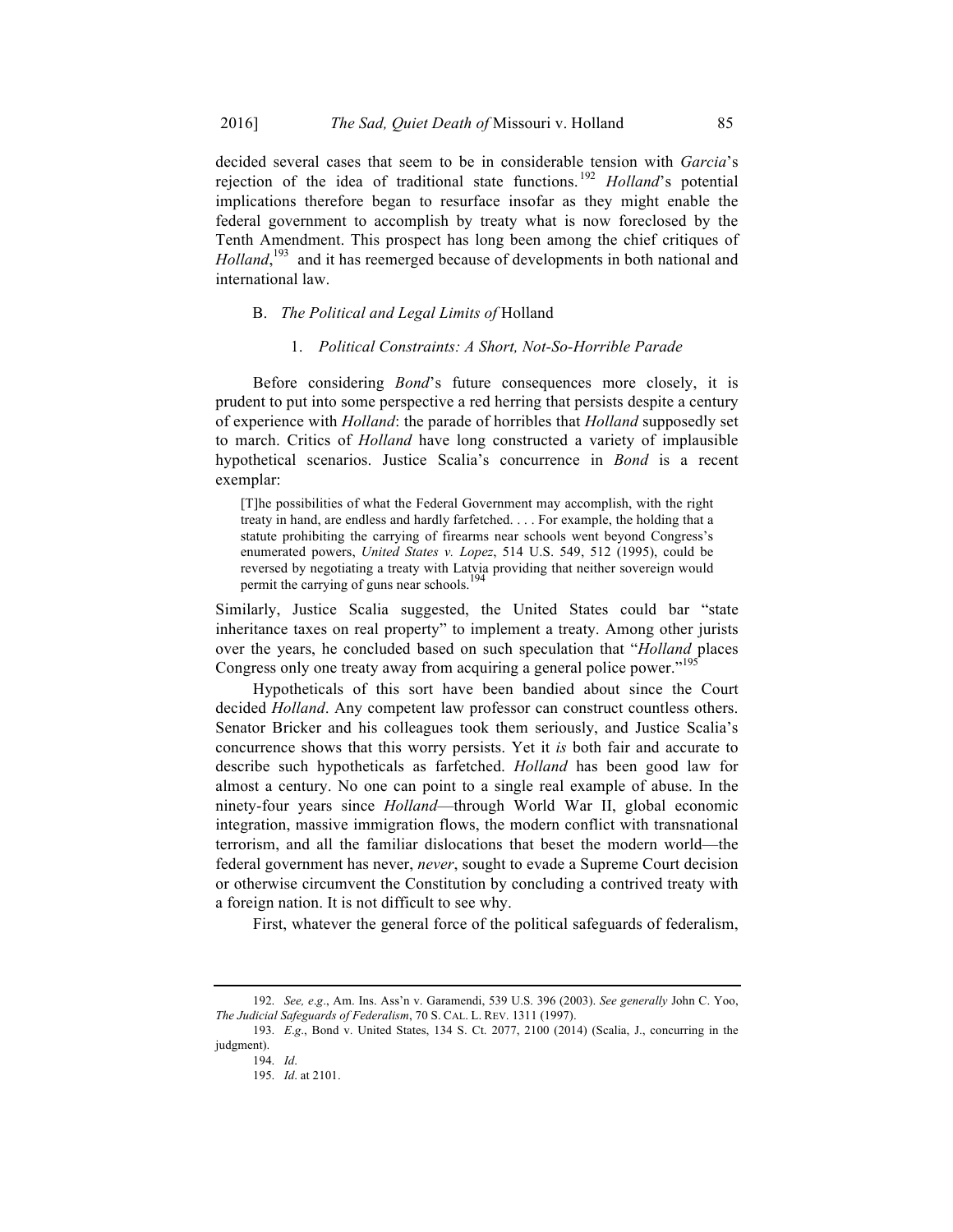decided several cases that seem to be in considerable tension with *Garcia*'s rejection of the idea of traditional state functions.[192] *Holland*'s potential implications therefore began to resurface insofar as they might enable the federal government to accomplish by treaty what is now foreclosed by the Tenth Amendment. This prospect has long been among the chief critiques of *Holland*,[193] and it has reemerged because of developments in both national and international law.

### B. *The Political and Legal Limits of* Holland

#### 1. *Political Constraints: A Short, Not-So-Horrible Parade*

Before considering *Bond*'s future consequences more closely, it is prudent to put into some perspective a red herring that persists despite a century of experience with *Holland*: the parade of horribles that *Holland* supposedly set to march. Critics of *Holland* have long constructed a variety of implausible hypothetical scenarios. Justice Scalia's concurrence in *Bond* is a recent exemplar:

> [T]he possibilities of what the Federal Government may accomplish, with the right treaty in hand, are endless and hardly farfetched. . . . For example, the holding that a statute prohibiting the carrying of firearms near schools went beyond Congress's enumerated powers, *United States v. Lopez*, 514 U.S. 549, 512 (1995), could be reversed by negotiating a treaty with Latvia providing that neither sovereign would permit the carrying of guns near schools.[194]

Similarly, Justice Scalia suggested, the United States could bar "state inheritance taxes on real property" to implement a treaty. Among other jurists over the years, he concluded based on such speculation that "*Holland* places Congress only one treaty away from acquiring a general police power."[195]

Hypotheticals of this sort have been bandied about since the Court decided *Holland*. Any competent law professor can construct countless others. Senator Bricker and his colleagues took them seriously, and Justice Scalia's concurrence shows that this worry persists. Yet it *is* both fair and accurate to describe such hypotheticals as farfetched. *Holland* has been good law for almost a century. No one can point to a single real example of abuse. In the ninety-four years since *Holland*—through World War II, global economic integration, massive immigration flows, the modern conflict with transnational terrorism, and all the familiar dislocations that beset the modern world—the federal government has never, *never*, sought to evade a Supreme Court decision or otherwise circumvent the Constitution by concluding a contrived treaty with a foreign nation. It is not difficult to see why.

First, whatever the general force of the political safeguards of federalism,

---

192. *See, e.g.*, Am. Ins. Ass'n v. Garamendi, 539 U.S. 396 (2003). *See generally* John C. Yoo, *The Judicial Safeguards of Federalism*, 70 S. CAL. L. REV. 1311 (1997).

193. *E.g.*, Bond v. United States, 134 S. Ct. 2077, 2100 (2014) (Scalia, J., concurring in the judgment).

194. *Id*.

195. *Id*. at 2101.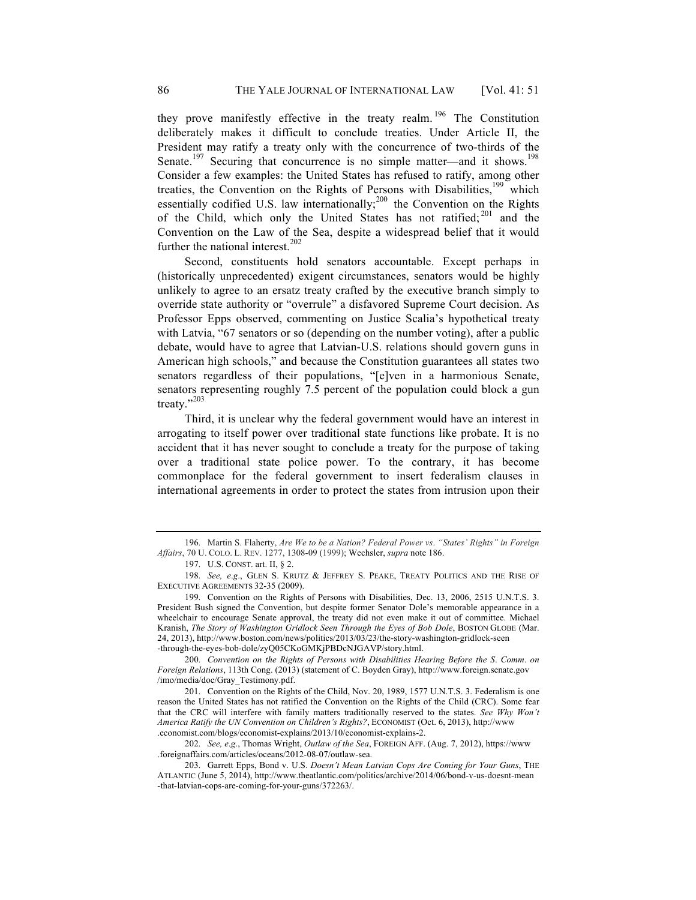they prove manifestly effective in the treaty realm.[196] The Constitution deliberately makes it difficult to conclude treaties. Under Article II, the President may ratify a treaty only with the concurrence of two-thirds of the Senate.[197] Securing that concurrence is no simple matter—and it shows.[198] Consider a few examples: the United States has refused to ratify, among other treaties, the Convention on the Rights of Persons with Disabilities,[199] which essentially codified U.S. law internationally;[200] the Convention on the Rights of the Child, which only the United States has not ratified;[201] and the Convention on the Law of the Sea, despite a widespread belief that it would further the national interest.[202]

Second, constituents hold senators accountable. Except perhaps in (historically unprecedented) exigent circumstances, senators would be highly unlikely to agree to an ersatz treaty crafted by the executive branch simply to override state authority or "overrule" a disfavored Supreme Court decision. As Professor Epps observed, commenting on Justice Scalia's hypothetical treaty with Latvia, "67 senators or so (depending on the number voting), after a public debate, would have to agree that Latvian-U.S. relations should govern guns in American high schools," and because the Constitution guarantees all states two senators regardless of their populations, "[e]ven in a harmonious Senate, senators representing roughly 7.5 percent of the population could block a gun treaty."[203]

Third, it is unclear why the federal government would have an interest in arrogating to itself power over traditional state functions like probate. It is no accident that it has never sought to conclude a treaty for the purpose of taking over a traditional state police power. To the contrary, it has become commonplace for the federal government to insert federalism clauses in international agreements in order to protect the states from intrusion upon their

---

196. Martin S. Flaherty, *Are We to be a Nation? Federal Power vs. "States' Rights" in Foreign Affairs*, 70 U. COLO. L. REV. 1277, 1308-09 (1999); Wechsler, *supra* note 186.

197. U.S. CONST. art. II, § 2.

198. *See, e.g.*, GLEN S. KRUTZ & JEFFREY S. PEAKE, TREATY POLITICS AND THE RISE OF EXECUTIVE AGREEMENTS 32-35 (2009).

199. Convention on the Rights of Persons with Disabilities, Dec. 13, 2006, 2515 U.N.T.S. 3. President Bush signed the Convention, but despite former Senator Dole's memorable appearance in a wheelchair to encourage Senate approval, the treaty did not even make it out of committee. Michael Kranish, *The Story of Washington Gridlock Seen Through the Eyes of Bob Dole*, BOSTON GLOBE (Mar. 24, 2013), http://www.boston.com/news/politics/2013/03/23/the-story-washington-gridlock-seen-through-the-eyes-bob-dole/zyQ05CKoGMKjPBDcNJGAVP/story.html.

200. *Convention on the Rights of Persons with Disabilities Hearing Before the S. Comm. on Foreign Relations*, 113th Cong. (2013) (statement of C. Boyden Gray), http://www.foreign.senate.gov/imo/media/doc/Gray_Testimony.pdf.

201. Convention on the Rights of the Child, Nov. 20, 1989, 1577 U.N.T.S. 3. Federalism is one reason the United States has not ratified the Convention on the Rights of the Child (CRC). Some fear that the CRC will interfere with family matters traditionally reserved to the states. *See Why Won't America Ratify the UN Convention on Children's Rights?*, ECONOMIST (Oct. 6, 2013), http://www.economist.com/blogs/economist-explains/2013/10/economist-explains-2.

202. *See, e.g.*, Thomas Wright, *Outlaw of the Sea*, FOREIGN AFF. (Aug. 7, 2012), https://www.foreignaffairs.com/articles/oceans/2012-08-07/outlaw-sea.

203. Garrett Epps, Bond v. U.S. *Doesn't Mean Latvian Cops Are Coming for Your Guns*, THE ATLANTIC (June 5, 2014), http://www.theatlantic.com/politics/archive/2014/06/bond-v-us-doesnt-mean-that-latvian-cops-are-coming-for-your-guns/372263/.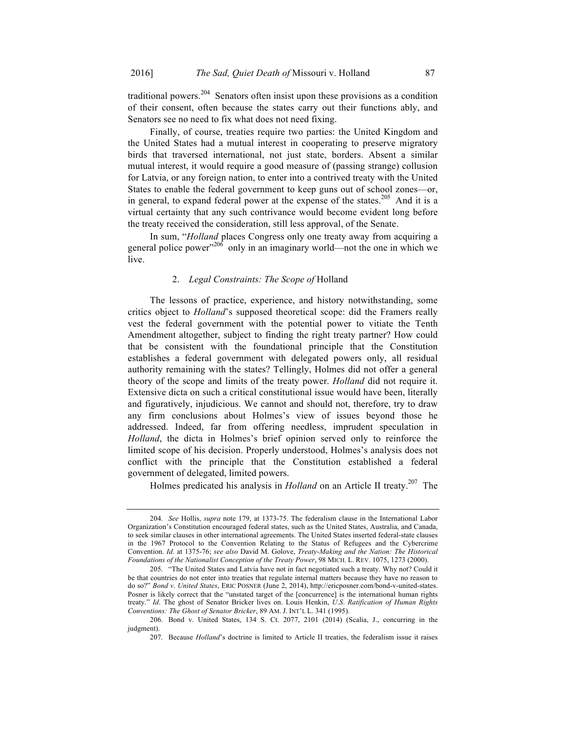traditional powers.[204] Senators often insist upon these provisions as a condition of their consent, often because the states carry out their functions ably, and Senators see no need to fix what does not need fixing.

Finally, of course, treaties require two parties: the United Kingdom and the United States had a mutual interest in cooperating to preserve migratory birds that traversed international, not just state, borders. Absent a similar mutual interest, it would require a good measure of (passing strange) collusion for Latvia, or any foreign nation, to enter into a contrived treaty with the United States to enable the federal government to keep guns out of school zones—or, in general, to expand federal power at the expense of the states.[205] And it is a virtual certainty that any such contrivance would become evident long before the treaty received the consideration, still less approval, of the Senate.

In sum, "*Holland* places Congress only one treaty away from acquiring a general police power"[206] only in an imaginary world—not the one in which we live.

### 2. *Legal Constraints: The Scope of* Holland

The lessons of practice, experience, and history notwithstanding, some critics object to *Holland*'s supposed theoretical scope: did the Framers really vest the federal government with the potential power to vitiate the Tenth Amendment altogether, subject to finding the right treaty partner? How could that be consistent with the foundational principle that the Constitution establishes a federal government with delegated powers only, all residual authority remaining with the states? Tellingly, Holmes did not offer a general theory of the scope and limits of the treaty power. *Holland* did not require it. Extensive dicta on such a critical constitutional issue would have been, literally and figuratively, injudicious. We cannot and should not, therefore, try to draw any firm conclusions about Holmes's view of issues beyond those he addressed. Indeed, far from offering needless, imprudent speculation in *Holland*, the dicta in Holmes's brief opinion served only to reinforce the limited scope of his decision. Properly understood, Holmes's analysis does not conflict with the principle that the Constitution established a federal government of delegated, limited powers.

Holmes predicated his analysis in *Holland* on an Article II treaty.[207] The

---

204. *See* Hollis, *supra* note 179, at 1373-75. The federalism clause in the International Labor Organization's Constitution encouraged federal states, such as the United States, Australia, and Canada, to seek similar clauses in other international agreements. The United States inserted federal-state clauses in the 1967 Protocol to the Convention Relating to the Status of Refugees and the Cybercrime Convention. *Id*. at 1375-76; *see also* David M. Golove, *Treaty-Making and the Nation: The Historical Foundations of the Nationalist Conception of the Treaty Power*, 98 MICH. L. REV. 1075, 1273 (2000).

205. "The United States and Latvia have not in fact negotiated such a treaty. Why not? Could it be that countries do not enter into treaties that regulate internal matters because they have no reason to do so?" *Bond v. United States*, ERIC POSNER (June 2, 2014), http://ericposner.com/bond-v-united-states. Posner is likely correct that the "unstated target of the [concurrence] is the international human rights treaty." *Id*. The ghost of Senator Bricker lives on. Louis Henkin, *U.S. Ratification of Human Rights Conventions: The Ghost of Senator Bricker*, 89 AM. J. INT'L L. 341 (1995).

206. Bond v. United States, 134 S. Ct. 2077, 2101 (2014) (Scalia, J., concurring in the judgment).

207. Because *Holland*'s doctrine is limited to Article II treaties, the federalism issue it raises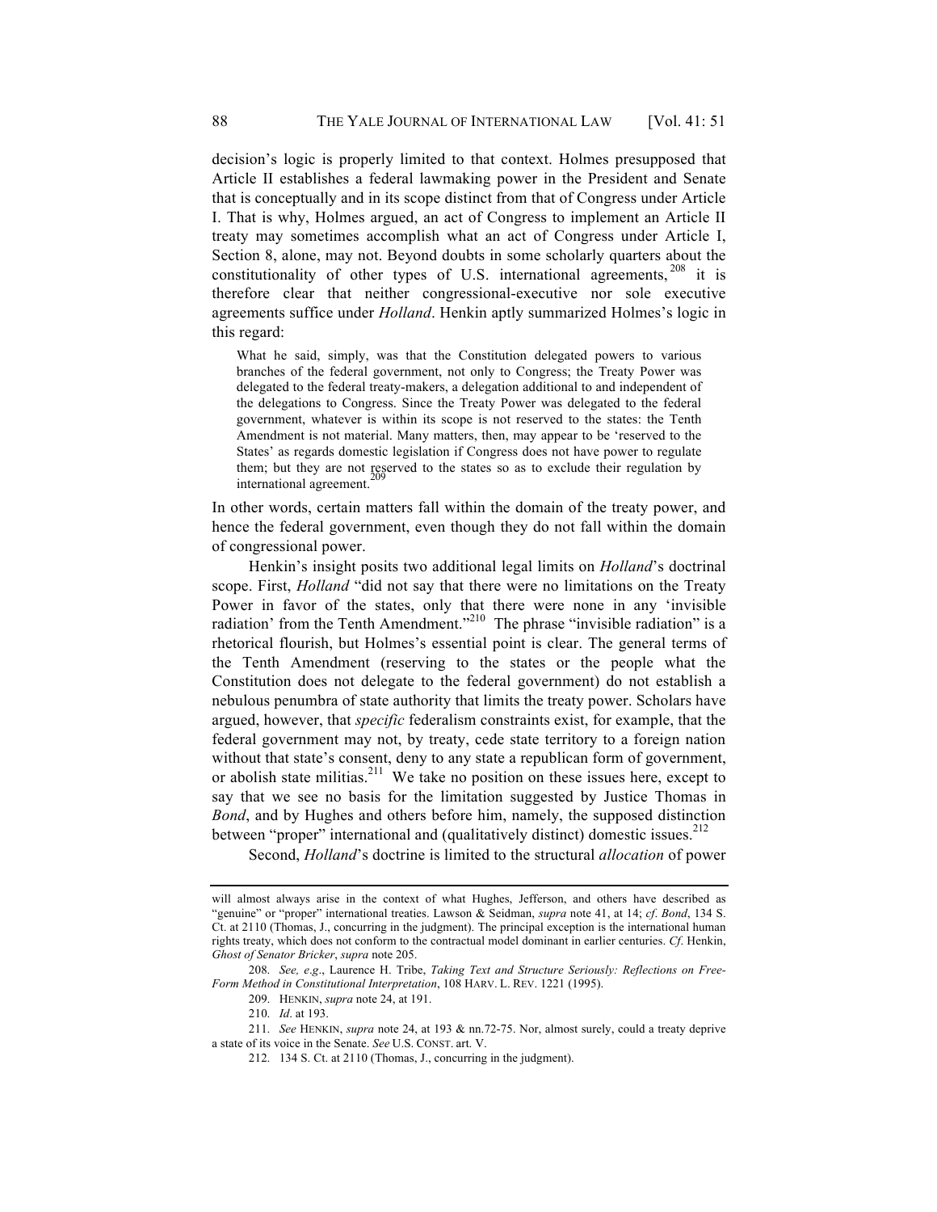decision's logic is properly limited to that context. Holmes presupposed that Article II establishes a federal lawmaking power in the President and Senate that is conceptually and in its scope distinct from that of Congress under Article I. That is why, Holmes argued, an act of Congress to implement an Article II treaty may sometimes accomplish what an act of Congress under Article I, Section 8, alone, may not. Beyond doubts in some scholarly quarters about the constitutionality of other types of U.S. international agreements,[208] it is therefore clear that neither congressional-executive nor sole executive agreements suffice under *Holland*. Henkin aptly summarized Holmes's logic in this regard:

> What he said, simply, was that the Constitution delegated powers to various branches of the federal government, not only to Congress; the Treaty Power was delegated to the federal treaty-makers, a delegation additional to and independent of the delegations to Congress. Since the Treaty Power was delegated to the federal government, whatever is within its scope is not reserved to the states: the Tenth Amendment is not material. Many matters, then, may appear to be 'reserved to the States' as regards domestic legislation if Congress does not have power to regulate them; but they are not reserved to the states so as to exclude their regulation by international agreement.[209]

In other words, certain matters fall within the domain of the treaty power, and hence the federal government, even though they do not fall within the domain of congressional power.

Henkin's insight posits two additional legal limits on *Holland*'s doctrinal scope. First, *Holland* "did not say that there were no limitations on the Treaty Power in favor of the states, only that there were none in any 'invisible radiation' from the Tenth Amendment."[210] The phrase "invisible radiation" is a rhetorical flourish, but Holmes's essential point is clear. The general terms of the Tenth Amendment (reserving to the states or the people what the Constitution does not delegate to the federal government) do not establish a nebulous penumbra of state authority that limits the treaty power. Scholars have argued, however, that *specific* federalism constraints exist, for example, that the federal government may not, by treaty, cede state territory to a foreign nation without that state's consent, deny to any state a republican form of government, or abolish state militias.[211] We take no position on these issues here, except to say that we see no basis for the limitation suggested by Justice Thomas in *Bond*, and by Hughes and others before him, namely, the supposed distinction between "proper" international and (qualitatively distinct) domestic issues.[212]

Second, *Holland*'s doctrine is limited to the structural *allocation* of power

---

will almost always arise in the context of what Hughes, Jefferson, and others have described as "genuine" or "proper" international treaties. Lawson & Seidman, *supra* note 41, at 14; *cf*. *Bond*, 134 S. Ct. at 2110 (Thomas, J., concurring in the judgment). The principal exception is the international human rights treaty, which does not conform to the contractual model dominant in earlier centuries. *Cf*. Henkin, *Ghost of Senator Bricker*, *supra* note 205.

208. *See, e.g*., Laurence H. Tribe, *Taking Text and Structure Seriously: Reflections on Free-Form Method in Constitutional Interpretation*, 108 HARV. L. REV. 1221 (1995).

209. HENKIN, *supra* note 24, at 191.

210. *Id*. at 193.

211. *See* HENKIN, *supra* note 24, at 193 & nn.72-75. Nor, almost surely, could a treaty deprive a state of its voice in the Senate. *See* U.S. CONST. art. V.

212. 134 S. Ct. at 2110 (Thomas, J., concurring in the judgment).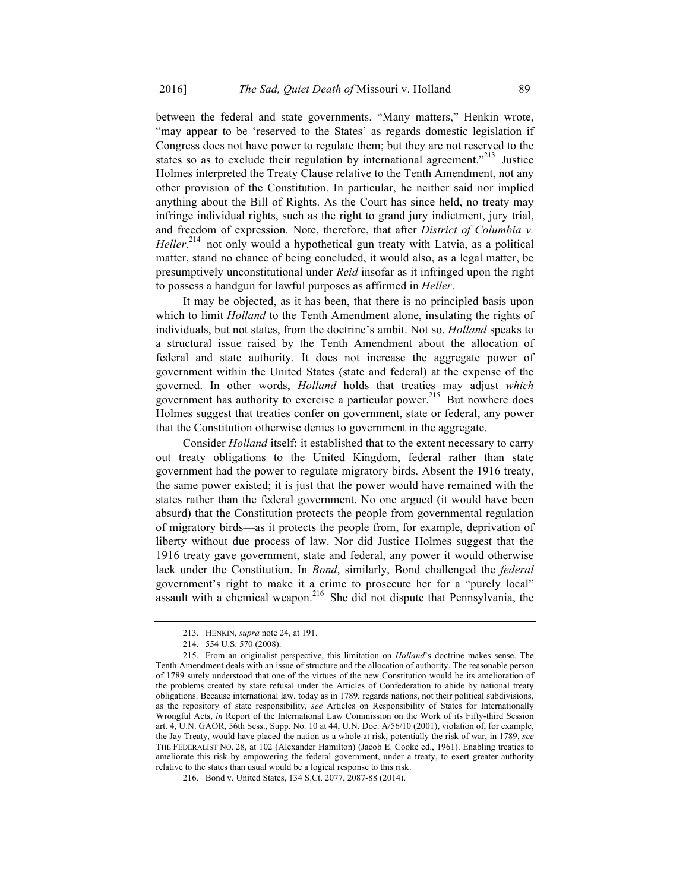between the federal and state governments. "Many matters," Henkin wrote, "may appear to be 'reserved to the States' as regards domestic legislation if Congress does not have power to regulate them; but they are not reserved to the states so as to exclude their regulation by international agreement."[213] Justice Holmes interpreted the Treaty Clause relative to the Tenth Amendment, not any other provision of the Constitution. In particular, he neither said nor implied anything about the Bill of Rights. As the Court has since held, no treaty may infringe individual rights, such as the right to grand jury indictment, jury trial, and freedom of expression. Note, therefore, that after *District of Columbia v. Heller*,[214] not only would a hypothetical gun treaty with Latvia, as a political matter, stand no chance of being concluded, it would also, as a legal matter, be presumptively unconstitutional under *Reid* insofar as it infringed upon the right to possess a handgun for lawful purposes as affirmed in *Heller*.

It may be objected, as it has been, that there is no principled basis upon which to limit *Holland* to the Tenth Amendment alone, insulating the rights of individuals, but not states, from the doctrine's ambit. Not so. *Holland* speaks to a structural issue raised by the Tenth Amendment about the allocation of federal and state authority. It does not increase the aggregate power of government within the United States (state and federal) at the expense of the governed. In other words, *Holland* holds that treaties may adjust *which* government has authority to exercise a particular power.[215] But nowhere does Holmes suggest that treaties confer on government, state or federal, any power that the Constitution otherwise denies to government in the aggregate.

Consider *Holland* itself: it established that to the extent necessary to carry out treaty obligations to the United Kingdom, federal rather than state government had the power to regulate migratory birds. Absent the 1916 treaty, the same power existed; it is just that the power would have remained with the states rather than the federal government. No one argued (it would have been absurd) that the Constitution protects the people from governmental regulation of migratory birds—as it protects the people from, for example, deprivation of liberty without due process of law. Nor did Justice Holmes suggest that the 1916 treaty gave government, state and federal, any power it would otherwise lack under the Constitution. In *Bond*, similarly, Bond challenged the *federal* government's right to make it a crime to prosecute her for a "purely local" assault with a chemical weapon.[216] She did not dispute that Pennsylvania, the

---

213. HENKIN, *supra* note 24, at 191.

214. 554 U.S. 570 (2008).

215. From an originalist perspective, this limitation on *Holland*'s doctrine makes sense. The Tenth Amendment deals with an issue of structure and the allocation of authority. The reasonable person of 1789 surely understood that one of the virtues of the new Constitution would be its amelioration of the problems created by state refusal under the Articles of Confederation to abide by national treaty obligations. Because international law, today as in 1789, regards nations, not their political subdivisions, as the repository of state responsibility, *see* Articles on Responsibility of States for Internationally Wrongful Acts, *in* Report of the International Law Commission on the Work of its Fifty-third Session art. 4, U.N. GAOR, 56th Sess., Supp. No. 10 at 44, U.N. Doc. A/56/10 (2001), violation of, for example, the Jay Treaty, would have placed the nation as a whole at risk, potentially the risk of war, in 1789, *see* THE FEDERALIST NO. 28, at 102 (Alexander Hamilton) (Jacob E. Cooke ed., 1961). Enabling treaties to ameliorate this risk by empowering the federal government, under a treaty, to exert greater authority relative to the states than usual would be a logical response to this risk.

216. Bond v. United States, 134 S.Ct. 2077, 2087-88 (2014).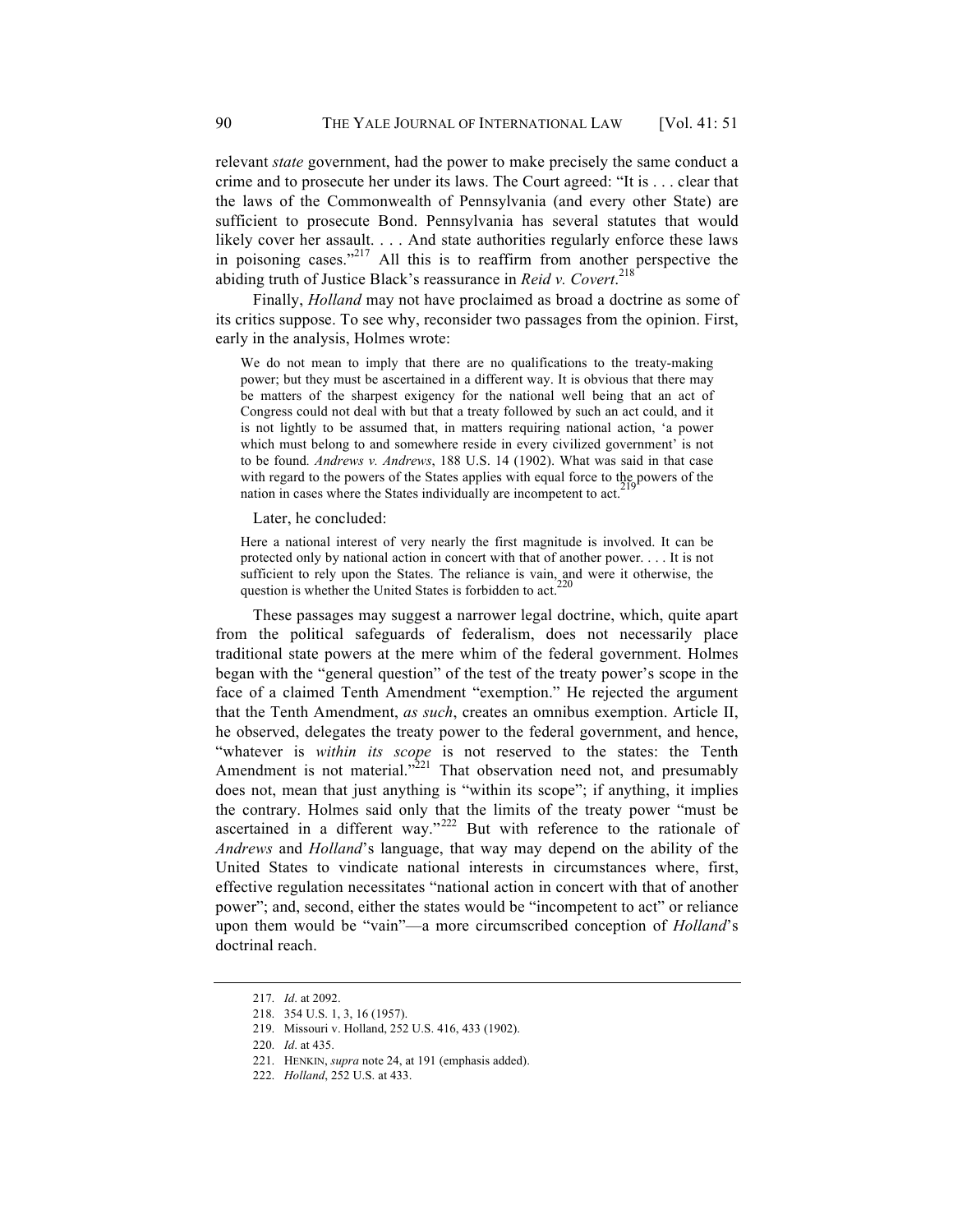relevant *state* government, had the power to make precisely the same conduct a crime and to prosecute her under its laws. The Court agreed: "It is . . . clear that the laws of the Commonwealth of Pennsylvania (and every other State) are sufficient to prosecute Bond. Pennsylvania has several statutes that would likely cover her assault. . . . And state authorities regularly enforce these laws in poisoning cases."[217] All this is to reaffirm from another perspective the abiding truth of Justice Black's reassurance in *Reid v. Covert*.[218]

Finally, *Holland* may not have proclaimed as broad a doctrine as some of its critics suppose. To see why, reconsider two passages from the opinion. First, early in the analysis, Holmes wrote:

> We do not mean to imply that there are no qualifications to the treaty-making power; but they must be ascertained in a different way. It is obvious that there may be matters of the sharpest exigency for the national well being that an act of Congress could not deal with but that a treaty followed by such an act could, and it is not lightly to be assumed that, in matters requiring national action, 'a power which must belong to and somewhere reside in every civilized government' is not to be found. *Andrews v. Andrews*, 188 U.S. 14 (1902). What was said in that case with regard to the powers of the States applies with equal force to the powers of the nation in cases where the States individually are incompetent to act.[219]

Later, he concluded:

> Here a national interest of very nearly the first magnitude is involved. It can be protected only by national action in concert with that of another power. . . . It is not sufficient to rely upon the States. The reliance is vain, and were it otherwise, the question is whether the United States is forbidden to act.[220]

These passages may suggest a narrower legal doctrine, which, quite apart from the political safeguards of federalism, does not necessarily place traditional state powers at the mere whim of the federal government. Holmes began with the "general question" of the test of the treaty power's scope in the face of a claimed Tenth Amendment "exemption." He rejected the argument that the Tenth Amendment, *as such*, creates an omnibus exemption. Article II, he observed, delegates the treaty power to the federal government, and hence, "whatever is *within its scope* is not reserved to the states: the Tenth Amendment is not material."[221] That observation need not, and presumably does not, mean that just anything is "within its scope"; if anything, it implies the contrary. Holmes said only that the limits of the treaty power "must be ascertained in a different way."[222] But with reference to the rationale of *Andrews* and *Holland*'s language, that way may depend on the ability of the United States to vindicate national interests in circumstances where, first, effective regulation necessitates "national action in concert with that of another power"; and, second, either the states would be "incompetent to act" or reliance upon them would be "vain"—a more circumscribed conception of *Holland*'s doctrinal reach.

---

217. *Id*. at 2092.
218. 354 U.S. 1, 3, 16 (1957).
219. Missouri v. Holland, 252 U.S. 416, 433 (1902).
220. *Id*. at 435.
221. HENKIN, *supra* note 24, at 191 (emphasis added).
222. *Holland*, 252 U.S. at 433.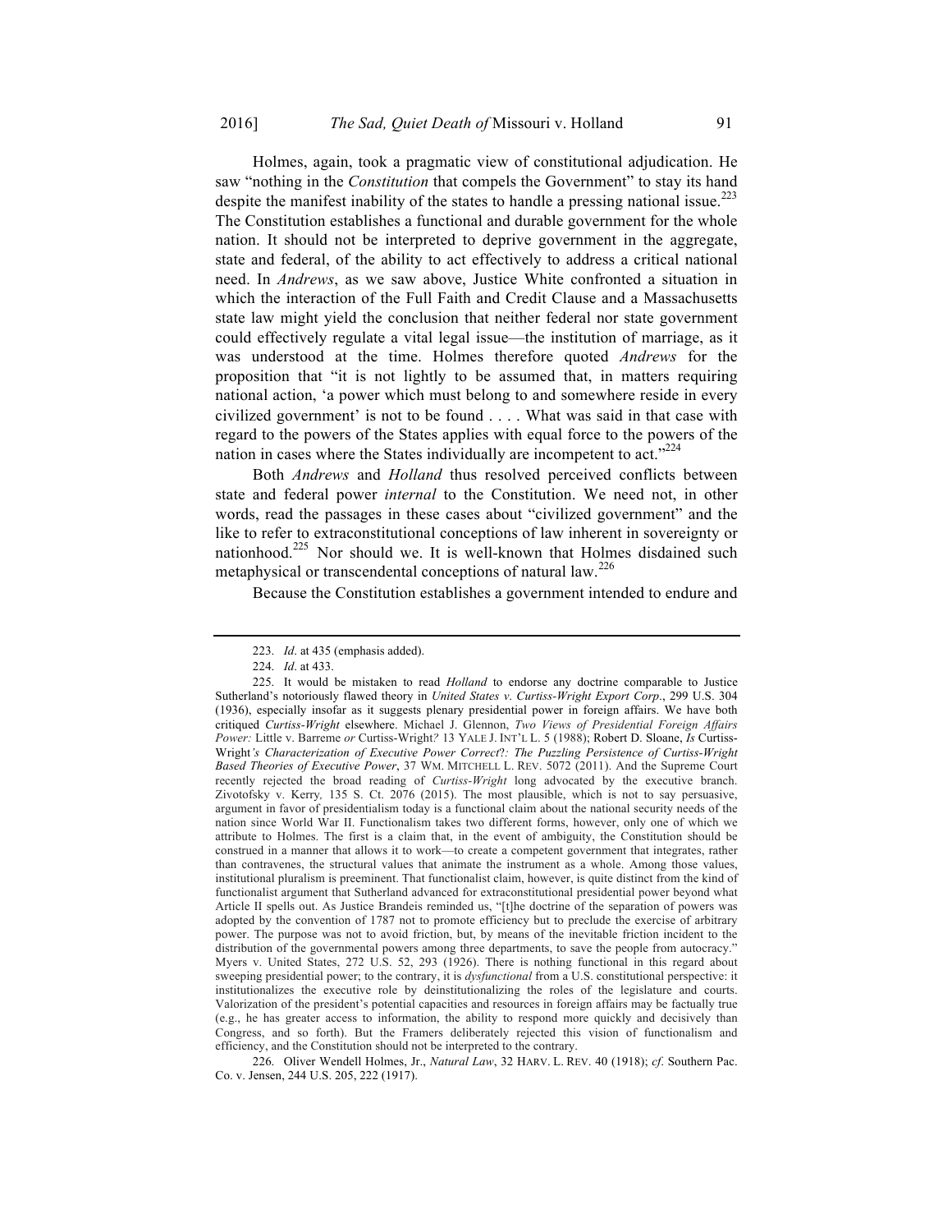Holmes, again, took a pragmatic view of constitutional adjudication. He saw "nothing in the *Constitution* that compels the Government" to stay its hand despite the manifest inability of the states to handle a pressing national issue.[223] The Constitution establishes a functional and durable government for the whole nation. It should not be interpreted to deprive government in the aggregate, state and federal, of the ability to act effectively to address a critical national need. In *Andrews*, as we saw above, Justice White confronted a situation in which the interaction of the Full Faith and Credit Clause and a Massachusetts state law might yield the conclusion that neither federal nor state government could effectively regulate a vital legal issue—the institution of marriage, as it was understood at the time. Holmes therefore quoted *Andrews* for the proposition that "it is not lightly to be assumed that, in matters requiring national action, 'a power which must belong to and somewhere reside in every civilized government' is not to be found . . . . What was said in that case with regard to the powers of the States applies with equal force to the powers of the nation in cases where the States individually are incompetent to act."[224]

Both *Andrews* and *Holland* thus resolved perceived conflicts between state and federal power *internal* to the Constitution. We need not, in other words, read the passages in these cases about "civilized government" and the like to refer to extraconstitutional conceptions of law inherent in sovereignty or nationhood.[225] Nor should we. It is well-known that Holmes disdained such metaphysical or transcendental conceptions of natural law.[226]

Because the Constitution establishes a government intended to endure and

---

223. *Id*. at 435 (emphasis added).

224. *Id*. at 433.

225. It would be mistaken to read *Holland* to endorse any doctrine comparable to Justice Sutherland's notoriously flawed theory in *United States v. Curtiss-Wright Export Corp.*, 299 U.S. 304 (1936), especially insofar as it suggests plenary presidential power in foreign affairs. We have both critiqued *Curtiss-Wright* elsewhere. Michael J. Glennon, *Two Views of Presidential Foreign Affairs Power:* Little v. Barreme *or* Curtiss-Wright*?* 13 YALE J. INT'L L. 5 (1988); Robert D. Sloane, *Is* Curtiss-Wright*'s Characterization of Executive Power Correct?: The Puzzling Persistence of Curtiss-Wright Based Theories of Executive Power*, 37 WM. MITCHELL L. REV. 5072 (2011). And the Supreme Court recently rejected the broad reading of *Curtiss-Wright* long advocated by the executive branch. Zivotofsky v. Kerry*,* 135 S. Ct. 2076 (2015). The most plausible, which is not to say persuasive, argument in favor of presidentialism today is a functional claim about the national security needs of the nation since World War II. Functionalism takes two different forms, however, only one of which we attribute to Holmes. The first is a claim that, in the event of ambiguity, the Constitution should be construed in a manner that allows it to work—to create a competent government that integrates, rather than contravenes, the structural values that animate the instrument as a whole. Among those values, institutional pluralism is preeminent. That functionalist claim, however, is quite distinct from the kind of functionalist argument that Sutherland advanced for extraconstitutional presidential power beyond what Article II spells out. As Justice Brandeis reminded us, "[t]he doctrine of the separation of powers was adopted by the convention of 1787 not to promote efficiency but to preclude the exercise of arbitrary power. The purpose was not to avoid friction, but, by means of the inevitable friction incident to the distribution of the governmental powers among three departments, to save the people from autocracy." Myers v. United States, 272 U.S. 52, 293 (1926). There is nothing functional in this regard about sweeping presidential power; to the contrary, it is *dysfunctional* from a U.S. constitutional perspective: it institutionalizes the executive role by deinstitutionalizing the roles of the legislature and courts. Valorization of the president's potential capacities and resources in foreign affairs may be factually true (e.g., he has greater access to information, the ability to respond more quickly and decisively than Congress, and so forth). But the Framers deliberately rejected this vision of functionalism and efficiency, and the Constitution should not be interpreted to the contrary.

226. Oliver Wendell Holmes, Jr., *Natural Law*, 32 HARV. L. REV. 40 (1918); *cf*. Southern Pac. Co. v. Jensen, 244 U.S. 205, 222 (1917).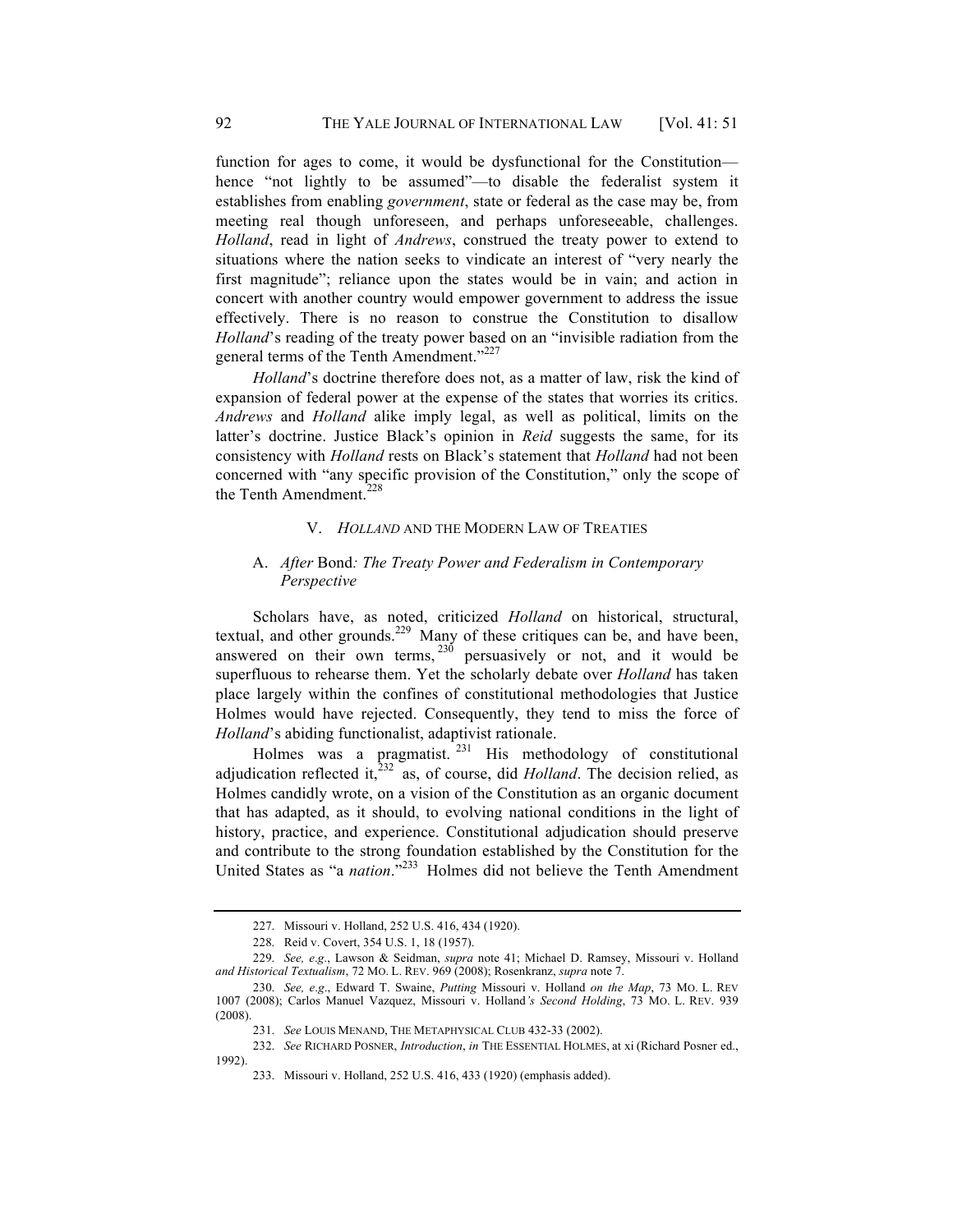function for ages to come, it would be dysfunctional for the Constitution—hence "not lightly to be assumed"—to disable the federalist system it establishes from enabling *government*, state or federal as the case may be, from meeting real though unforeseen, and perhaps unforeseeable, challenges. *Holland*, read in light of *Andrews*, construed the treaty power to extend to situations where the nation seeks to vindicate an interest of "very nearly the first magnitude"; reliance upon the states would be in vain; and action in concert with another country would empower government to address the issue effectively. There is no reason to construe the Constitution to disallow *Holland*'s reading of the treaty power based on an "invisible radiation from the general terms of the Tenth Amendment."[227]

*Holland*'s doctrine therefore does not, as a matter of law, risk the kind of expansion of federal power at the expense of the states that worries its critics. *Andrews* and *Holland* alike imply legal, as well as political, limits on the latter's doctrine. Justice Black's opinion in *Reid* suggests the same, for its consistency with *Holland* rests on Black's statement that *Holland* had not been concerned with "any specific provision of the Constitution," only the scope of the Tenth Amendment.[228]

## V. *Holland* and the Modern Law of Treaties

### A. *After* Bond*: The Treaty Power and Federalism in Contemporary Perspective*

Scholars have, as noted, criticized *Holland* on historical, structural, textual, and other grounds.[229] Many of these critiques can be, and have been, answered on their own terms,[230] persuasively or not, and it would be superfluous to rehearse them. Yet the scholarly debate over *Holland* has taken place largely within the confines of constitutional methodologies that Justice Holmes would have rejected. Consequently, they tend to miss the force of *Holland*'s abiding functionalist, adaptivist rationale.

Holmes was a pragmatist.[231] His methodology of constitutional adjudication reflected it,[232] as, of course, did *Holland*. The decision relied, as Holmes candidly wrote, on a vision of the Constitution as an organic document that has adapted, as it should, to evolving national conditions in the light of history, practice, and experience. Constitutional adjudication should preserve and contribute to the strong foundation established by the Constitution for the United States as "a *nation*."[233] Holmes did not believe the Tenth Amendment

---

227. Missouri v. Holland, 252 U.S. 416, 434 (1920).

228. Reid v. Covert, 354 U.S. 1, 18 (1957).

229. *See, e.g.*, Lawson & Seidman, *supra* note 41; Michael D. Ramsey, Missouri v. Holland *and Historical Textualism*, 72 MO. L. REV. 969 (2008); Rosenkranz, *supra* note 7.

230. *See, e.g.*, Edward T. Swaine, *Putting* Missouri v. Holland *on the Map*, 73 MO. L. REV 1007 (2008); Carlos Manuel Vazquez, Missouri v. Holland*'s Second Holding*, 73 MO. L. REV. 939 (2008).

231. *See* LOUIS MENAND, THE METAPHYSICAL CLUB 432-33 (2002).

232. *See* RICHARD POSNER, *Introduction*, *in* THE ESSENTIAL HOLMES, at xi (Richard Posner ed., 1992).

233. Missouri v. Holland, 252 U.S. 416, 433 (1920) (emphasis added).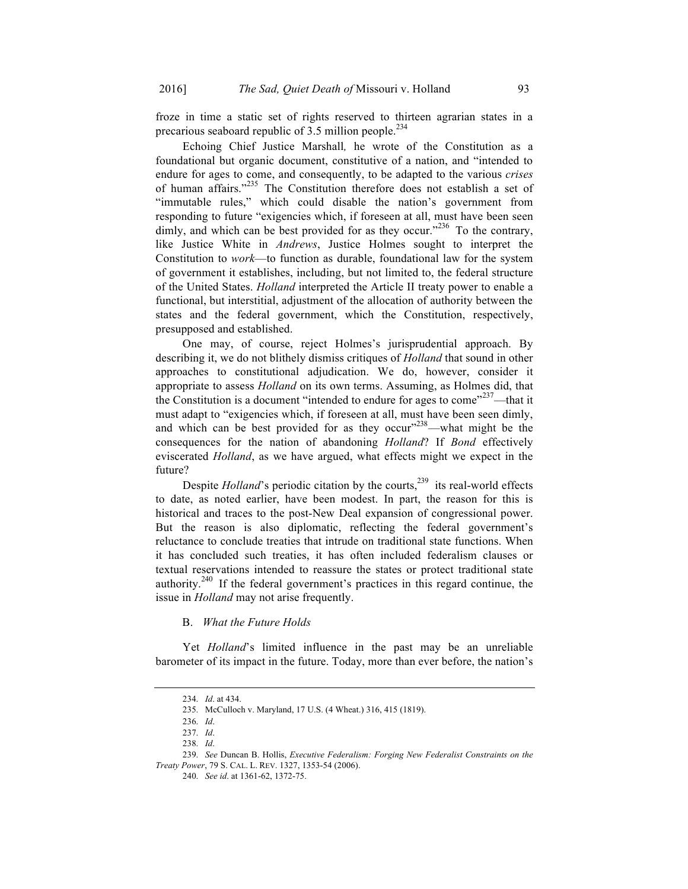froze in time a static set of rights reserved to thirteen agrarian states in a precarious seaboard republic of 3.5 million people.[234]

Echoing Chief Justice Marshall*,* he wrote of the Constitution as a foundational but organic document, constitutive of a nation, and "intended to endure for ages to come, and consequently, to be adapted to the various *crises* of human affairs."[235] The Constitution therefore does not establish a set of "immutable rules," which could disable the nation's government from responding to future "exigencies which, if foreseen at all, must have been seen dimly, and which can be best provided for as they occur."[236] To the contrary, like Justice White in *Andrews*, Justice Holmes sought to interpret the Constitution to *work*—to function as durable, foundational law for the system of government it establishes, including, but not limited to, the federal structure of the United States. *Holland* interpreted the Article II treaty power to enable a functional, but interstitial, adjustment of the allocation of authority between the states and the federal government, which the Constitution, respectively, presupposed and established.

One may, of course, reject Holmes's jurisprudential approach. By describing it, we do not blithely dismiss critiques of *Holland* that sound in other approaches to constitutional adjudication. We do, however, consider it appropriate to assess *Holland* on its own terms. Assuming, as Holmes did, that the Constitution is a document "intended to endure for ages to come"[237]—that it must adapt to "exigencies which, if foreseen at all, must have been seen dimly, and which can be best provided for as they occur"[238]—what might be the consequences for the nation of abandoning *Holland*? If *Bond* effectively eviscerated *Holland*, as we have argued, what effects might we expect in the future?

Despite *Holland*'s periodic citation by the courts,[239] its real-world effects to date, as noted earlier, have been modest. In part, the reason for this is historical and traces to the post-New Deal expansion of congressional power. But the reason is also diplomatic, reflecting the federal government's reluctance to conclude treaties that intrude on traditional state functions. When it has concluded such treaties, it has often included federalism clauses or textual reservations intended to reassure the states or protect traditional state authority.[240] If the federal government's practices in this regard continue, the issue in *Holland* may not arise frequently.

### B. *What the Future Holds*

Yet *Holland*'s limited influence in the past may be an unreliable barometer of its impact in the future. Today, more than ever before, the nation's

---

234. *Id*. at 434.

235. McCulloch v. Maryland, 17 U.S. (4 Wheat.) 316, 415 (1819).

236. *Id*.

237. *Id*.

238. *Id*.

239. *See* Duncan B. Hollis, *Executive Federalism: Forging New Federalist Constraints on the Treaty Power*, 79 S. CAL. L. REV. 1327, 1353-54 (2006).

240. *See id*. at 1361-62, 1372-75.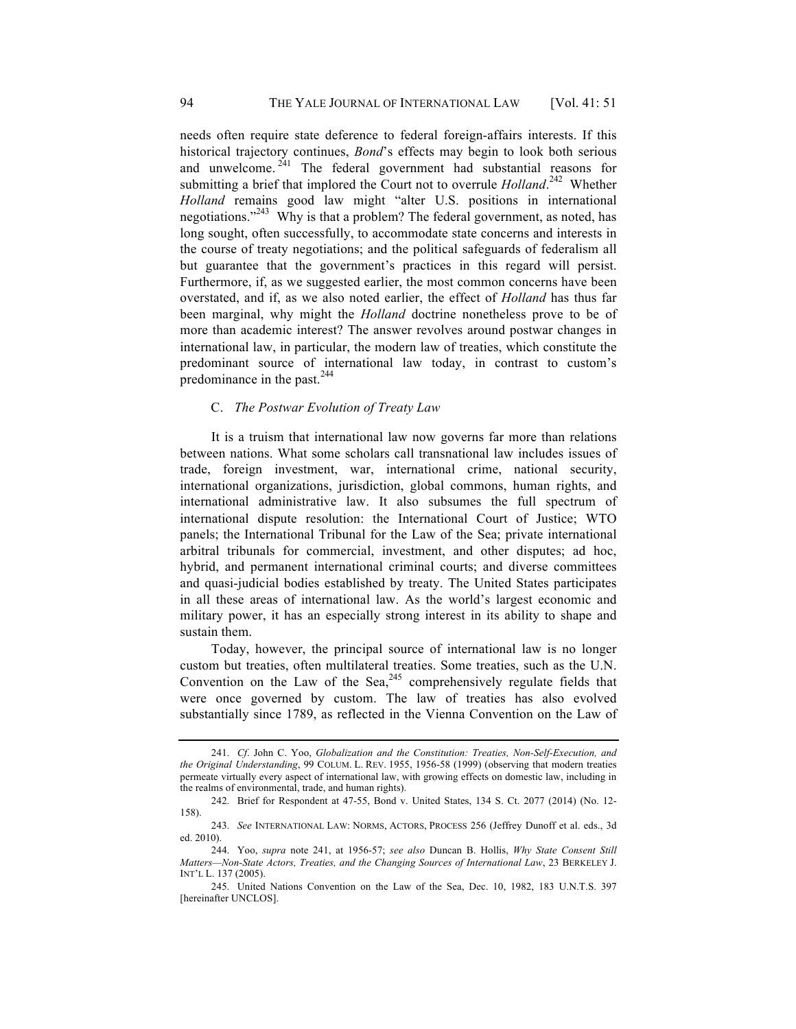needs often require state deference to federal foreign-affairs interests. If this historical trajectory continues, *Bond*'s effects may begin to look both serious and unwelcome.[241] The federal government had substantial reasons for submitting a brief that implored the Court not to overrule *Holland*.[242] Whether *Holland* remains good law might "alter U.S. positions in international negotiations."[243] Why is that a problem? The federal government, as noted, has long sought, often successfully, to accommodate state concerns and interests in the course of treaty negotiations; and the political safeguards of federalism all but guarantee that the government's practices in this regard will persist. Furthermore, if, as we suggested earlier, the most common concerns have been overstated, and if, as we also noted earlier, the effect of *Holland* has thus far been marginal, why might the *Holland* doctrine nonetheless prove to be of more than academic interest? The answer revolves around postwar changes in international law, in particular, the modern law of treaties, which constitute the predominant source of international law today, in contrast to custom's predominance in the past.[244]

### C. *The Postwar Evolution of Treaty Law*

It is a truism that international law now governs far more than relations between nations. What some scholars call transnational law includes issues of trade, foreign investment, war, international crime, national security, international organizations, jurisdiction, global commons, human rights, and international administrative law. It also subsumes the full spectrum of international dispute resolution: the International Court of Justice; WTO panels; the International Tribunal for the Law of the Sea; private international arbitral tribunals for commercial, investment, and other disputes; ad hoc, hybrid, and permanent international criminal courts; and diverse committees and quasi-judicial bodies established by treaty. The United States participates in all these areas of international law. As the world's largest economic and military power, it has an especially strong interest in its ability to shape and sustain them.

Today, however, the principal source of international law is no longer custom but treaties, often multilateral treaties. Some treaties, such as the U.N. Convention on the Law of the Sea,[245] comprehensively regulate fields that were once governed by custom. The law of treaties has also evolved substantially since 1789, as reflected in the Vienna Convention on the Law of

---

241. *Cf.* John C. Yoo, *Globalization and the Constitution: Treaties, Non-Self-Execution, and the Original Understanding*, 99 COLUM. L. REV. 1955, 1956-58 (1999) (observing that modern treaties permeate virtually every aspect of international law, with growing effects on domestic law, including in the realms of environmental, trade, and human rights).

242. Brief for Respondent at 47-55, Bond v. United States, 134 S. Ct. 2077 (2014) (No. 12-158).

243. *See* INTERNATIONAL LAW: NORMS, ACTORS, PROCESS 256 (Jeffrey Dunoff et al. eds., 3d ed. 2010).

244. Yoo, *supra* note 241, at 1956-57; *see also* Duncan B. Hollis, *Why State Consent Still Matters—Non-State Actors, Treaties, and the Changing Sources of International Law*, 23 BERKELEY J. INT'L L. 137 (2005).

245. United Nations Convention on the Law of the Sea, Dec. 10, 1982, 183 U.N.T.S. 397 [hereinafter UNCLOS].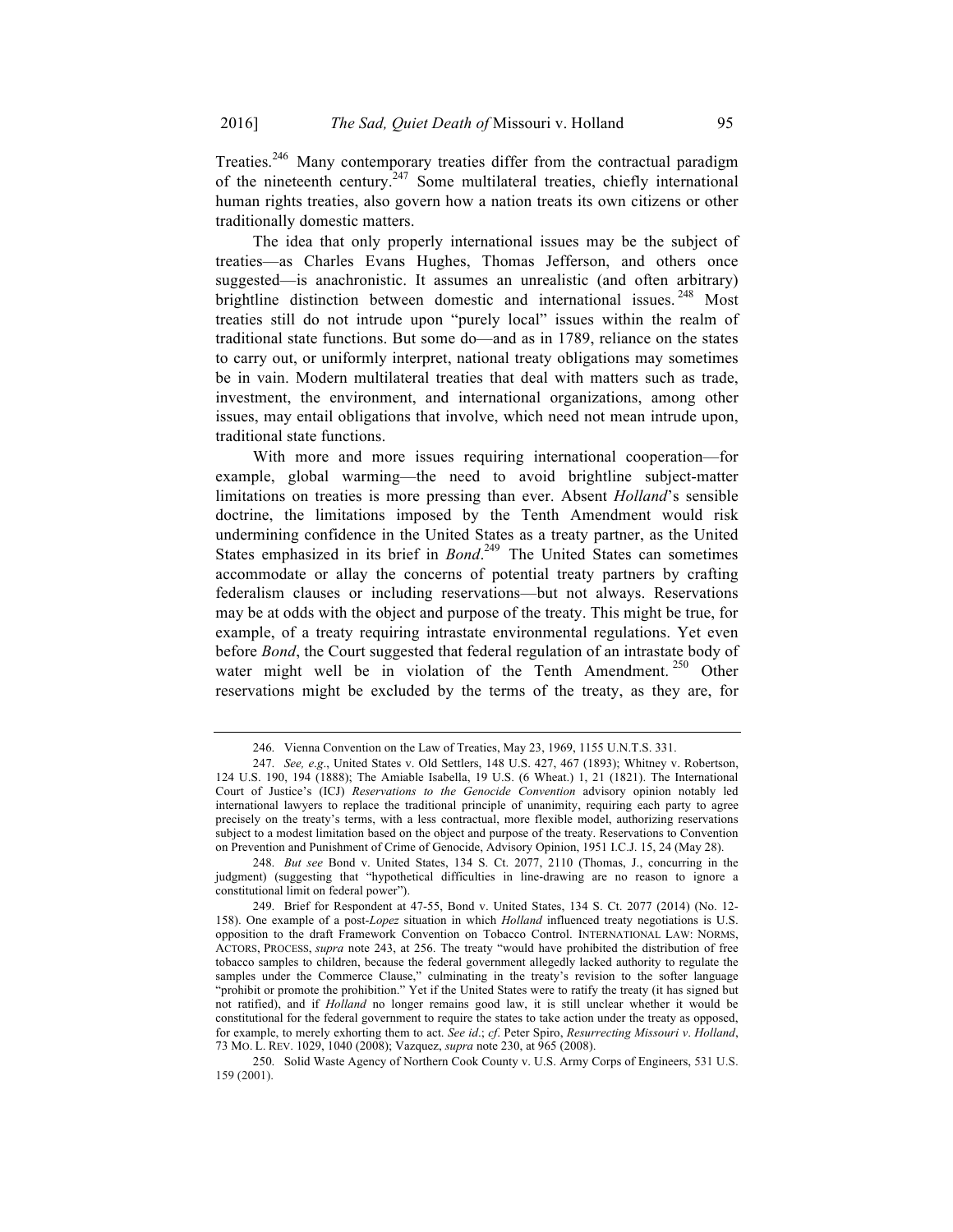Treaties.[246] Many contemporary treaties differ from the contractual paradigm of the nineteenth century.[247] Some multilateral treaties, chiefly international human rights treaties, also govern how a nation treats its own citizens or other traditionally domestic matters.

The idea that only properly international issues may be the subject of treaties—as Charles Evans Hughes, Thomas Jefferson, and others once suggested—is anachronistic. It assumes an unrealistic (and often arbitrary) brightline distinction between domestic and international issues.[248] Most treaties still do not intrude upon "purely local" issues within the realm of traditional state functions. But some do—and as in 1789, reliance on the states to carry out, or uniformly interpret, national treaty obligations may sometimes be in vain. Modern multilateral treaties that deal with matters such as trade, investment, the environment, and international organizations, among other issues, may entail obligations that involve, which need not mean intrude upon, traditional state functions.

With more and more issues requiring international cooperation—for example, global warming—the need to avoid brightline subject-matter limitations on treaties is more pressing than ever. Absent *Holland*'s sensible doctrine, the limitations imposed by the Tenth Amendment would risk undermining confidence in the United States as a treaty partner, as the United States emphasized in its brief in *Bond*.[249] The United States can sometimes accommodate or allay the concerns of potential treaty partners by crafting federalism clauses or including reservations—but not always. Reservations may be at odds with the object and purpose of the treaty. This might be true, for example, of a treaty requiring intrastate environmental regulations. Yet even before *Bond*, the Court suggested that federal regulation of an intrastate body of water might well be in violation of the Tenth Amendment.[250] Other reservations might be excluded by the terms of the treaty, as they are, for

---

246. Vienna Convention on the Law of Treaties, May 23, 1969, 1155 U.N.T.S. 331.

247. *See, e.g*., United States v. Old Settlers, 148 U.S. 427, 467 (1893); Whitney v. Robertson, 124 U.S. 190, 194 (1888); The Amiable Isabella, 19 U.S. (6 Wheat.) 1, 21 (1821). The International Court of Justice's (ICJ) *Reservations to the Genocide Convention* advisory opinion notably led international lawyers to replace the traditional principle of unanimity, requiring each party to agree precisely on the treaty's terms, with a less contractual, more flexible model, authorizing reservations subject to a modest limitation based on the object and purpose of the treaty. Reservations to Convention on Prevention and Punishment of Crime of Genocide, Advisory Opinion, 1951 I.C.J. 15, 24 (May 28).

248. *But see* Bond v. United States, 134 S. Ct. 2077, 2110 (Thomas, J., concurring in the judgment) (suggesting that "hypothetical difficulties in line-drawing are no reason to ignore a constitutional limit on federal power").

249. Brief for Respondent at 47-55, Bond v. United States, 134 S. Ct. 2077 (2014) (No. 12-158). One example of a post-*Lopez* situation in which *Holland* influenced treaty negotiations is U.S. opposition to the draft Framework Convention on Tobacco Control. INTERNATIONAL LAW: NORMS, ACTORS, PROCESS, *supra* note 243, at 256. The treaty "would have prohibited the distribution of free tobacco samples to children, because the federal government allegedly lacked authority to regulate the samples under the Commerce Clause," culminating in the treaty's revision to the softer language "prohibit or promote the prohibition." Yet if the United States were to ratify the treaty (it has signed but not ratified), and if *Holland* no longer remains good law, it is still unclear whether it would be constitutional for the federal government to require the states to take action under the treaty as opposed, for example, to merely exhorting them to act. *See id*.; *cf*. Peter Spiro, *Resurrecting Missouri v. Holland*, 73 MO. L. REV. 1029, 1040 (2008); Vazquez, *supra* note 230, at 965 (2008).

250. Solid Waste Agency of Northern Cook County v. U.S. Army Corps of Engineers, 531 U.S. 159 (2001).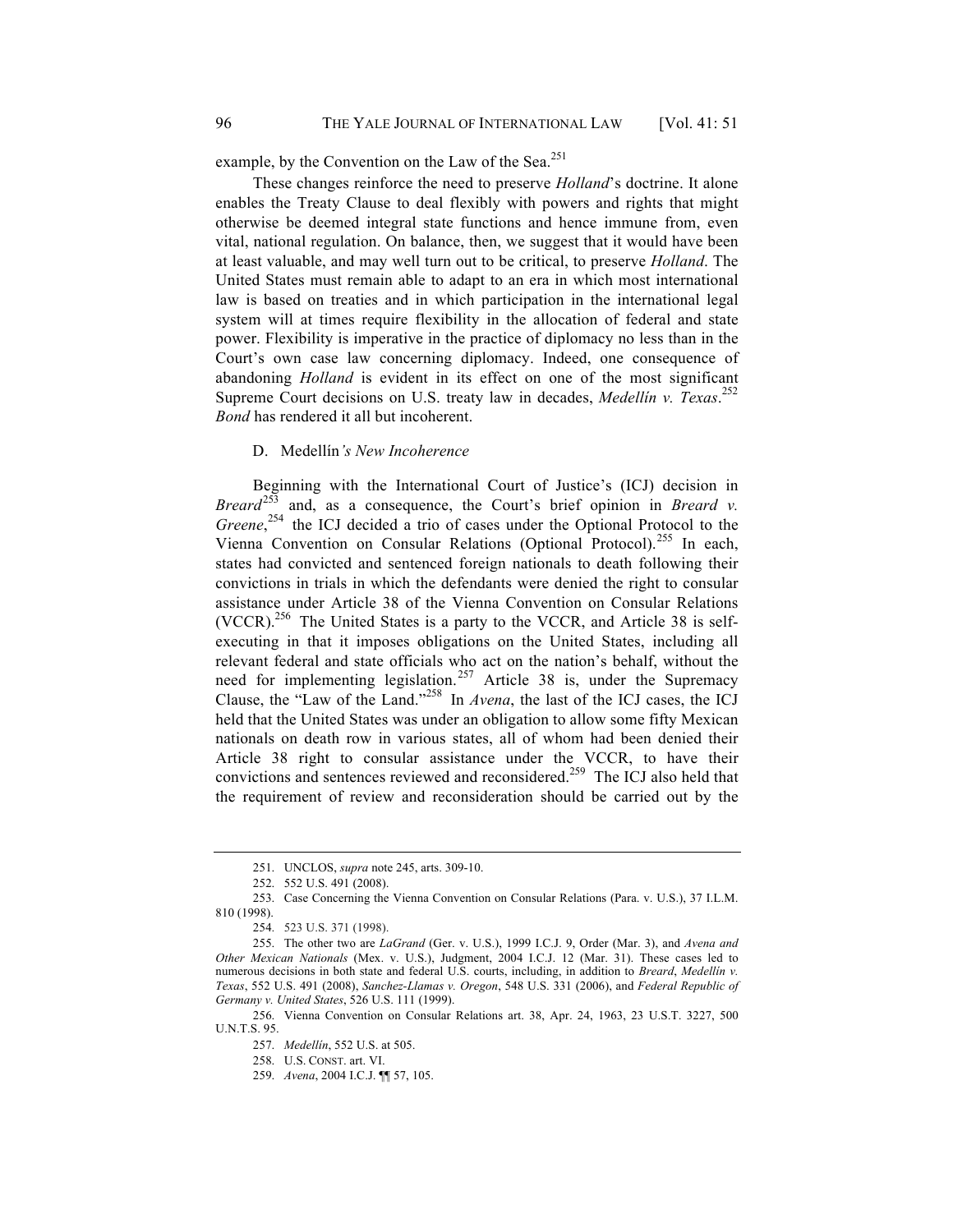example, by the Convention on the Law of the Sea.[251]

These changes reinforce the need to preserve *Holland*'s doctrine. It alone enables the Treaty Clause to deal flexibly with powers and rights that might otherwise be deemed integral state functions and hence immune from, even vital, national regulation. On balance, then, we suggest that it would have been at least valuable, and may well turn out to be critical, to preserve *Holland*. The United States must remain able to adapt to an era in which most international law is based on treaties and in which participation in the international legal system will at times require flexibility in the allocation of federal and state power. Flexibility is imperative in the practice of diplomacy no less than in the Court's own case law concerning diplomacy. Indeed, one consequence of abandoning *Holland* is evident in its effect on one of the most significant Supreme Court decisions on U.S. treaty law in decades, *Medellín v. Texas*.[252] *Bond* has rendered it all but incoherent.

### D. Medellín*'s New Incoherence*

Beginning with the International Court of Justice's (ICJ) decision in *Breard*[253] and, as a consequence, the Court's brief opinion in *Breard v. Greene*,[254] the ICJ decided a trio of cases under the Optional Protocol to the Vienna Convention on Consular Relations (Optional Protocol).[255] In each, states had convicted and sentenced foreign nationals to death following their convictions in trials in which the defendants were denied the right to consular assistance under Article 38 of the Vienna Convention on Consular Relations (VCCR).[256] The United States is a party to the VCCR, and Article 38 is self-executing in that it imposes obligations on the United States, including all relevant federal and state officials who act on the nation's behalf, without the need for implementing legislation.[257] Article 38 is, under the Supremacy Clause, the "Law of the Land."[258] In *Avena*, the last of the ICJ cases, the ICJ held that the United States was under an obligation to allow some fifty Mexican nationals on death row in various states, all of whom had been denied their Article 38 right to consular assistance under the VCCR, to have their convictions and sentences reviewed and reconsidered.[259] The ICJ also held that the requirement of review and reconsideration should be carried out by the

---

251. UNCLOS, *supra* note 245, arts. 309-10.

252. 552 U.S. 491 (2008).

253. Case Concerning the Vienna Convention on Consular Relations (Para. v. U.S.), 37 I.L.M. 810 (1998).

254. 523 U.S. 371 (1998).

255. The other two are *LaGrand* (Ger. v. U.S.), 1999 I.C.J. 9, Order (Mar. 3), and *Avena and Other Mexican Nationals* (Mex. v. U.S.), Judgment, 2004 I.C.J. 12 (Mar. 31). These cases led to numerous decisions in both state and federal U.S. courts, including, in addition to *Breard*, *Medellín v. Texas*, 552 U.S. 491 (2008), *Sanchez-Llamas v. Oregon*, 548 U.S. 331 (2006), and *Federal Republic of Germany v. United States*, 526 U.S. 111 (1999).

256. Vienna Convention on Consular Relations art. 38, Apr. 24, 1963, 23 U.S.T. 3227, 500 U.N.T.S. 95.

257. *Medellín*, 552 U.S. at 505.

258. U.S. CONST. art. VI.

259. *Avena*, 2004 I.C.J. ¶¶ 57, 105.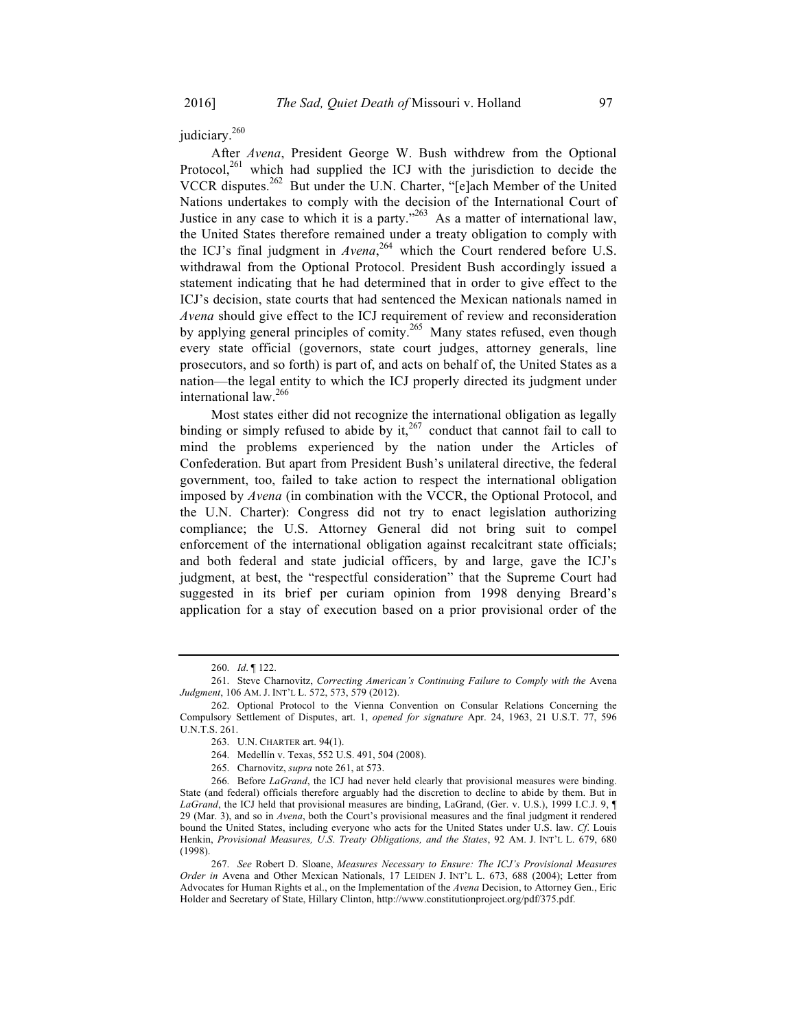judiciary.[260]

After *Avena*, President George W. Bush withdrew from the Optional Protocol,[261] which had supplied the ICJ with the jurisdiction to decide the VCCR disputes.[262] But under the U.N. Charter, "[e]ach Member of the United Nations undertakes to comply with the decision of the International Court of Justice in any case to which it is a party."[263] As a matter of international law, the United States therefore remained under a treaty obligation to comply with the ICJ's final judgment in *Avena*,[264] which the Court rendered before U.S. withdrawal from the Optional Protocol. President Bush accordingly issued a statement indicating that he had determined that in order to give effect to the ICJ's decision, state courts that had sentenced the Mexican nationals named in *Avena* should give effect to the ICJ requirement of review and reconsideration by applying general principles of comity.[265] Many states refused, even though every state official (governors, state court judges, attorney generals, line prosecutors, and so forth) is part of, and acts on behalf of, the United States as a nation—the legal entity to which the ICJ properly directed its judgment under international law.[266]

Most states either did not recognize the international obligation as legally binding or simply refused to abide by it,[267] conduct that cannot fail to call to mind the problems experienced by the nation under the Articles of Confederation. But apart from President Bush's unilateral directive, the federal government, too, failed to take action to respect the international obligation imposed by *Avena* (in combination with the VCCR, the Optional Protocol, and the U.N. Charter): Congress did not try to enact legislation authorizing compliance; the U.S. Attorney General did not bring suit to compel enforcement of the international obligation against recalcitrant state officials; and both federal and state judicial officers, by and large, gave the ICJ's judgment, at best, the "respectful consideration" that the Supreme Court had suggested in its brief per curiam opinion from 1998 denying Breard's application for a stay of execution based on a prior provisional order of the

---

260. *Id*. ¶ 122.

261. Steve Charnovitz, *Correcting American's Continuing Failure to Comply with the* Avena *Judgment*, 106 AM. J. INT'L L. 572, 573, 579 (2012).

262. Optional Protocol to the Vienna Convention on Consular Relations Concerning the Compulsory Settlement of Disputes, art. 1, *opened for signature* Apr. 24, 1963, 21 U.S.T. 77, 596 U.N.T.S. 261.

263. U.N. CHARTER art. 94(1).

264. Medellín v. Texas, 552 U.S. 491, 504 (2008).

265. Charnovitz, *supra* note 261, at 573.

266. Before *LaGrand*, the ICJ had never held clearly that provisional measures were binding. State (and federal) officials therefore arguably had the discretion to decline to abide by them. But in *LaGrand*, the ICJ held that provisional measures are binding, LaGrand, (Ger. v. U.S.), 1999 I.C.J. 9, ¶ 29 (Mar. 3), and so in *Avena*, both the Court's provisional measures and the final judgment it rendered bound the United States, including everyone who acts for the United States under U.S. law. *Cf*. Louis Henkin, *Provisional Measures, U.S. Treaty Obligations, and the States*, 92 AM. J. INT'L L. 679, 680 (1998).

267. *See* Robert D. Sloane, *Measures Necessary to Ensure: The ICJ's Provisional Measures Order in* Avena and Other Mexican Nationals, 17 LEIDEN J. INT'L L. 673, 688 (2004); Letter from Advocates for Human Rights et al., on the Implementation of the *Avena* Decision, to Attorney Gen., Eric Holder and Secretary of State, Hillary Clinton, http://www.constitutionproject.org/pdf/375.pdf.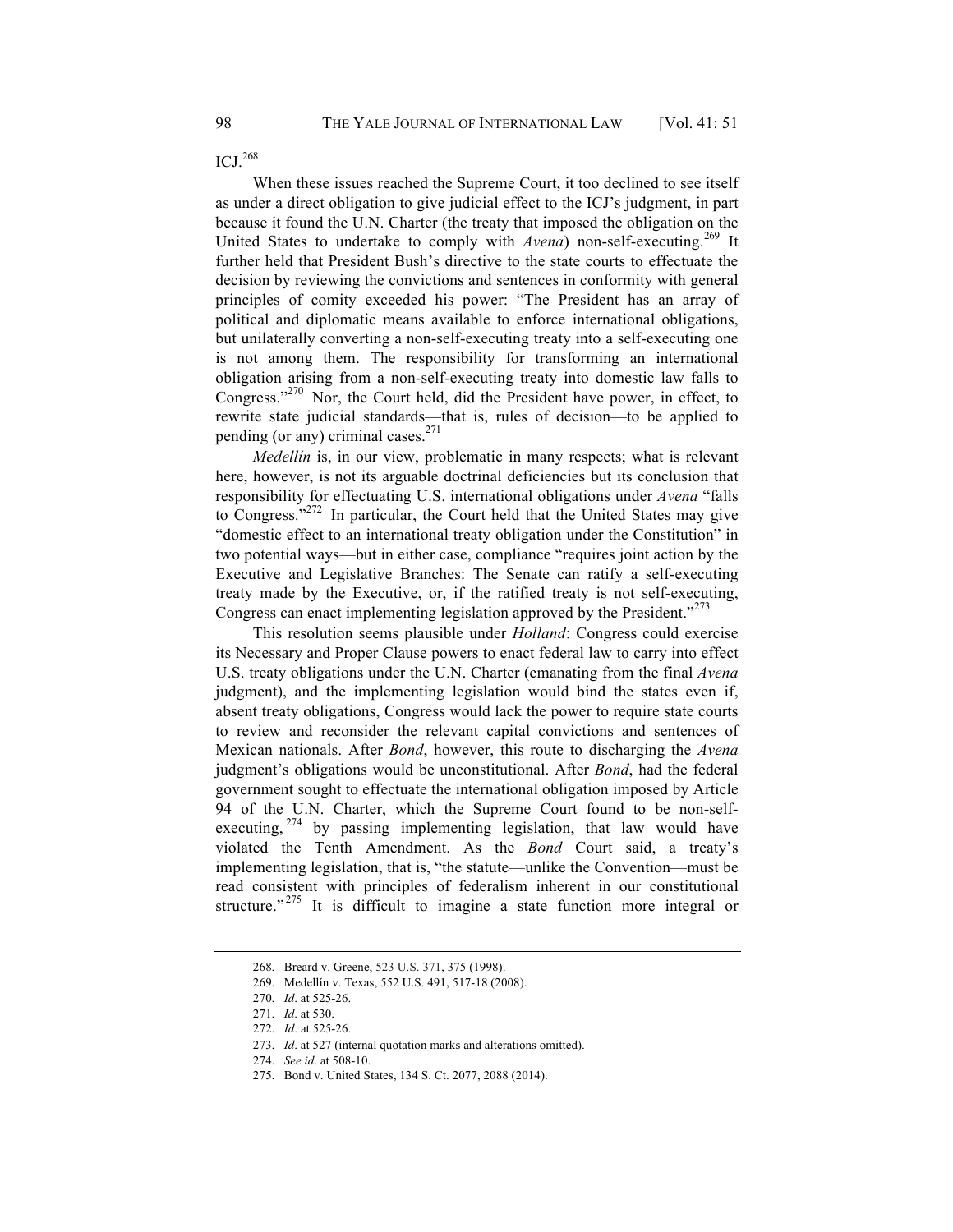ICJ.[268]

When these issues reached the Supreme Court, it too declined to see itself as under a direct obligation to give judicial effect to the ICJ's judgment, in part because it found the U.N. Charter (the treaty that imposed the obligation on the United States to undertake to comply with *Avena*) non-self-executing.[269] It further held that President Bush's directive to the state courts to effectuate the decision by reviewing the convictions and sentences in conformity with general principles of comity exceeded his power: "The President has an array of political and diplomatic means available to enforce international obligations, but unilaterally converting a non-self-executing treaty into a self-executing one is not among them. The responsibility for transforming an international obligation arising from a non-self-executing treaty into domestic law falls to Congress."[270] Nor, the Court held, did the President have power, in effect, to rewrite state judicial standards—that is, rules of decision—to be applied to pending (or any) criminal cases.[271]

*Medellín* is, in our view, problematic in many respects; what is relevant here, however, is not its arguable doctrinal deficiencies but its conclusion that responsibility for effectuating U.S. international obligations under *Avena* "falls to Congress."[272] In particular, the Court held that the United States may give "domestic effect to an international treaty obligation under the Constitution" in two potential ways—but in either case, compliance "requires joint action by the Executive and Legislative Branches: The Senate can ratify a self-executing treaty made by the Executive, or, if the ratified treaty is not self-executing, Congress can enact implementing legislation approved by the President."[273]

This resolution seems plausible under *Holland*: Congress could exercise its Necessary and Proper Clause powers to enact federal law to carry into effect U.S. treaty obligations under the U.N. Charter (emanating from the final *Avena* judgment), and the implementing legislation would bind the states even if, absent treaty obligations, Congress would lack the power to require state courts to review and reconsider the relevant capital convictions and sentences of Mexican nationals. After *Bond*, however, this route to discharging the *Avena* judgment's obligations would be unconstitutional. After *Bond*, had the federal government sought to effectuate the international obligation imposed by Article 94 of the U.N. Charter, which the Supreme Court found to be non-self-executing,[274] by passing implementing legislation, that law would have violated the Tenth Amendment. As the *Bond* Court said, a treaty's implementing legislation, that is, "the statute—unlike the Convention—must be read consistent with principles of federalism inherent in our constitutional structure."[275] It is difficult to imagine a state function more integral or

---

268. Breard v. Greene, 523 U.S. 371, 375 (1998).

269. Medellín v. Texas, 552 U.S. 491, 517-18 (2008).

270. *Id*. at 525-26.

271. *Id*. at 530.

272. *Id*. at 525-26.

273. *Id*. at 527 (internal quotation marks and alterations omitted).

274. *See id*. at 508-10.

275. Bond v. United States, 134 S. Ct. 2077, 2088 (2014).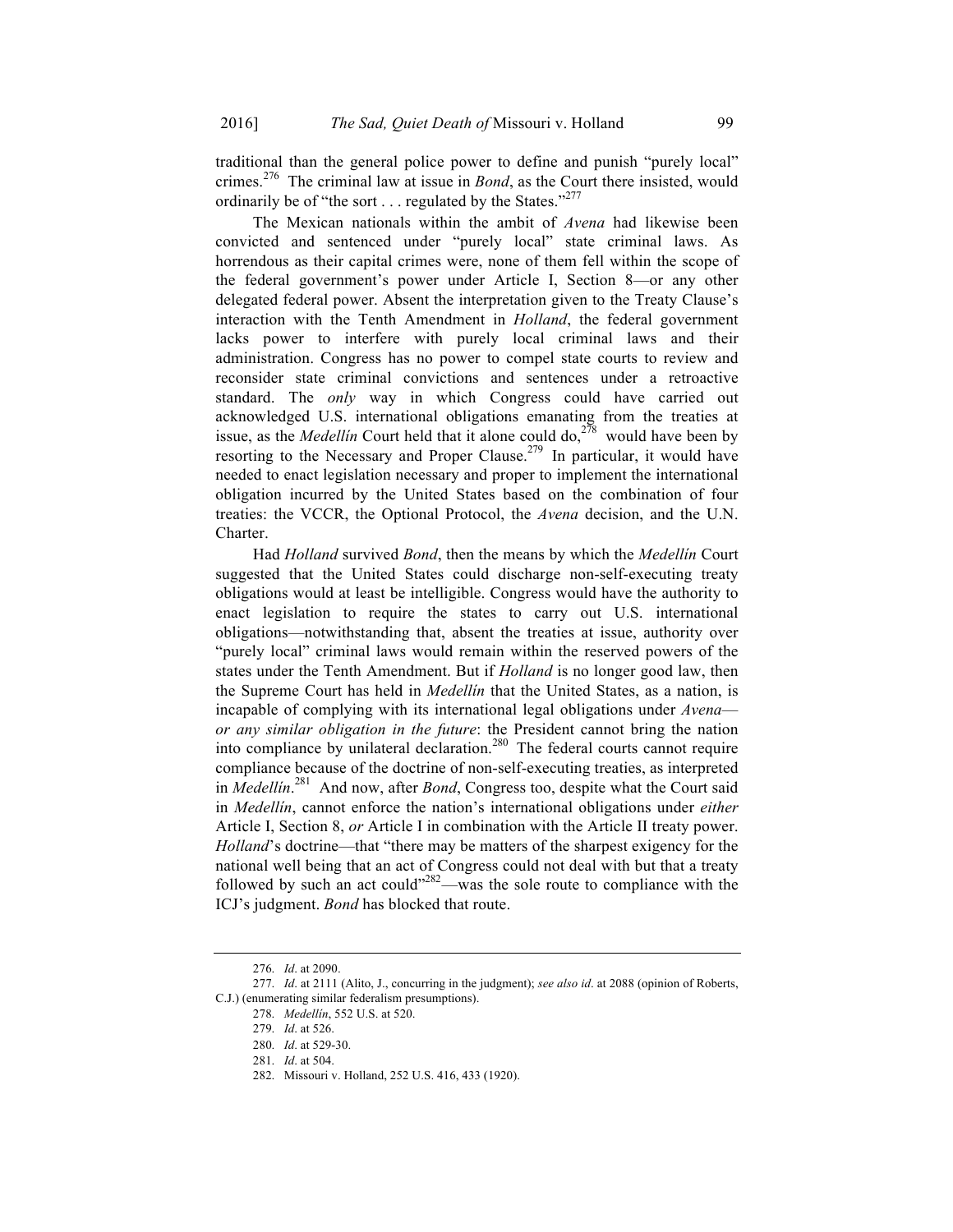traditional than the general police power to define and punish "purely local" crimes.[276] The criminal law at issue in *Bond*, as the Court there insisted, would ordinarily be of "the sort . . . regulated by the States."[277]

The Mexican nationals within the ambit of *Avena* had likewise been convicted and sentenced under "purely local" state criminal laws. As horrendous as their capital crimes were, none of them fell within the scope of the federal government's power under Article I, Section 8—or any other delegated federal power. Absent the interpretation given to the Treaty Clause's interaction with the Tenth Amendment in *Holland*, the federal government lacks power to interfere with purely local criminal laws and their administration. Congress has no power to compel state courts to review and reconsider state criminal convictions and sentences under a retroactive standard. The *only* way in which Congress could have carried out acknowledged U.S. international obligations emanating from the treaties at issue, as the *Medellín* Court held that it alone could do,[278] would have been by resorting to the Necessary and Proper Clause.[279] In particular, it would have needed to enact legislation necessary and proper to implement the international obligation incurred by the United States based on the combination of four treaties: the VCCR, the Optional Protocol, the *Avena* decision, and the U.N. Charter.

Had *Holland* survived *Bond*, then the means by which the *Medellín* Court suggested that the United States could discharge non-self-executing treaty obligations would at least be intelligible. Congress would have the authority to enact legislation to require the states to carry out U.S. international obligations—notwithstanding that, absent the treaties at issue, authority over "purely local" criminal laws would remain within the reserved powers of the states under the Tenth Amendment. But if *Holland* is no longer good law, then the Supreme Court has held in *Medellín* that the United States, as a nation, is incapable of complying with its international legal obligations under *Avena*—*or any similar obligation in the future*: the President cannot bring the nation into compliance by unilateral declaration.[280] The federal courts cannot require compliance because of the doctrine of non-self-executing treaties, as interpreted in *Medellín*.[281] And now, after *Bond*, Congress too, despite what the Court said in *Medellín*, cannot enforce the nation's international obligations under *either* Article I, Section 8, *or* Article I in combination with the Article II treaty power. *Holland*'s doctrine—that "there may be matters of the sharpest exigency for the national well being that an act of Congress could not deal with but that a treaty followed by such an act could"[282]—was the sole route to compliance with the ICJ's judgment. *Bond* has blocked that route.

---

276. *Id*. at 2090.

277. *Id*. at 2111 (Alito, J., concurring in the judgment); *see also id*. at 2088 (opinion of Roberts, C.J.) (enumerating similar federalism presumptions).

278. *Medellín*, 552 U.S. at 520.

279. *Id*. at 526.

280. *Id*. at 529-30.

281. *Id*. at 504.

282. Missouri v. Holland, 252 U.S. 416, 433 (1920).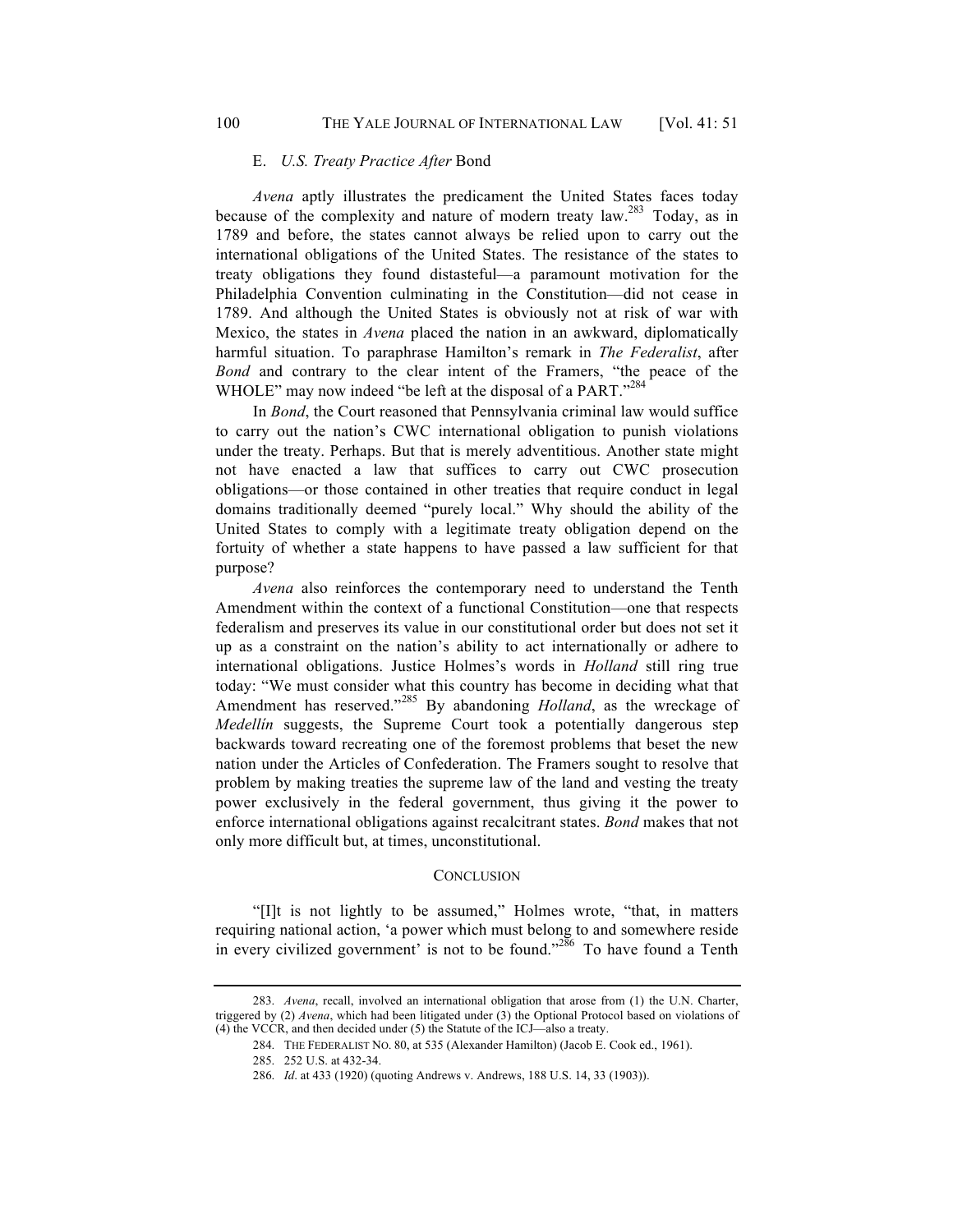### E. *U.S. Treaty Practice After* Bond

*Avena* aptly illustrates the predicament the United States faces today because of the complexity and nature of modern treaty law.[283] Today, as in 1789 and before, the states cannot always be relied upon to carry out the international obligations of the United States. The resistance of the states to treaty obligations they found distasteful—a paramount motivation for the Philadelphia Convention culminating in the Constitution—did not cease in 1789. And although the United States is obviously not at risk of war with Mexico, the states in *Avena* placed the nation in an awkward, diplomatically harmful situation. To paraphrase Hamilton's remark in *The Federalist*, after *Bond* and contrary to the clear intent of the Framers, "the peace of the WHOLE" may now indeed "be left at the disposal of a PART."[284]

In *Bond*, the Court reasoned that Pennsylvania criminal law would suffice to carry out the nation's CWC international obligation to punish violations under the treaty. Perhaps. But that is merely adventitious. Another state might not have enacted a law that suffices to carry out CWC prosecution obligations—or those contained in other treaties that require conduct in legal domains traditionally deemed "purely local." Why should the ability of the United States to comply with a legitimate treaty obligation depend on the fortuity of whether a state happens to have passed a law sufficient for that purpose?

*Avena* also reinforces the contemporary need to understand the Tenth Amendment within the context of a functional Constitution—one that respects federalism and preserves its value in our constitutional order but does not set it up as a constraint on the nation's ability to act internationally or adhere to international obligations. Justice Holmes's words in *Holland* still ring true today: "We must consider what this country has become in deciding what that Amendment has reserved."[285] By abandoning *Holland*, as the wreckage of *Medellín* suggests, the Supreme Court took a potentially dangerous step backwards toward recreating one of the foremost problems that beset the new nation under the Articles of Confederation. The Framers sought to resolve that problem by making treaties the supreme law of the land and vesting the treaty power exclusively in the federal government, thus giving it the power to enforce international obligations against recalcitrant states. *Bond* makes that not only more difficult but, at times, unconstitutional.

## CONCLUSION

"[I]t is not lightly to be assumed," Holmes wrote, "that, in matters requiring national action, 'a power which must belong to and somewhere reside in every civilized government' is not to be found."[286] To have found a Tenth

---

283. *Avena*, recall, involved an international obligation that arose from (1) the U.N. Charter, triggered by (2) *Avena*, which had been litigated under (3) the Optional Protocol based on violations of (4) the VCCR, and then decided under (5) the Statute of the ICJ—also a treaty.

284. THE FEDERALIST NO. 80, at 535 (Alexander Hamilton) (Jacob E. Cook ed., 1961).

285. 252 U.S. at 432-34.

286. *Id*. at 433 (1920) (quoting Andrews v. Andrews, 188 U.S. 14, 33 (1903)).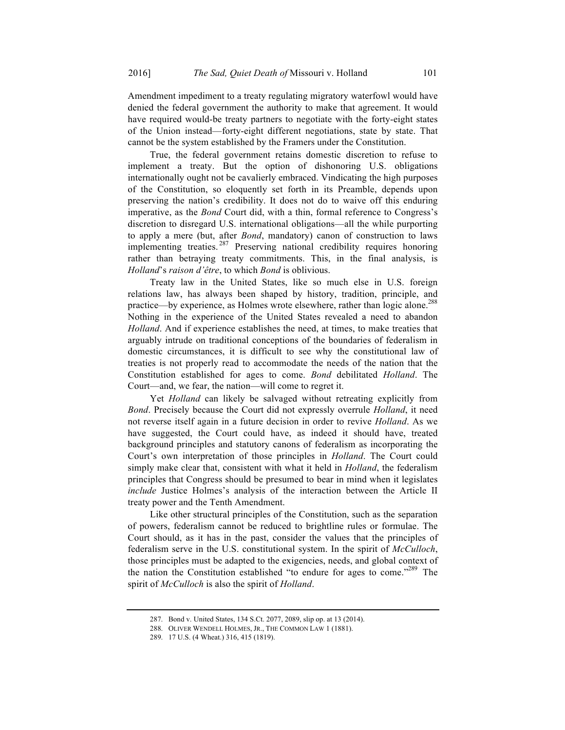Amendment impediment to a treaty regulating migratory waterfowl would have denied the federal government the authority to make that agreement. It would have required would-be treaty partners to negotiate with the forty-eight states of the Union instead—forty-eight different negotiations, state by state. That cannot be the system established by the Framers under the Constitution.

True, the federal government retains domestic discretion to refuse to implement a treaty. But the option of dishonoring U.S. obligations internationally ought not be cavalierly embraced. Vindicating the high purposes of the Constitution, so eloquently set forth in its Preamble, depends upon preserving the nation's credibility. It does not do to waive off this enduring imperative, as the *Bond* Court did, with a thin, formal reference to Congress's discretion to disregard U.S. international obligations—all the while purporting to apply a mere (but, after *Bond*, mandatory) canon of construction to laws implementing treaties.[287] Preserving national credibility requires honoring rather than betraying treaty commitments. This, in the final analysis, is *Holland*'s *raison d'être*, to which *Bond* is oblivious.

Treaty law in the United States, like so much else in U.S. foreign relations law, has always been shaped by history, tradition, principle, and practice—by experience, as Holmes wrote elsewhere, rather than logic alone.[288] Nothing in the experience of the United States revealed a need to abandon *Holland*. And if experience establishes the need, at times, to make treaties that arguably intrude on traditional conceptions of the boundaries of federalism in domestic circumstances, it is difficult to see why the constitutional law of treaties is not properly read to accommodate the needs of the nation that the Constitution established for ages to come. *Bond* debilitated *Holland*. The Court—and, we fear, the nation—will come to regret it.

Yet *Holland* can likely be salvaged without retreating explicitly from *Bond*. Precisely because the Court did not expressly overrule *Holland*, it need not reverse itself again in a future decision in order to revive *Holland*. As we have suggested, the Court could have, as indeed it should have, treated background principles and statutory canons of federalism as incorporating the Court's own interpretation of those principles in *Holland*. The Court could simply make clear that, consistent with what it held in *Holland*, the federalism principles that Congress should be presumed to bear in mind when it legislates *include* Justice Holmes's analysis of the interaction between the Article II treaty power and the Tenth Amendment.

Like other structural principles of the Constitution, such as the separation of powers, federalism cannot be reduced to brightline rules or formulae. The Court should, as it has in the past, consider the values that the principles of federalism serve in the U.S. constitutional system. In the spirit of *McCulloch*, those principles must be adapted to the exigencies, needs, and global context of the nation the Constitution established "to endure for ages to come."[289] The spirit of *McCulloch* is also the spirit of *Holland*.

---

287. Bond v. United States, 134 S.Ct. 2077, 2089, slip op. at 13 (2014).

288. OLIVER WENDELL HOLMES, JR., THE COMMON LAW 1 (1881).

289. 17 U.S. (4 Wheat.) 316, 415 (1819).